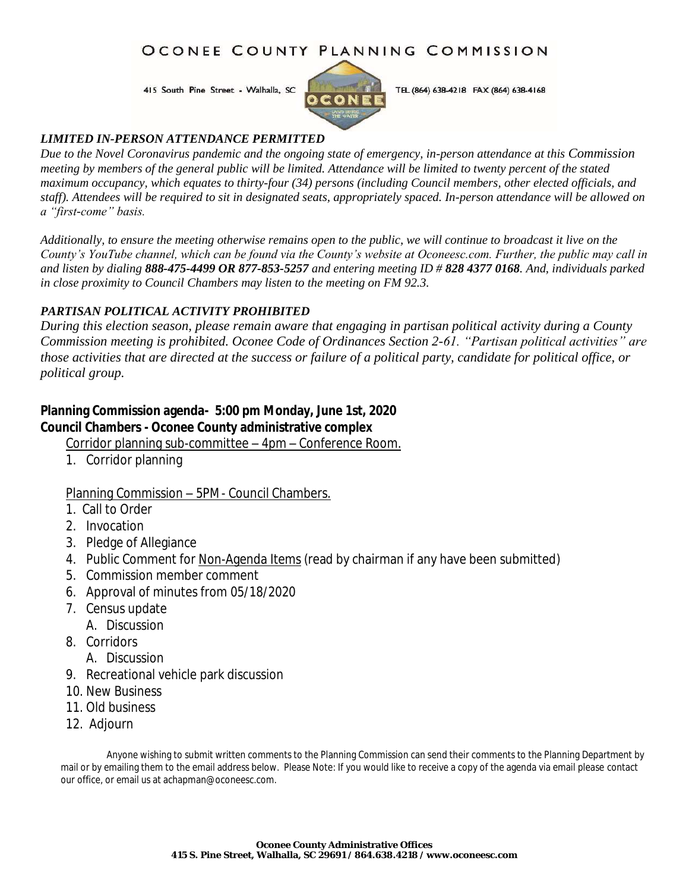# OCONEE COUNTY PLANNING COMMISSION

415 South Pine Street - Walhalla, SC

TEL (864) 638-4218 FAX (864) 638-4168

***LIMITED IN-PERSON ATTENDANCE PERMITTED***

*Due to the Novel Coronavirus pandemic and the ongoing state of emergency, in-person attendance at this Commission meeting by members of the general public will be limited. Attendance will be limited to twenty percent of the stated maximum occupancy, which equates to thirty-four (34) persons (including Council members, other elected officials, and staff). Attendees will be required to sit in designated seats, appropriately spaced. In-person attendance will be allowed on a "first-come" basis.*

*Additionally, to ensure the meeting otherwise remains open to the public, we will continue to broadcast it live on the County's YouTube channel, which can be found via the County's website at Oconeesc.com. Further, the public may call in and listen by dialing **888-475-4499 OR 877-853-5257** and entering meeting ID # **828 4377 0168**. And, individuals parked in close proximity to Council Chambers may listen to the meeting on FM 92.3.*

***PARTISAN POLITICAL ACTIVITY PROHIBITED***

*During this election season, please remain aware that engaging in partisan political activity during a County Commission meeting is prohibited. Oconee Code of Ordinances Section 2-61. "Partisan political activities" are those activities that are directed at the success or failure of a political party, candidate for political office, or political group.*

**Planning Commission agenda- 5:00 pm Monday, June 1st, 2020**
**Council Chambers - Oconee County administrative complex**

Corridor planning sub-committee – 4pm – Conference Room.

1. Corridor planning

Planning Commission – 5PM - Council Chambers.

1. Call to Order
2. Invocation
3. Pledge of Allegiance
4. Public Comment for Non-Agenda Items (read by chairman if any have been submitted)
5. Commission member comment
6. Approval of minutes from 05/18/2020
7. Census update
   A. Discussion
8. Corridors
   A. Discussion
9. Recreational vehicle park discussion
10. New Business
11. Old business
12. Adjourn

Anyone wishing to submit written comments to the Planning Commission can send their comments to the Planning Department by mail or by emailing them to the email address below. Please Note: If you would like to receive a copy of the agenda via email please contact our office, or email us at achapman@oconeesc.com.

**Oconee County Administrative Offices**
**415 S. Pine Street, Walhalla, SC 29691 / 864.638.4218 / www.oconeesc.com**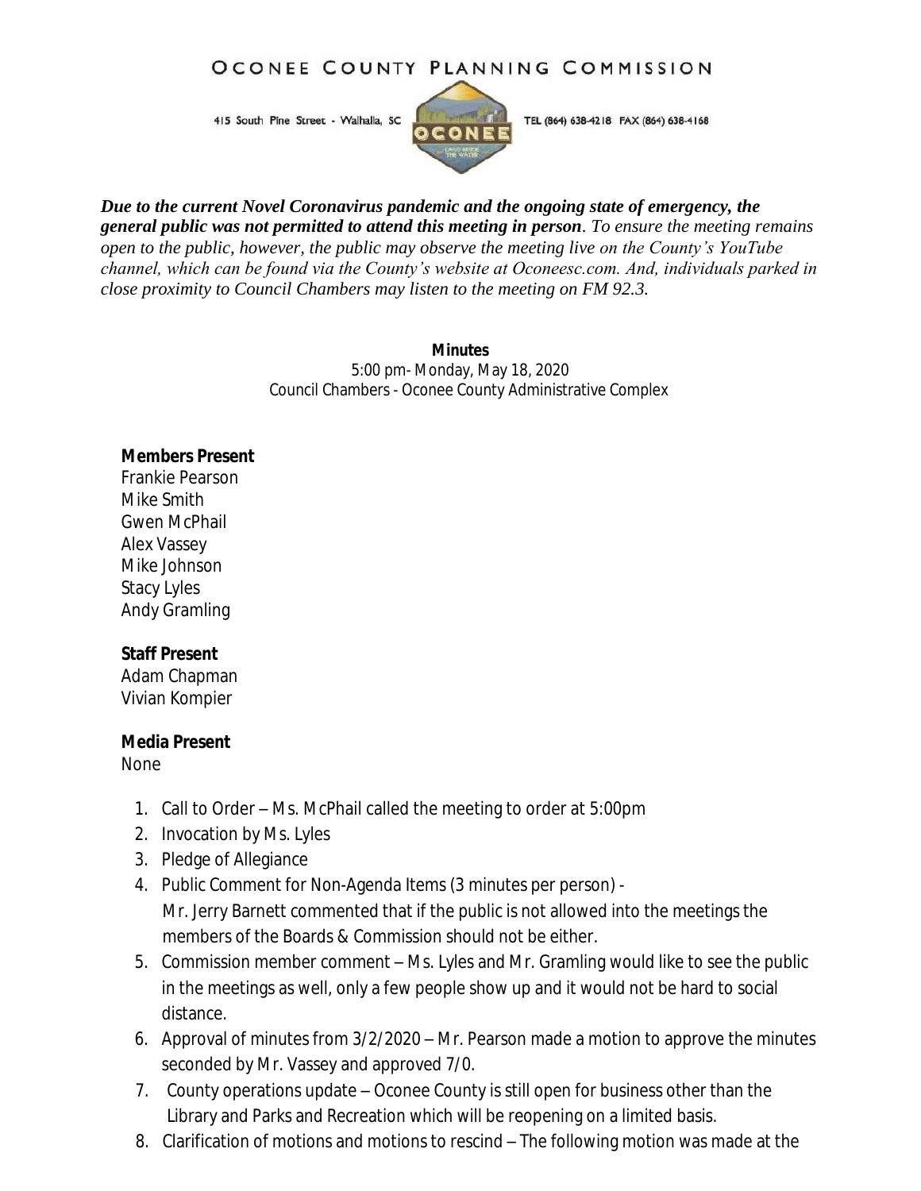# OCONEE COUNTY PLANNING COMMISSION

415 South Pine Street - Walhalla, SC TEL (864) 638-4218 FAX (864) 638-4168

***Due to the current Novel Coronavirus pandemic and the ongoing state of emergency, the general public was not permitted to attend this meeting in person****. To ensure the meeting remains open to the public, however, the public may observe the meeting live on the County's YouTube channel, which can be found via the County's website at Oconeesc.com. And, individuals parked in close proximity to Council Chambers may listen to the meeting on FM 92.3.*

**Minutes**
5:00 pm- Monday, May 18, 2020
Council Chambers - Oconee County Administrative Complex

**Members Present**
Frankie Pearson
Mike Smith
Gwen McPhail
Alex Vassey
Mike Johnson
Stacy Lyles
Andy Gramling

**Staff Present**
Adam Chapman
Vivian Kompier

**Media Present**
None

1. Call to Order – Ms. McPhail called the meeting to order at 5:00pm
2. Invocation by Ms. Lyles
3. Pledge of Allegiance
4. Public Comment for Non-Agenda Items (3 minutes per person) - Mr. Jerry Barnett commented that if the public is not allowed into the meetings the members of the Boards & Commission should not be either.
5. Commission member comment – Ms. Lyles and Mr. Gramling would like to see the public in the meetings as well, only a few people show up and it would not be hard to social distance.
6. Approval of minutes from 3/2/2020 – Mr. Pearson made a motion to approve the minutes seconded by Mr. Vassey and approved 7/0.
7. County operations update – Oconee County is still open for business other than the Library and Parks and Recreation which will be reopening on a limited basis.
8. Clarification of motions and motions to rescind – The following motion was made at the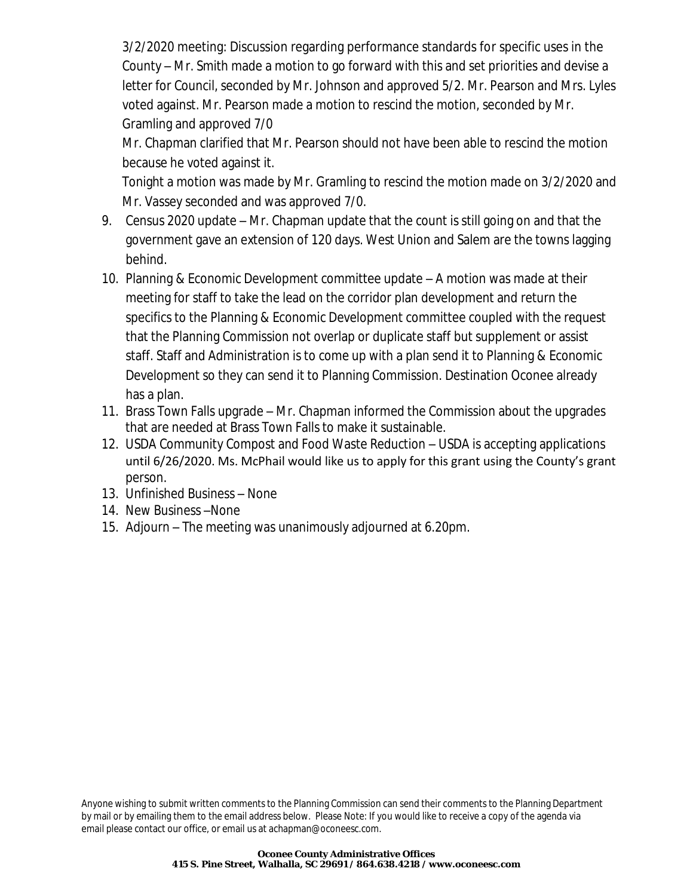3/2/2020 meeting: Discussion regarding performance standards for specific uses in the County – Mr. Smith made a motion to go forward with this and set priorities and devise a letter for Council, seconded by Mr. Johnson and approved 5/2. Mr. Pearson and Mrs. Lyles voted against. Mr. Pearson made a motion to rescind the motion, seconded by Mr. Gramling and approved 7/0

Mr. Chapman clarified that Mr. Pearson should not have been able to rescind the motion because he voted against it.

Tonight a motion was made by Mr. Gramling to rescind the motion made on 3/2/2020 and Mr. Vassey seconded and was approved 7/0.

9. Census 2020 update – Mr. Chapman update that the count is still going on and that the government gave an extension of 120 days. West Union and Salem are the towns lagging behind.
10. Planning & Economic Development committee update – A motion was made at their meeting for staff to take the lead on the corridor plan development and return the specifics to the Planning & Economic Development committee coupled with the request that the Planning Commission not overlap or duplicate staff but supplement or assist staff. Staff and Administration is to come up with a plan send it to Planning & Economic Development so they can send it to Planning Commission. Destination Oconee already has a plan.
11. Brass Town Falls upgrade – Mr. Chapman informed the Commission about the upgrades that are needed at Brass Town Falls to make it sustainable.
12. USDA Community Compost and Food Waste Reduction – USDA is accepting applications until 6/26/2020. Ms. McPhail would like us to apply for this grant using the County's grant person.
13. Unfinished Business – None
14. New Business –None
15. Adjourn – The meeting was unanimously adjourned at 6.20pm.

Anyone wishing to submit written comments to the Planning Commission can send their comments to the Planning Department by mail or by emailing them to the email address below. Please Note: If you would like to receive a copy of the agenda via email please contact our office, or email us at achapman@oconeesc.com.

**Oconee County Administrative Offices**
**415 S. Pine Street, Walhalla, SC 29691 / 864.638.4218 / www.oconeesc.com**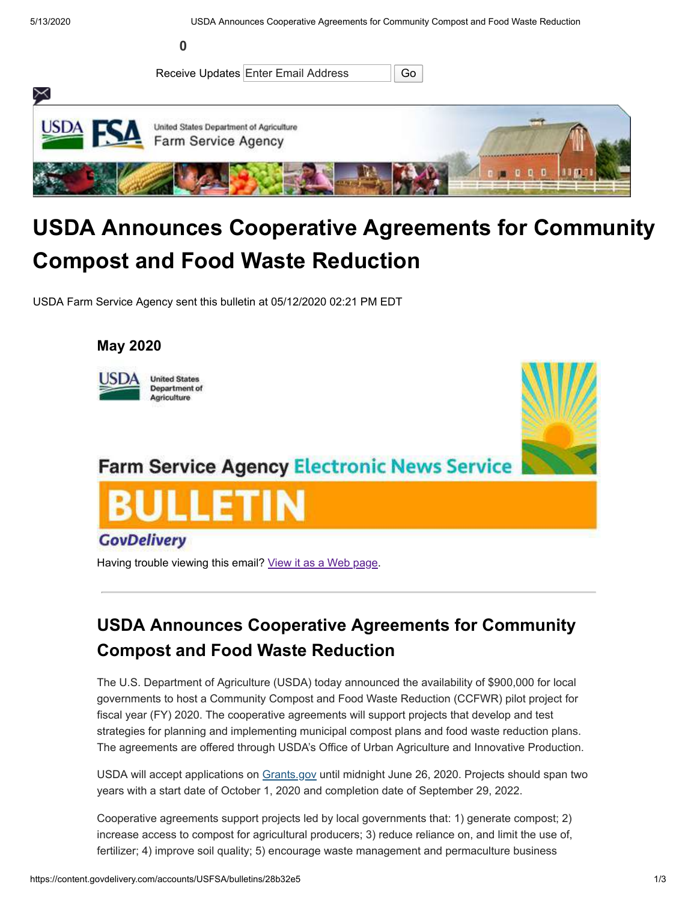0

Receive Updates Enter Email Address Go

# USDA Announces Cooperative Agreements for Community Compost and Food Waste Reduction

USDA Farm Service Agency sent this bulletin at 05/12/2020 02:21 PM EDT

**May 2020**

Farm Service Agency Electronic News Service

BULLETIN

GovDelivery

Having trouble viewing this email? [View it as a Web page](#).

---

## USDA Announces Cooperative Agreements for Community Compost and Food Waste Reduction

The U.S. Department of Agriculture (USDA) today announced the availability of $900,000 for local governments to host a Community Compost and Food Waste Reduction (CCFWR) pilot project for fiscal year (FY) 2020. The cooperative agreements will support projects that develop and test strategies for planning and implementing municipal compost plans and food waste reduction plans. The agreements are offered through USDA's Office of Urban Agriculture and Innovative Production.

USDA will accept applications on [Grants.gov](#) until midnight June 26, 2020. Projects should span two years with a start date of October 1, 2020 and completion date of September 29, 2022.

Cooperative agreements support projects led by local governments that: 1) generate compost; 2) increase access to compost for agricultural producers; 3) reduce reliance on, and limit the use of, fertilizer; 4) improve soil quality; 5) encourage waste management and permaculture business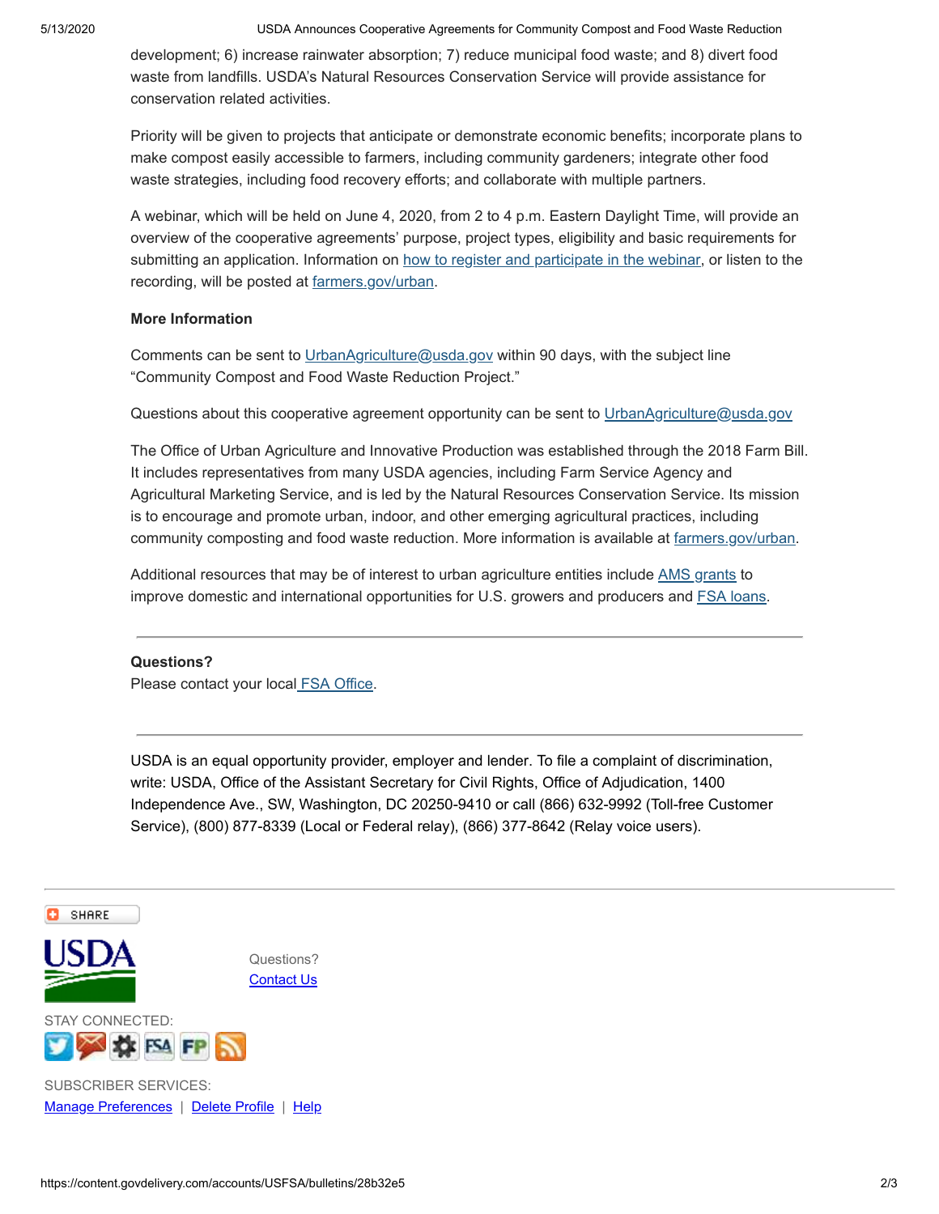development; 6) increase rainwater absorption; 7) reduce municipal food waste; and 8) divert food waste from landfills. USDA's Natural Resources Conservation Service will provide assistance for conservation related activities.

Priority will be given to projects that anticipate or demonstrate economic benefits; incorporate plans to make compost easily accessible to farmers, including community gardeners; integrate other food waste strategies, including food recovery efforts; and collaborate with multiple partners.

A webinar, which will be held on June 4, 2020, from 2 to 4 p.m. Eastern Daylight Time, will provide an overview of the cooperative agreements' purpose, project types, eligibility and basic requirements for submitting an application. Information on how to register and participate in the webinar, or listen to the recording, will be posted at farmers.gov/urban.

**More Information**

Comments can be sent to UrbanAgriculture@usda.gov within 90 days, with the subject line "Community Compost and Food Waste Reduction Project."

Questions about this cooperative agreement opportunity can be sent to UrbanAgriculture@usda.gov

The Office of Urban Agriculture and Innovative Production was established through the 2018 Farm Bill. It includes representatives from many USDA agencies, including Farm Service Agency and Agricultural Marketing Service, and is led by the Natural Resources Conservation Service. Its mission is to encourage and promote urban, indoor, and other emerging agricultural practices, including community composting and food waste reduction. More information is available at farmers.gov/urban.

Additional resources that may be of interest to urban agriculture entities include AMS grants to improve domestic and international opportunities for U.S. growers and producers and FSA loans.

---

**Questions?**
Please contact your local FSA Office.

---

USDA is an equal opportunity provider, employer and lender. To file a complaint of discrimination, write: USDA, Office of the Assistant Secretary for Civil Rights, Office of Adjudication, 1400 Independence Ave., SW, Washington, DC 20250-9410 or call (866) 632-9992 (Toll-free Customer Service), (800) 877-8339 (Local or Federal relay), (866) 377-8642 (Relay voice users).

---

SHARE

USDA

Questions?
Contact Us

STAY CONNECTED:

SUBSCRIBER SERVICES:
Manage Preferences | Delete Profile | Help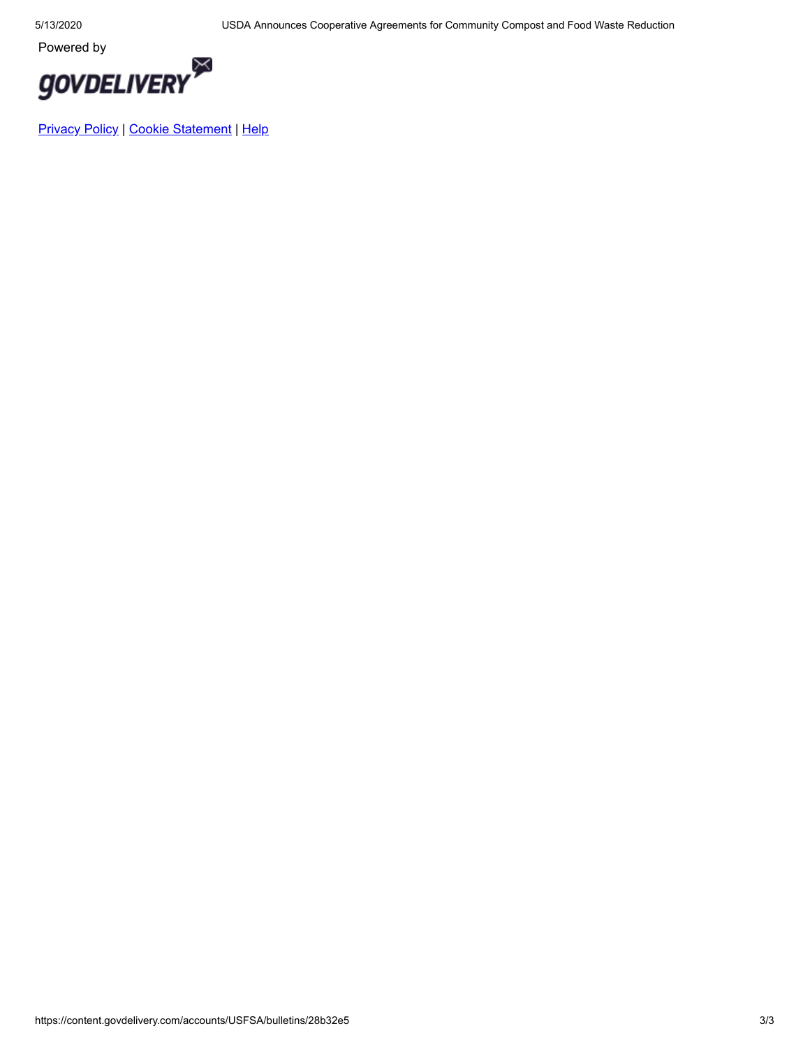Powered by

GOVDELIVERY

[Privacy Policy](#) | [Cookie Statement](#) | [Help](#)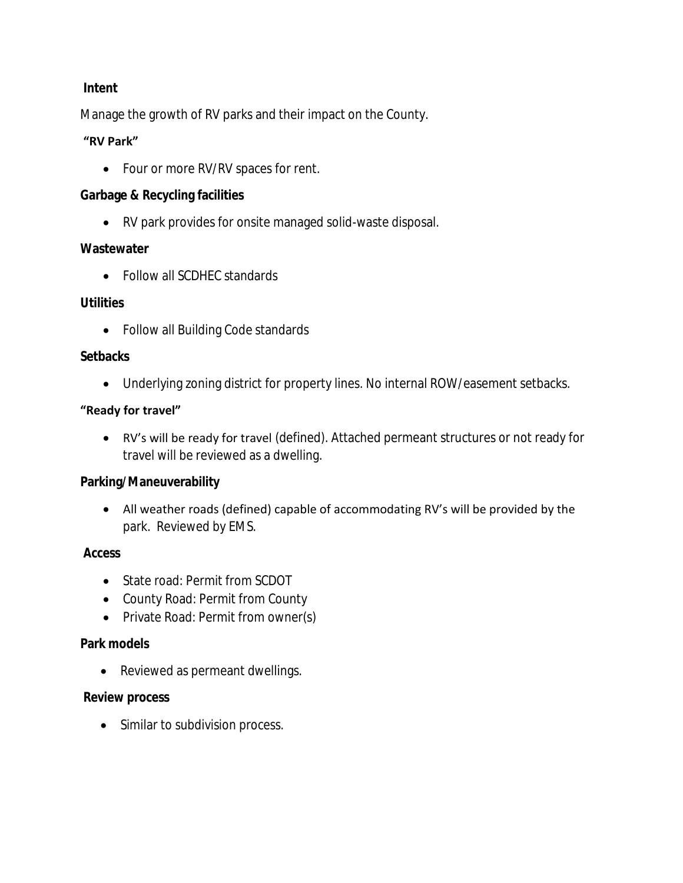**Intent**

Manage the growth of RV parks and their impact on the County.

**"RV Park"**

- Four or more RV/RV spaces for rent.

**Garbage & Recycling facilities**

- RV park provides for onsite managed solid-waste disposal.

**Wastewater**

- Follow all SCDHEC standards

**Utilities**

- Follow all Building Code standards

**Setbacks**

- Underlying zoning district for property lines. No internal ROW/easement setbacks.

**"Ready for travel"**

- RV's will be ready for travel (defined). Attached permeant structures or not ready for travel will be reviewed as a dwelling.

**Parking/Maneuverability**

- All weather roads (defined) capable of accommodating RV's will be provided by the park. Reviewed by EMS.

**Access**

- State road: Permit from SCDOT
- County Road: Permit from County
- Private Road: Permit from owner(s)

**Park models**

- Reviewed as permeant dwellings.

**Review process**

- Similar to subdivision process.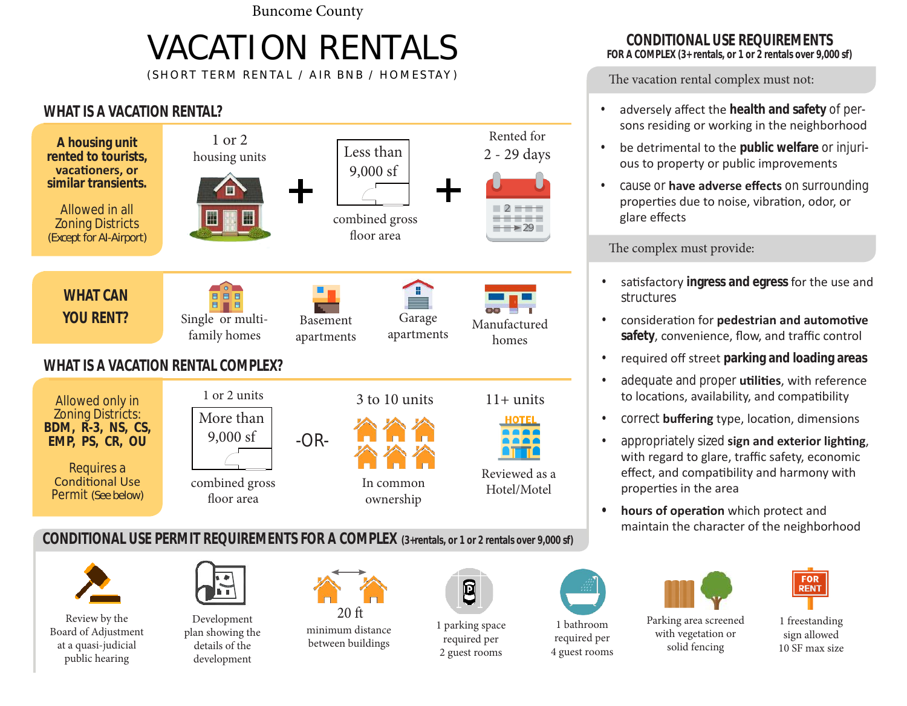Buncome County

# VACATION RENTALS

(SHORT TERM RENTAL / AIR BNB / HOMESTAY)

## WHAT IS A VACATION RENTAL?

**A housing unit rented to tourists, vacationers, or similar transients.**

Allowed in all Zoning Districts (Except for AI-Airport)

1 or 2 housing units + Less than 9,000 sf combined gross floor area + Rented for 2 - 29 days

## WHAT CAN YOU RENT?

- Single or multi-family homes
- Basement apartments
- Garage apartments
- Manufactured homes

## WHAT IS A VACATION RENTAL COMPLEX?

Allowed only in Zoning Districts: **BDM, R-3, NS, CS, EMP, PS, CR, OU**

Requires a Conditional Use Permit (See below)

1 or 2 units: More than 9,000 sf combined gross floor area

-OR-

3 to 10 units: In common ownership

11+ units: Reviewed as a Hotel/Motel

## CONDITIONAL USE REQUIREMENTS

FOR A COMPLEX (3+ rentals, or 1 or 2 rentals over 9,000 sf)

The vacation rental complex must not:

- adversely affect the **health and safety** of persons residing or working in the neighborhood
- be detrimental to the **public welfare** or injurious to property or public improvements
- cause or **have adverse effects** on surrounding properties due to noise, vibration, odor, or glare effects

The complex must provide:

- satisfactory **ingress and egress** for the use and structures
- consideration for **pedestrian and automotive safety**, convenience, flow, and traffic control
- required off street **parking and loading areas**
- adequate and proper **utilities**, with reference to locations, availability, and compatibility
- correct **buffering** type, location, dimensions
- appropriately sized **sign and exterior lighting**, with regard to glare, traffic safety, economic effect, and compatibility and harmony with properties in the area
- **hours of operation** which protect and maintain the character of the neighborhood

## CONDITIONAL USE PERMIT REQUIREMENTS FOR A COMPLEX (3+ rentals, or 1 or 2 rentals over 9,000 sf)

- Review by the Board of Adjustment at a quasi-judicial public hearing
- Development plan showing the details of the development
- 20 ft minimum distance between buildings
- 1 parking space required per 2 guest rooms
- 1 bathroom required per 4 guest rooms
- Parking area screened with vegetation or solid fencing
- 1 freestanding sign allowed 10 SF max size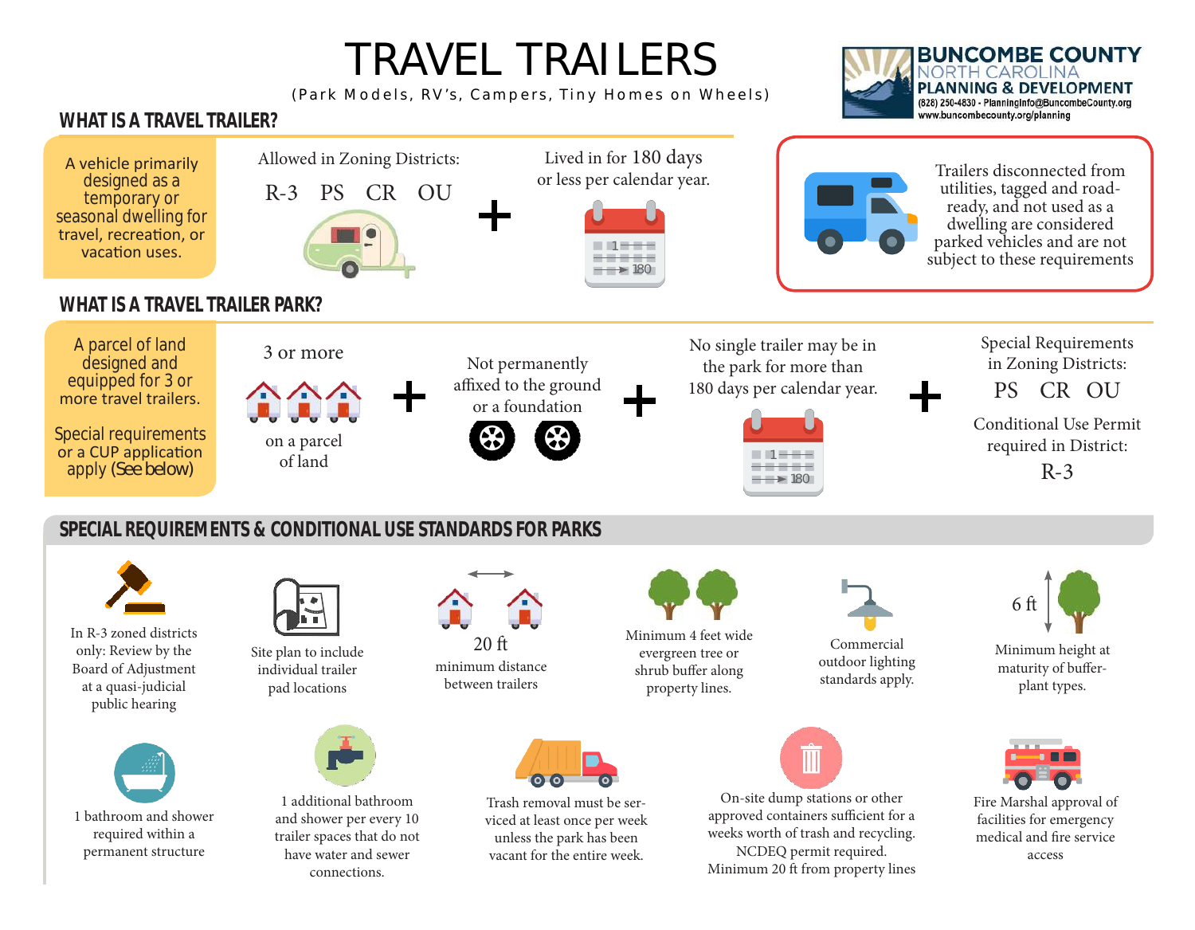# TRAVEL TRAILERS

(Park Models, RV's, Campers, Tiny Homes on Wheels)

BUNCOMBE COUNTY
NORTH CAROLINA
PLANNING & DEVELOPMENT
(828) 250-4830 - PlanningInfo@BuncombeCounty.org
www.buncombecounty.org/planning

## WHAT IS A TRAVEL TRAILER?

A vehicle primarily designed as a temporary or seasonal dwelling for travel, recreation, or vacation uses.

Allowed in Zoning Districts:
R-3 PS CR OU

+

Lived in for 180 days or less per calendar year.

Trailers disconnected from utilities, tagged and road-ready, and not used as a dwelling are considered parked vehicles and are not subject to these requirements

## WHAT IS A TRAVEL TRAILER PARK?

A parcel of land designed and equipped for 3 or more travel trailers.

Special requirements or a CUP application apply (See below)

3 or more on a parcel of land

+

Not permanently affixed to the ground or a foundation

+

No single trailer may be in the park for more than 180 days per calendar year.

+

Special Requirements in Zoning Districts:
PS CR OU

Conditional Use Permit required in District:
R-3

## SPECIAL REQUIREMENTS & CONDITIONAL USE STANDARDS FOR PARKS

- In R-3 zoned districts only: Review by the Board of Adjustment at a quasi-judicial public hearing
- Site plan to include individual trailer pad locations
- 20 ft minimum distance between trailers
- Minimum 4 feet wide evergreen tree or shrub buffer along property lines.
- Commercial outdoor lighting standards apply.
- 6 ft Minimum height at maturity of buffer-plant types.
- 1 bathroom and shower required within a permanent structure
- 1 additional bathroom and shower per every 10 trailer spaces that do not have water and sewer connections.
- Trash removal must be serviced at least once per week unless the park has been vacant for the entire week.
- On-site dump stations or other approved containers sufficient for a weeks worth of trash and recycling. NCDEQ permit required. Minimum 20 ft from property lines
- Fire Marshal approval of facilities for emergency medical and fire service access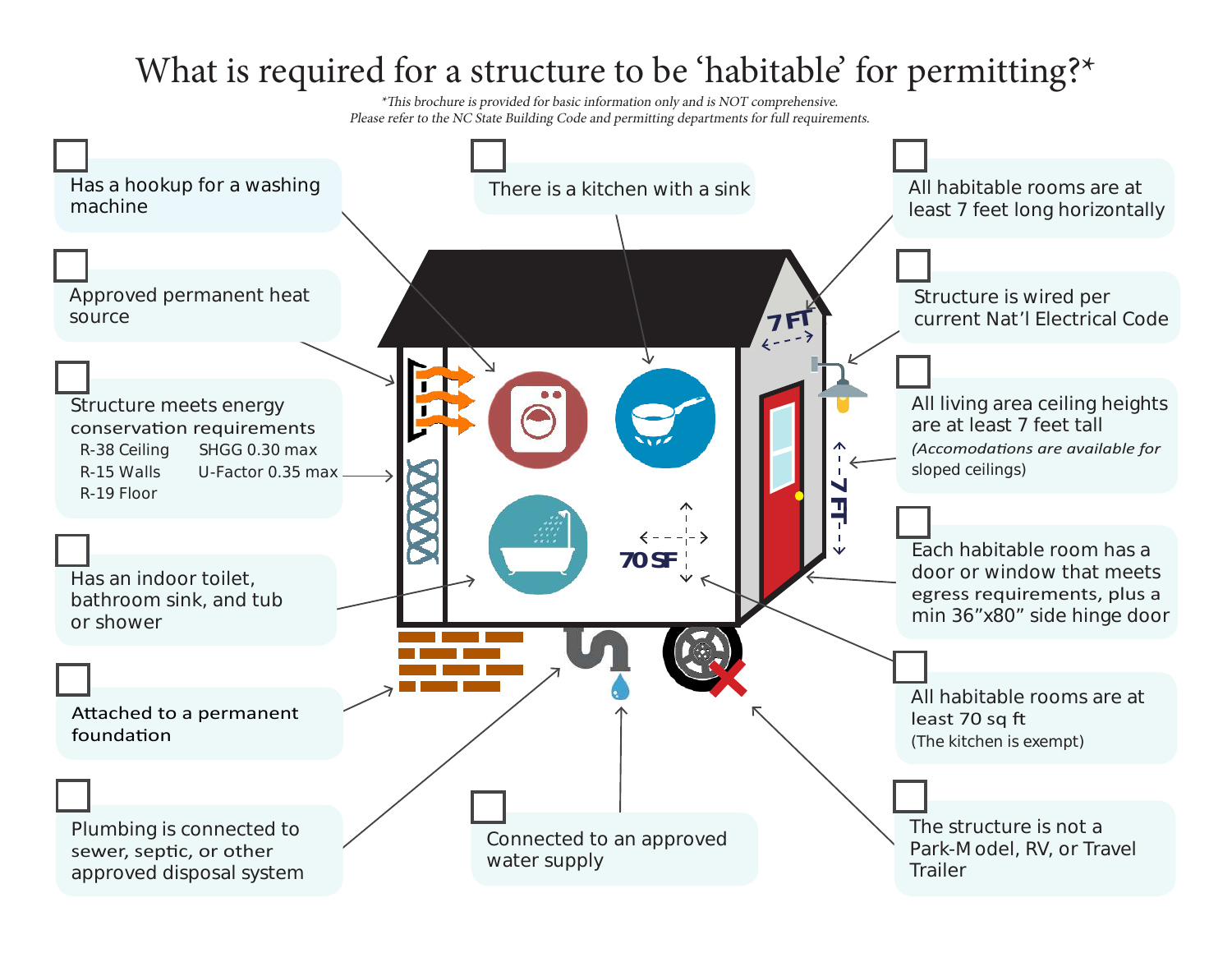# What is required for a structure to be 'habitable' for permitting?*

*\*This brochure is provided for basic information only and is NOT comprehensive.*
*Please refer to the NC State Building Code and permitting departments for full requirements.*

- [ ] Has a hookup for a washing machine
- [ ] There is a kitchen with a sink
- [ ] All habitable rooms are at least 7 feet long horizontally
- [ ] Approved permanent heat source
- [ ] Structure is wired per current Nat'l Electrical Code
- [ ] Structure meets energy conservation requirements
  - R-38 Ceiling
  - R-15 Walls
  - R-19 Floor
  - SHGG 0.30 max
  - U-Factor 0.35 max
- [ ] All living area ceiling heights are at least 7 feet tall
  *(Accomodations are available for* sloped ceilings)
- [ ] Has an indoor toilet, bathroom sink, and tub or shower
- [ ] Each habitable room has a door or window that meets egress requirements, plus a min 36"x80" side hinge door
- [ ] All habitable rooms are at least 70 sq ft
  (The kitchen is exempt)
- [ ] Attached to a permanent foundation
- [ ] Plumbing is connected to sewer, septic, or other approved disposal system
- [ ] Connected to an approved water supply
- [ ] The structure is not a Park-Model, RV, or Travel Trailer

7 FT

7 FT

70 SF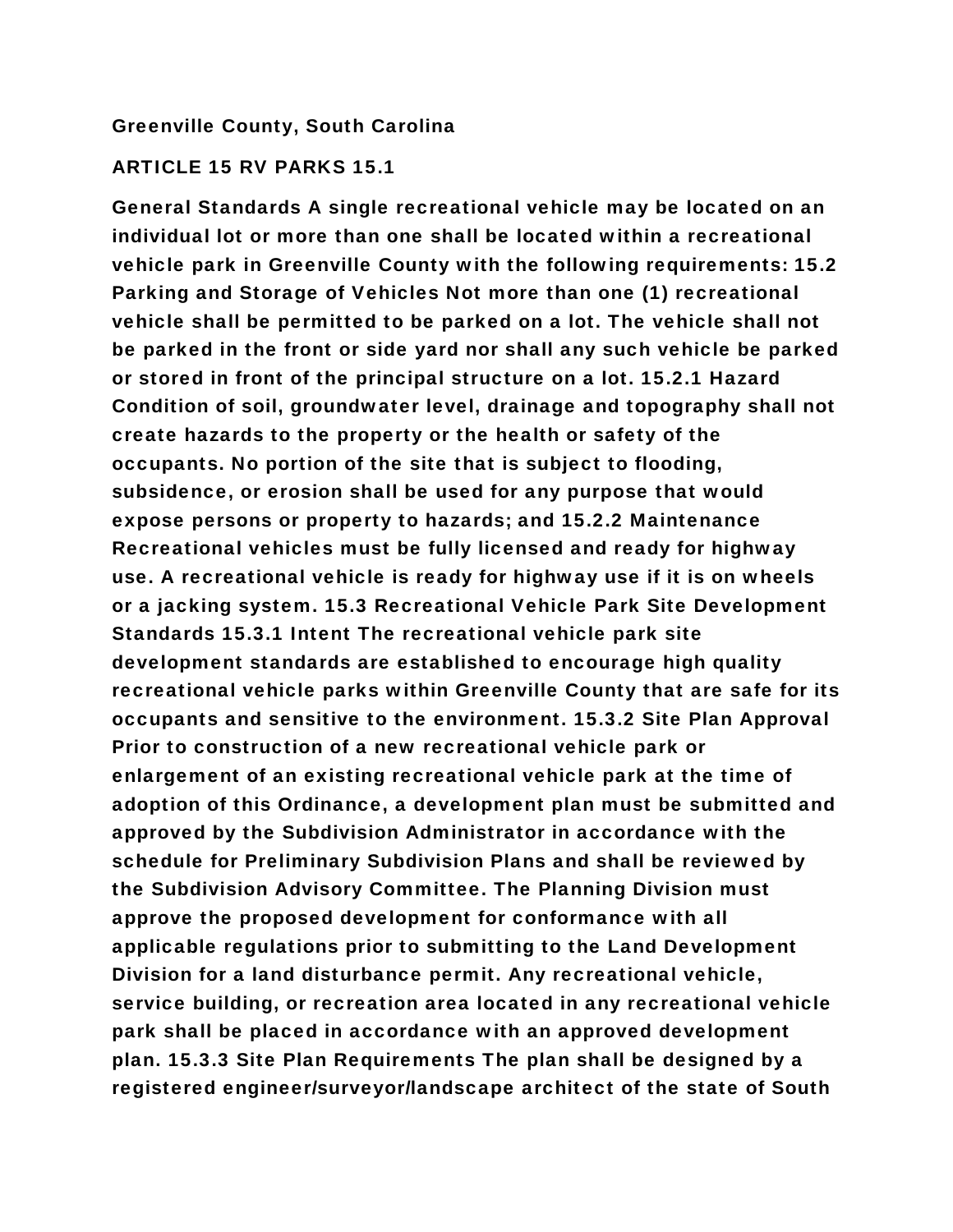**Greenville County, South Carolina**

**ARTICLE 15 RV PARKS 15.1**

**General Standards A single recreational vehicle may be located on an individual lot or more than one shall be located within a recreational vehicle park in Greenville County with the following requirements: 15.2 Parking and Storage of Vehicles Not more than one (1) recreational vehicle shall be permitted to be parked on a lot. The vehicle shall not be parked in the front or side yard nor shall any such vehicle be parked or stored in front of the principal structure on a lot. 15.2.1 Hazard Condition of soil, groundwater level, drainage and topography shall not create hazards to the property or the health or safety of the occupants. No portion of the site that is subject to flooding, subsidence, or erosion shall be used for any purpose that would expose persons or property to hazards; and 15.2.2 Maintenance Recreational vehicles must be fully licensed and ready for highway use. A recreational vehicle is ready for highway use if it is on wheels or a jacking system. 15.3 Recreational Vehicle Park Site Development Standards 15.3.1 Intent The recreational vehicle park site development standards are established to encourage high quality recreational vehicle parks within Greenville County that are safe for its occupants and sensitive to the environment. 15.3.2 Site Plan Approval Prior to construction of a new recreational vehicle park or enlargement of an existing recreational vehicle park at the time of adoption of this Ordinance, a development plan must be submitted and approved by the Subdivision Administrator in accordance with the schedule for Preliminary Subdivision Plans and shall be reviewed by the Subdivision Advisory Committee. The Planning Division must approve the proposed development for conformance with all applicable regulations prior to submitting to the Land Development Division for a land disturbance permit. Any recreational vehicle, service building, or recreation area located in any recreational vehicle park shall be placed in accordance with an approved development plan. 15.3.3 Site Plan Requirements The plan shall be designed by a registered engineer/surveyor/landscape architect of the state of South**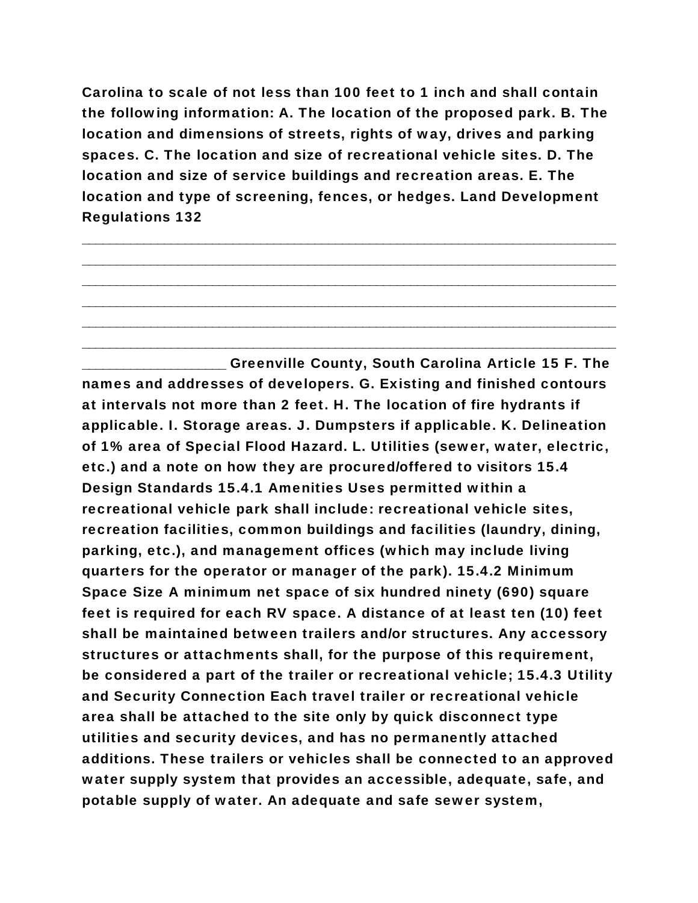Carolina to scale of not less than 100 feet to 1 inch and shall contain the following information: A. The location of the proposed park. B. The location and dimensions of streets, rights of way, drives and parking spaces. C. The location and size of recreational vehicle sites. D. The location and size of service buildings and recreation areas. E. The location and type of screening, fences, or hedges. Land Development Regulations 132

_____________________________________________________________________________________________________________________________________________________________________________________________________________________________________________________________________________________________________________________________________________________________________________________________________________________________________ Greenville County, South Carolina Article 15 F. The names and addresses of developers. G. Existing and finished contours at intervals not more than 2 feet. H. The location of fire hydrants if applicable. I. Storage areas. J. Dumpsters if applicable. K. Delineation of 1% area of Special Flood Hazard. L. Utilities (sewer, water, electric, etc.) and a note on how they are procured/offered to visitors 15.4 Design Standards 15.4.1 Amenities Uses permitted within a recreational vehicle park shall include: recreational vehicle sites, recreation facilities, common buildings and facilities (laundry, dining, parking, etc.), and management offices (which may include living quarters for the operator or manager of the park). 15.4.2 Minimum Space Size A minimum net space of six hundred ninety (690) square feet is required for each RV space. A distance of at least ten (10) feet shall be maintained between trailers and/or structures. Any accessory structures or attachments shall, for the purpose of this requirement, be considered a part of the trailer or recreational vehicle; 15.4.3 Utility and Security Connection Each travel trailer or recreational vehicle area shall be attached to the site only by quick disconnect type utilities and security devices, and has no permanently attached additions. These trailers or vehicles shall be connected to an approved water supply system that provides an accessible, adequate, safe, and potable supply of water. An adequate and safe sewer system,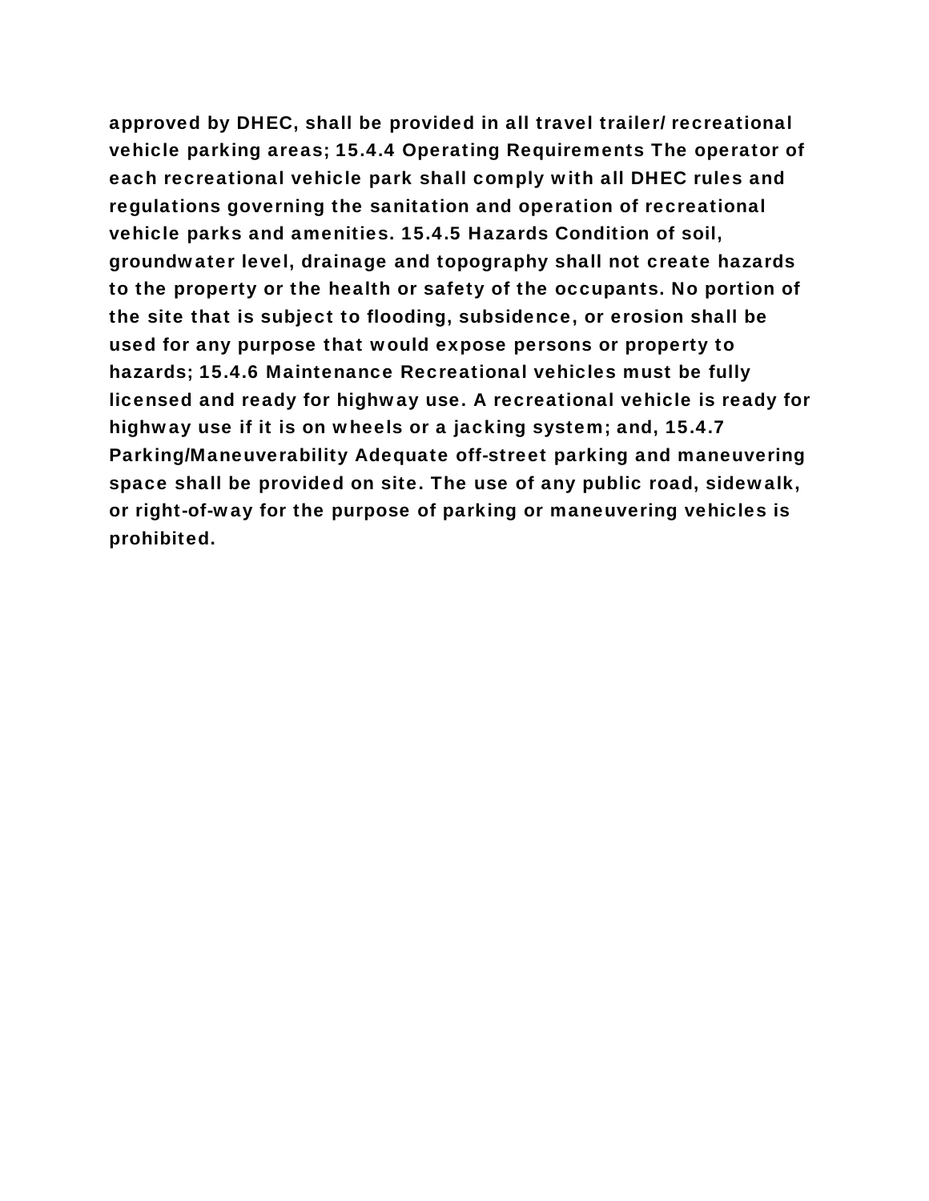**approved by DHEC, shall be provided in all travel trailer/ recreational vehicle parking areas; 15.4.4 Operating Requirements The operator of each recreational vehicle park shall comply with all DHEC rules and regulations governing the sanitation and operation of recreational vehicle parks and amenities. 15.4.5 Hazards Condition of soil, groundwater level, drainage and topography shall not create hazards to the property or the health or safety of the occupants. No portion of the site that is subject to flooding, subsidence, or erosion shall be used for any purpose that would expose persons or property to hazards; 15.4.6 Maintenance Recreational vehicles must be fully licensed and ready for highway use. A recreational vehicle is ready for highway use if it is on wheels or a jacking system; and, 15.4.7 Parking/Maneuverability Adequate off-street parking and maneuvering space shall be provided on site. The use of any public road, sidewalk, or right-of-way for the purpose of parking or maneuvering vehicles is prohibited.**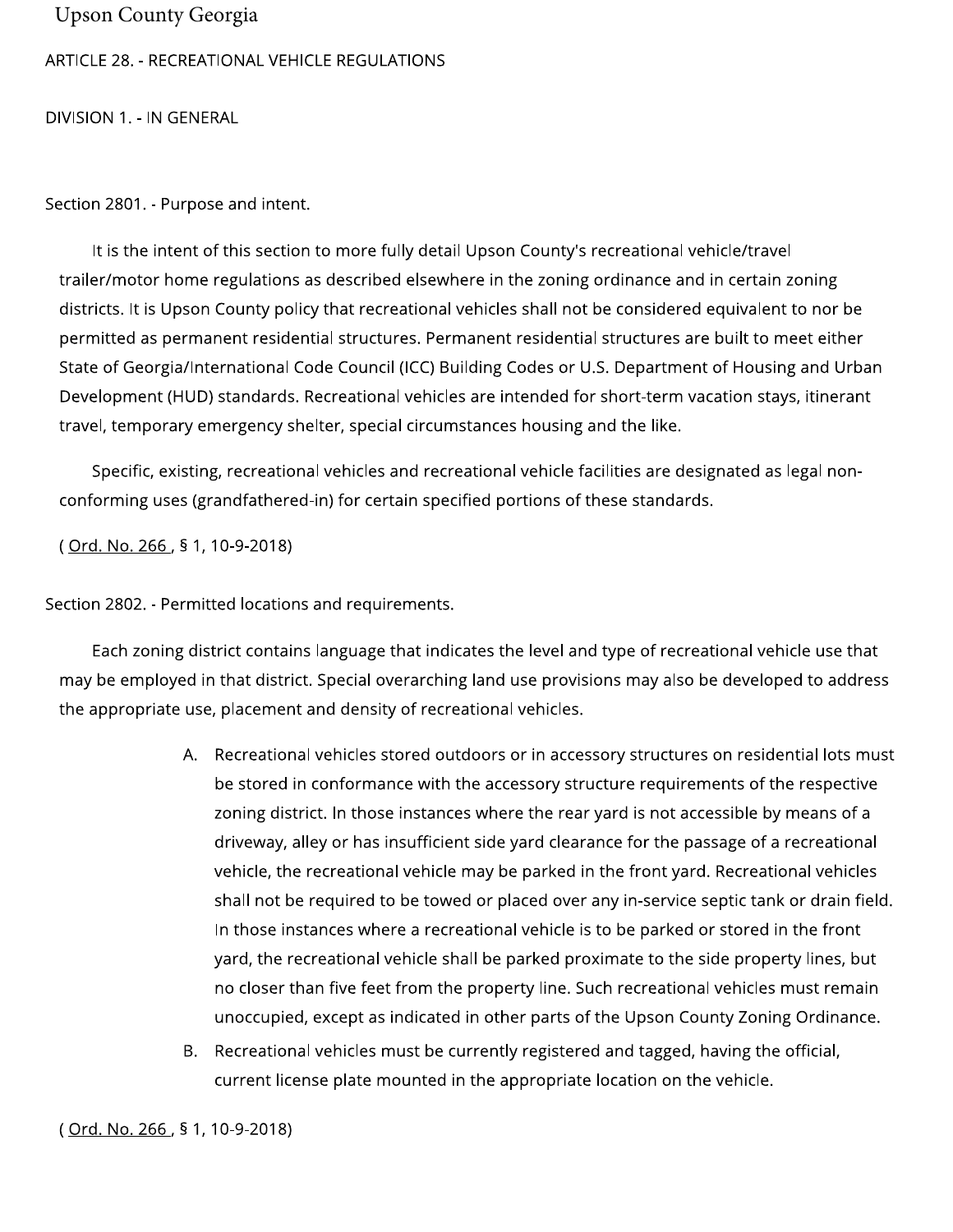Upson County Georgia

## ARTICLE 28. - RECREATIONAL VEHICLE REGULATIONS

### DIVISION 1. - IN GENERAL

#### Section 2801. - Purpose and intent.

It is the intent of this section to more fully detail Upson County's recreational vehicle/travel trailer/motor home regulations as described elsewhere in the zoning ordinance and in certain zoning districts. It is Upson County policy that recreational vehicles shall not be considered equivalent to nor be permitted as permanent residential structures. Permanent residential structures are built to meet either State of Georgia/International Code Council (ICC) Building Codes or U.S. Department of Housing and Urban Development (HUD) standards. Recreational vehicles are intended for short-term vacation stays, itinerant travel, temporary emergency shelter, special circumstances housing and the like.

Specific, existing, recreational vehicles and recreational vehicle facilities are designated as legal non-conforming uses (grandfathered-in) for certain specified portions of these standards.

( Ord. No. 266 , § 1, 10-9-2018)

#### Section 2802. - Permitted locations and requirements.

Each zoning district contains language that indicates the level and type of recreational vehicle use that may be employed in that district. Special overarching land use provisions may also be developed to address the appropriate use, placement and density of recreational vehicles.

A. Recreational vehicles stored outdoors or in accessory structures on residential lots must be stored in conformance with the accessory structure requirements of the respective zoning district. In those instances where the rear yard is not accessible by means of a driveway, alley or has insufficient side yard clearance for the passage of a recreational vehicle, the recreational vehicle may be parked in the front yard. Recreational vehicles shall not be required to be towed or placed over any in-service septic tank or drain field. In those instances where a recreational vehicle is to be parked or stored in the front yard, the recreational vehicle shall be parked proximate to the side property lines, but no closer than five feet from the property line. Such recreational vehicles must remain unoccupied, except as indicated in other parts of the Upson County Zoning Ordinance.
B. Recreational vehicles must be currently registered and tagged, having the official, current license plate mounted in the appropriate location on the vehicle.

( Ord. No. 266 , § 1, 10-9-2018)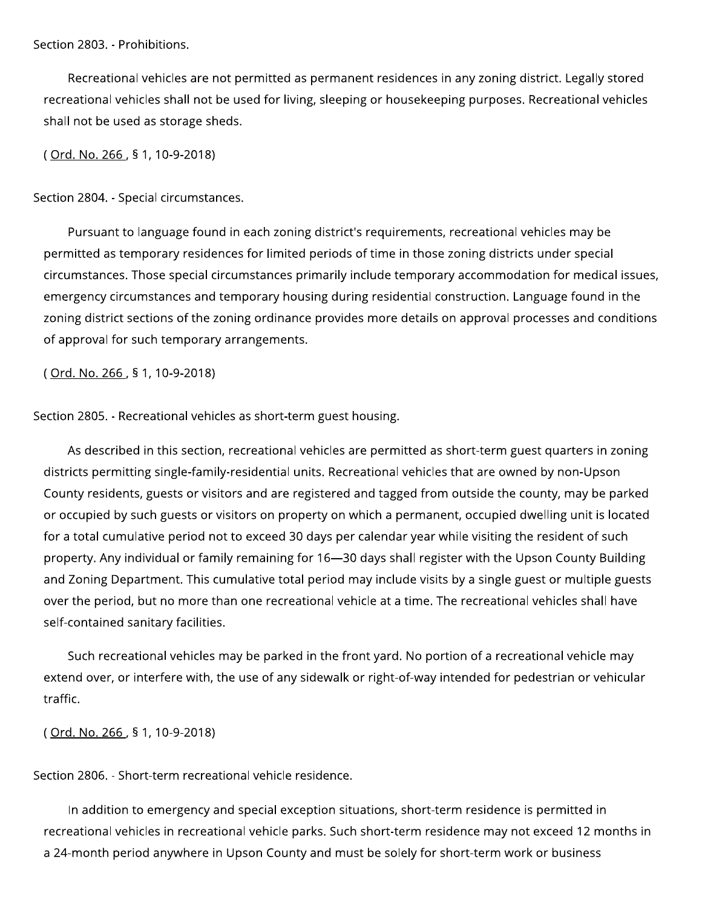Section 2803. - Prohibitions.

Recreational vehicles are not permitted as permanent residences in any zoning district. Legally stored recreational vehicles shall not be used for living, sleeping or housekeeping purposes. Recreational vehicles shall not be used as storage sheds.

( Ord. No. 266 , § 1, 10-9-2018)

Section 2804. - Special circumstances.

Pursuant to language found in each zoning district's requirements, recreational vehicles may be permitted as temporary residences for limited periods of time in those zoning districts under special circumstances. Those special circumstances primarily include temporary accommodation for medical issues, emergency circumstances and temporary housing during residential construction. Language found in the zoning district sections of the zoning ordinance provides more details on approval processes and conditions of approval for such temporary arrangements.

( Ord. No. 266 , § 1, 10-9-2018)

Section 2805. - Recreational vehicles as short-term guest housing.

As described in this section, recreational vehicles are permitted as short-term guest quarters in zoning districts permitting single-family-residential units. Recreational vehicles that are owned by non-Upson County residents, guests or visitors and are registered and tagged from outside the county, may be parked or occupied by such guests or visitors on property on which a permanent, occupied dwelling unit is located for a total cumulative period not to exceed 30 days per calendar year while visiting the resident of such property. Any individual or family remaining for 16—30 days shall register with the Upson County Building and Zoning Department. This cumulative total period may include visits by a single guest or multiple guests over the period, but no more than one recreational vehicle at a time. The recreational vehicles shall have self-contained sanitary facilities.

Such recreational vehicles may be parked in the front yard. No portion of a recreational vehicle may extend over, or interfere with, the use of any sidewalk or right-of-way intended for pedestrian or vehicular traffic.

( Ord. No. 266 , § 1, 10-9-2018)

Section 2806. - Short-term recreational vehicle residence.

In addition to emergency and special exception situations, short-term residence is permitted in recreational vehicles in recreational vehicle parks. Such short-term residence may not exceed 12 months in a 24-month period anywhere in Upson County and must be solely for short-term work or business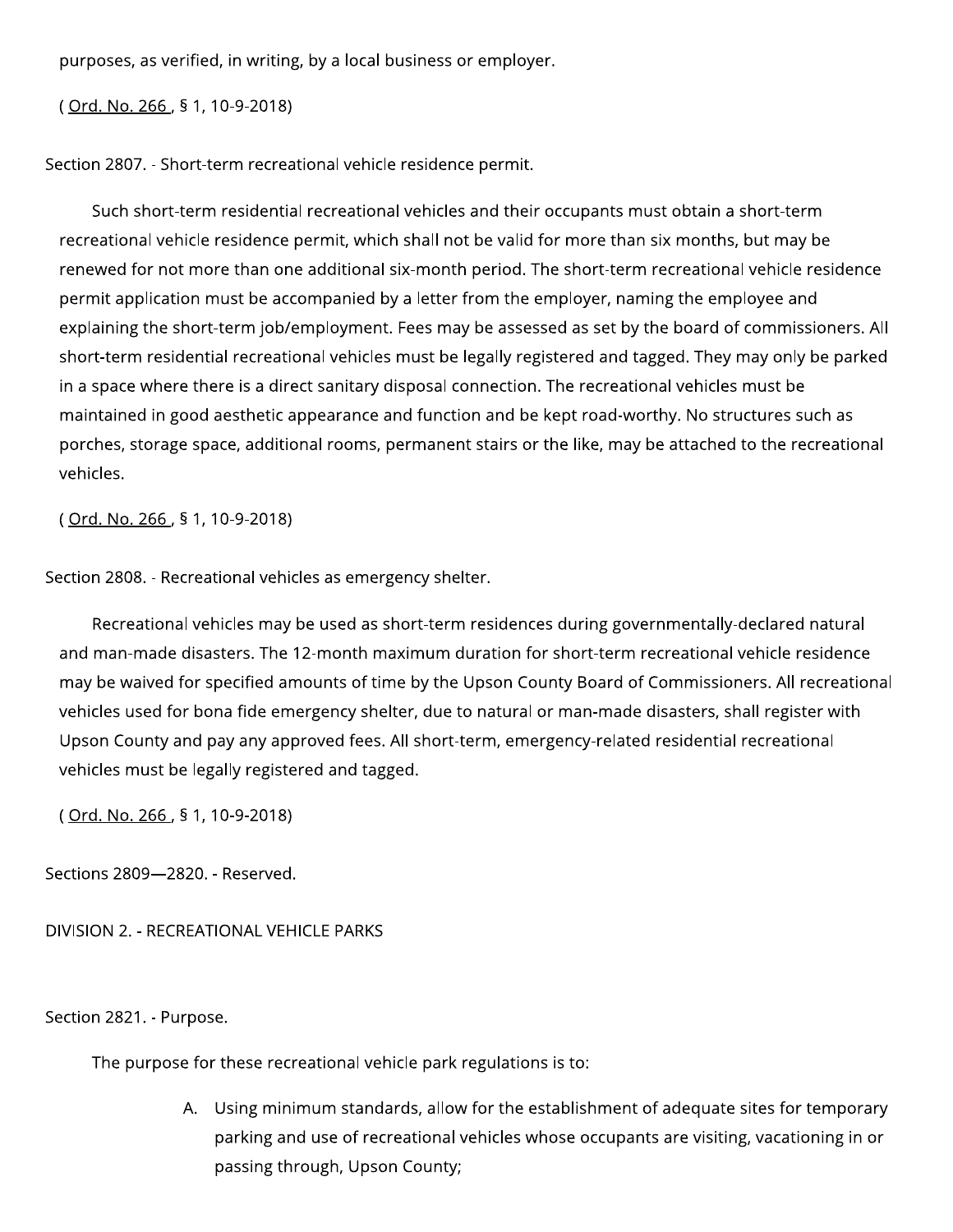purposes, as verified, in writing, by a local business or employer.

( Ord. No. 266 , § 1, 10-9-2018)

Section 2807. - Short-term recreational vehicle residence permit.

Such short-term residential recreational vehicles and their occupants must obtain a short-term recreational vehicle residence permit, which shall not be valid for more than six months, but may be renewed for not more than one additional six-month period. The short-term recreational vehicle residence permit application must be accompanied by a letter from the employer, naming the employee and explaining the short-term job/employment. Fees may be assessed as set by the board of commissioners. All short-term residential recreational vehicles must be legally registered and tagged. They may only be parked in a space where there is a direct sanitary disposal connection. The recreational vehicles must be maintained in good aesthetic appearance and function and be kept road-worthy. No structures such as porches, storage space, additional rooms, permanent stairs or the like, may be attached to the recreational vehicles.

( Ord. No. 266 , § 1, 10-9-2018)

Section 2808. - Recreational vehicles as emergency shelter.

Recreational vehicles may be used as short-term residences during governmentally-declared natural and man-made disasters. The 12-month maximum duration for short-term recreational vehicle residence may be waived for specified amounts of time by the Upson County Board of Commissioners. All recreational vehicles used for bona fide emergency shelter, due to natural or man-made disasters, shall register with Upson County and pay any approved fees. All short-term, emergency-related residential recreational vehicles must be legally registered and tagged.

( Ord. No. 266 , § 1, 10-9-2018)

Sections 2809—2820. - Reserved.

DIVISION 2. - RECREATIONAL VEHICLE PARKS

Section 2821. - Purpose.

The purpose for these recreational vehicle park regulations is to:

A. Using minimum standards, allow for the establishment of adequate sites for temporary parking and use of recreational vehicles whose occupants are visiting, vacationing in or passing through, Upson County;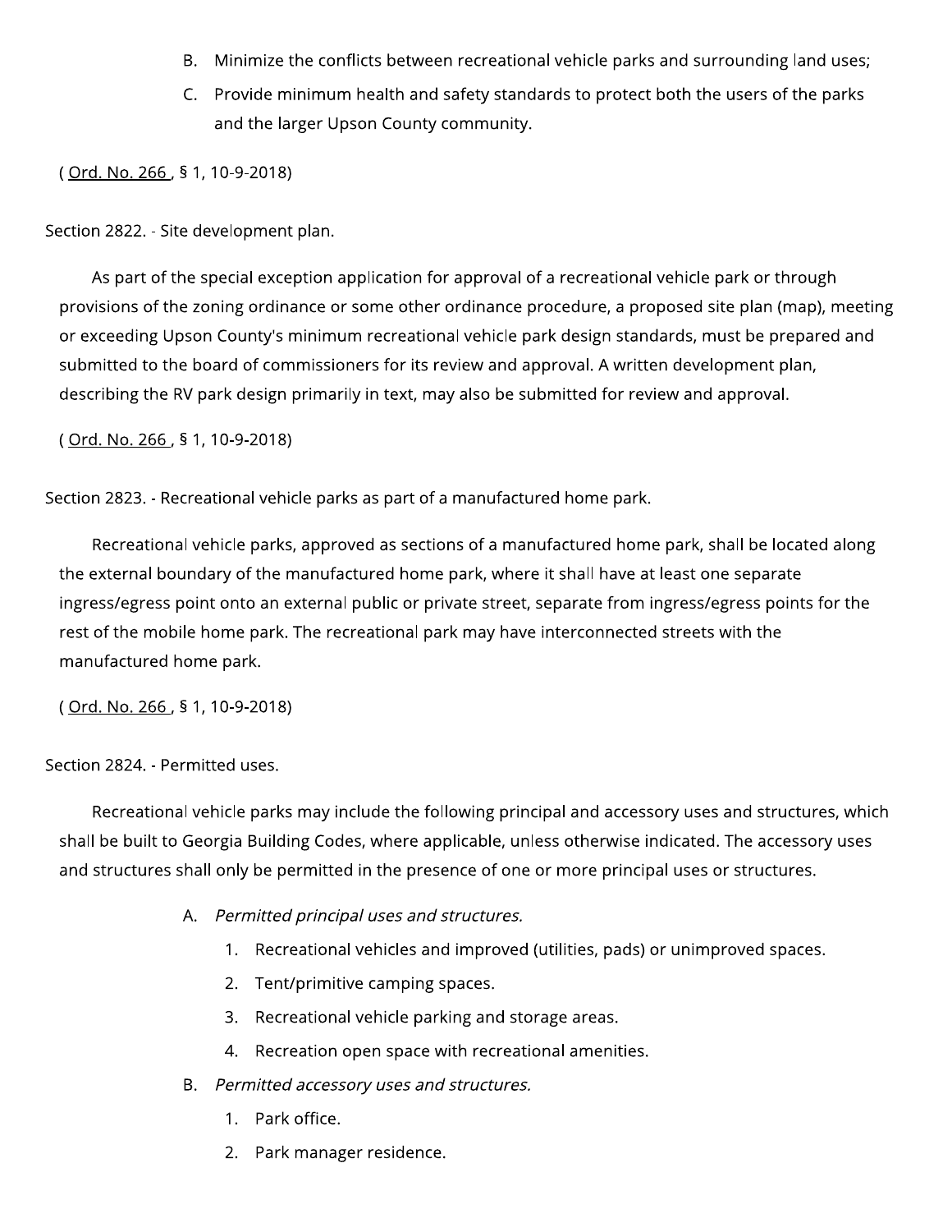B. Minimize the conflicts between recreational vehicle parks and surrounding land uses;

C. Provide minimum health and safety standards to protect both the users of the parks and the larger Upson County community.

( Ord. No. 266 , § 1, 10-9-2018)

Section 2822. - Site development plan.

As part of the special exception application for approval of a recreational vehicle park or through provisions of the zoning ordinance or some other ordinance procedure, a proposed site plan (map), meeting or exceeding Upson County's minimum recreational vehicle park design standards, must be prepared and submitted to the board of commissioners for its review and approval. A written development plan, describing the RV park design primarily in text, may also be submitted for review and approval.

( Ord. No. 266 , § 1, 10-9-2018)

Section 2823. - Recreational vehicle parks as part of a manufactured home park.

Recreational vehicle parks, approved as sections of a manufactured home park, shall be located along the external boundary of the manufactured home park, where it shall have at least one separate ingress/egress point onto an external public or private street, separate from ingress/egress points for the rest of the mobile home park. The recreational park may have interconnected streets with the manufactured home park.

( Ord. No. 266 , § 1, 10-9-2018)

Section 2824. - Permitted uses.

Recreational vehicle parks may include the following principal and accessory uses and structures, which shall be built to Georgia Building Codes, where applicable, unless otherwise indicated. The accessory uses and structures shall only be permitted in the presence of one or more principal uses or structures.

A. *Permitted principal uses and structures.*
   1. Recreational vehicles and improved (utilities, pads) or unimproved spaces.
   2. Tent/primitive camping spaces.
   3. Recreational vehicle parking and storage areas.
   4. Recreation open space with recreational amenities.

B. *Permitted accessory uses and structures.*
   1. Park office.
   2. Park manager residence.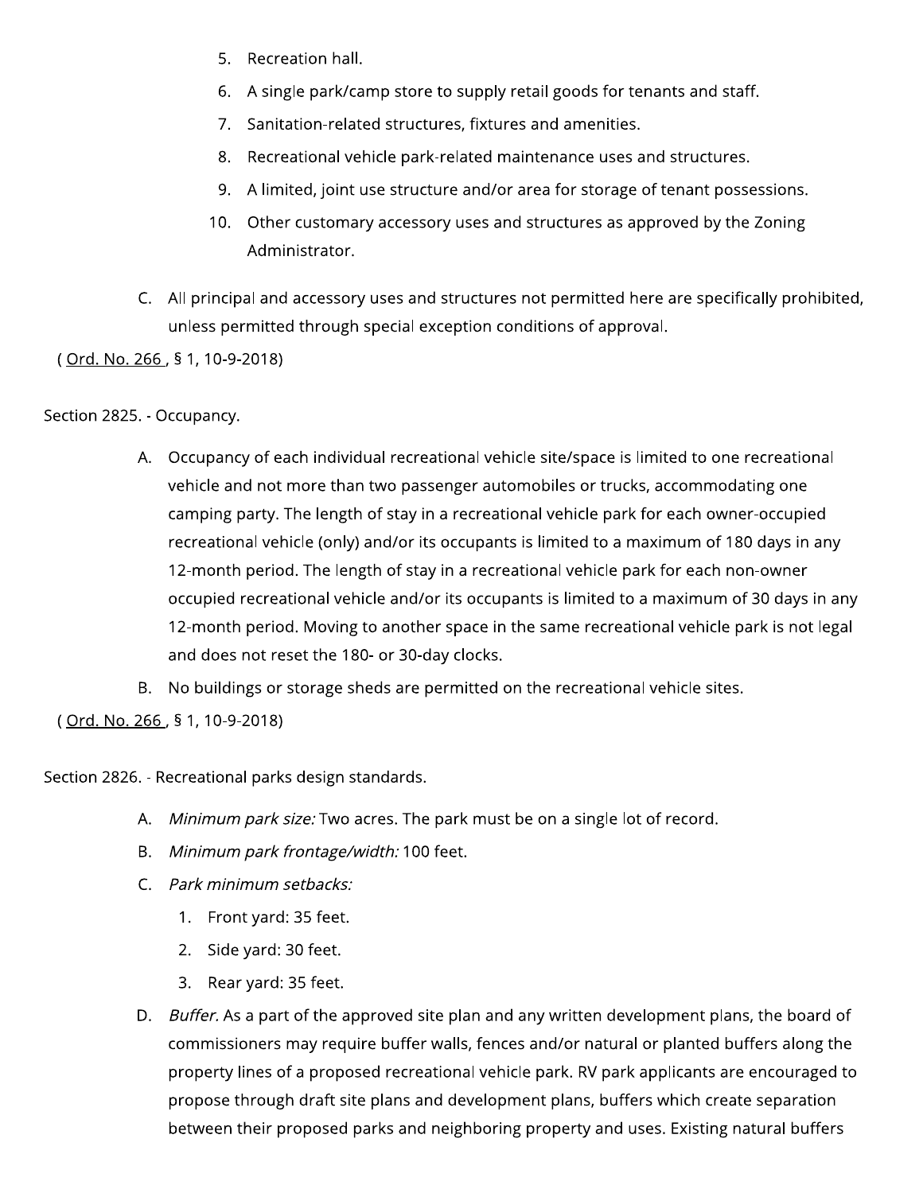5. Recreation hall.
6. A single park/camp store to supply retail goods for tenants and staff.
7. Sanitation-related structures, fixtures and amenities.
8. Recreational vehicle park-related maintenance uses and structures.
9. A limited, joint use structure and/or area for storage of tenant possessions.
10. Other customary accessory uses and structures as approved by the Zoning Administrator.

C. All principal and accessory uses and structures not permitted here are specifically prohibited, unless permitted through special exception conditions of approval.

( Ord. No. 266 , § 1, 10-9-2018)

Section 2825. - Occupancy.

A. Occupancy of each individual recreational vehicle site/space is limited to one recreational vehicle and not more than two passenger automobiles or trucks, accommodating one camping party. The length of stay in a recreational vehicle park for each owner-occupied recreational vehicle (only) and/or its occupants is limited to a maximum of 180 days in any 12-month period. The length of stay in a recreational vehicle park for each non-owner occupied recreational vehicle and/or its occupants is limited to a maximum of 30 days in any 12-month period. Moving to another space in the same recreational vehicle park is not legal and does not reset the 180- or 30-day clocks.

B. No buildings or storage sheds are permitted on the recreational vehicle sites.

( Ord. No. 266 , § 1, 10-9-2018)

Section 2826. - Recreational parks design standards.

A. *Minimum park size:* Two acres. The park must be on a single lot of record.

B. *Minimum park frontage/width:* 100 feet.

C. *Park minimum setbacks:*
   1. Front yard: 35 feet.
   2. Side yard: 30 feet.
   3. Rear yard: 35 feet.

D. *Buffer.* As a part of the approved site plan and any written development plans, the board of commissioners may require buffer walls, fences and/or natural or planted buffers along the property lines of a proposed recreational vehicle park. RV park applicants are encouraged to propose through draft site plans and development plans, buffers which create separation between their proposed parks and neighboring property and uses. Existing natural buffers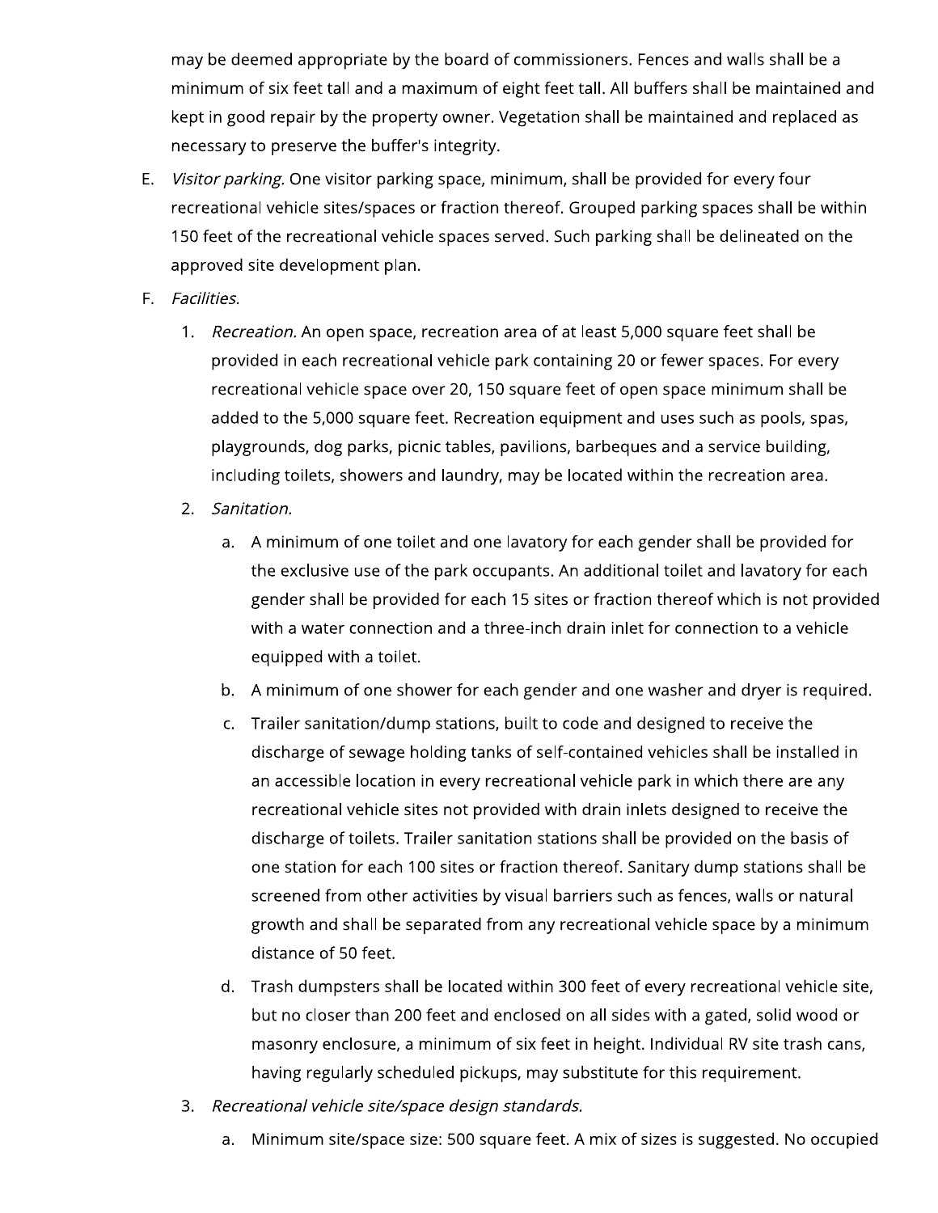may be deemed appropriate by the board of commissioners. Fences and walls shall be a minimum of six feet tall and a maximum of eight feet tall. All buffers shall be maintained and kept in good repair by the property owner. Vegetation shall be maintained and replaced as necessary to preserve the buffer's integrity.

E. *Visitor parking.* One visitor parking space, minimum, shall be provided for every four recreational vehicle sites/spaces or fraction thereof. Grouped parking spaces shall be within 150 feet of the recreational vehicle spaces served. Such parking shall be delineated on the approved site development plan.

F. *Facilities.*

   1. *Recreation.* An open space, recreation area of at least 5,000 square feet shall be provided in each recreational vehicle park containing 20 or fewer spaces. For every recreational vehicle space over 20, 150 square feet of open space minimum shall be added to the 5,000 square feet. Recreation equipment and uses such as pools, spas, playgrounds, dog parks, picnic tables, pavilions, barbeques and a service building, including toilets, showers and laundry, may be located within the recreation area.

   2. *Sanitation.*

      a. A minimum of one toilet and one lavatory for each gender shall be provided for the exclusive use of the park occupants. An additional toilet and lavatory for each gender shall be provided for each 15 sites or fraction thereof which is not provided with a water connection and a three-inch drain inlet for connection to a vehicle equipped with a toilet.

      b. A minimum of one shower for each gender and one washer and dryer is required.

      c. Trailer sanitation/dump stations, built to code and designed to receive the discharge of sewage holding tanks of self-contained vehicles shall be installed in an accessible location in every recreational vehicle park in which there are any recreational vehicle sites not provided with drain inlets designed to receive the discharge of toilets. Trailer sanitation stations shall be provided on the basis of one station for each 100 sites or fraction thereof. Sanitary dump stations shall be screened from other activities by visual barriers such as fences, walls or natural growth and shall be separated from any recreational vehicle space by a minimum distance of 50 feet.

      d. Trash dumpsters shall be located within 300 feet of every recreational vehicle site, but no closer than 200 feet and enclosed on all sides with a gated, solid wood or masonry enclosure, a minimum of six feet in height. Individual RV site trash cans, having regularly scheduled pickups, may substitute for this requirement.

   3. *Recreational vehicle site/space design standards.*

      a. Minimum site/space size: 500 square feet. A mix of sizes is suggested. No occupied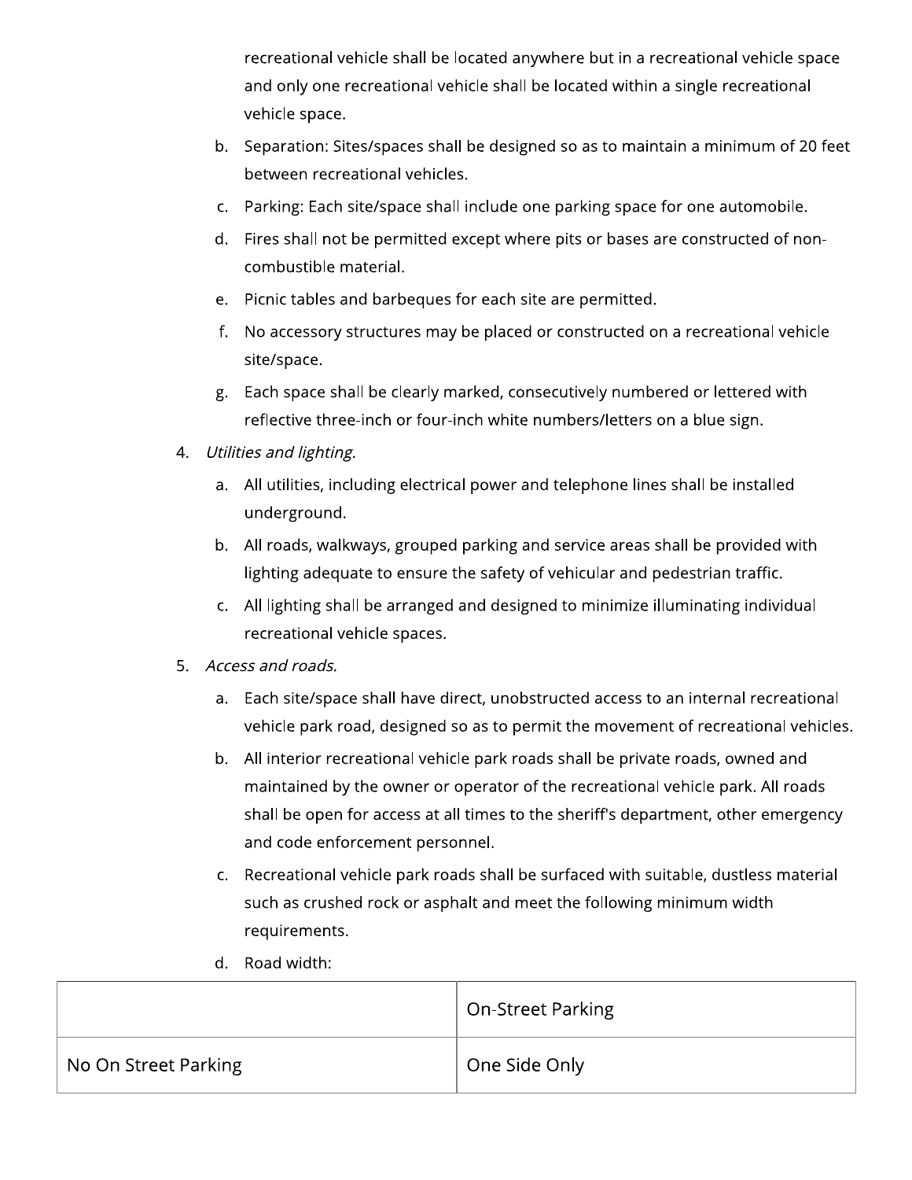recreational vehicle shall be located anywhere but in a recreational vehicle space and only one recreational vehicle shall be located within a single recreational vehicle space.

   b. Separation: Sites/spaces shall be designed so as to maintain a minimum of 20 feet between recreational vehicles.
   c. Parking: Each site/space shall include one parking space for one automobile.
   d. Fires shall not be permitted except where pits or bases are constructed of non-combustible material.
   e. Picnic tables and barbeques for each site are permitted.
   f. No accessory structures may be placed or constructed on a recreational vehicle site/space.
   g. Each space shall be clearly marked, consecutively numbered or lettered with reflective three-inch or four-inch white numbers/letters on a blue sign.

4. *Utilities and lighting.*
   a. All utilities, including electrical power and telephone lines shall be installed underground.
   b. All roads, walkways, grouped parking and service areas shall be provided with lighting adequate to ensure the safety of vehicular and pedestrian traffic.
   c. All lighting shall be arranged and designed to minimize illuminating individual recreational vehicle spaces.

5. *Access and roads.*
   a. Each site/space shall have direct, unobstructed access to an internal recreational vehicle park road, designed so as to permit the movement of recreational vehicles.
   b. All interior recreational vehicle park roads shall be private roads, owned and maintained by the owner or operator of the recreational vehicle park. All roads shall be open for access at all times to the sheriff's department, other emergency and code enforcement personnel.
   c. Recreational vehicle park roads shall be surfaced with suitable, dustless material such as crushed rock or asphalt and meet the following minimum width requirements.
   d. Road width:

| | On-Street Parking |
|---|---|
| No On Street Parking | One Side Only |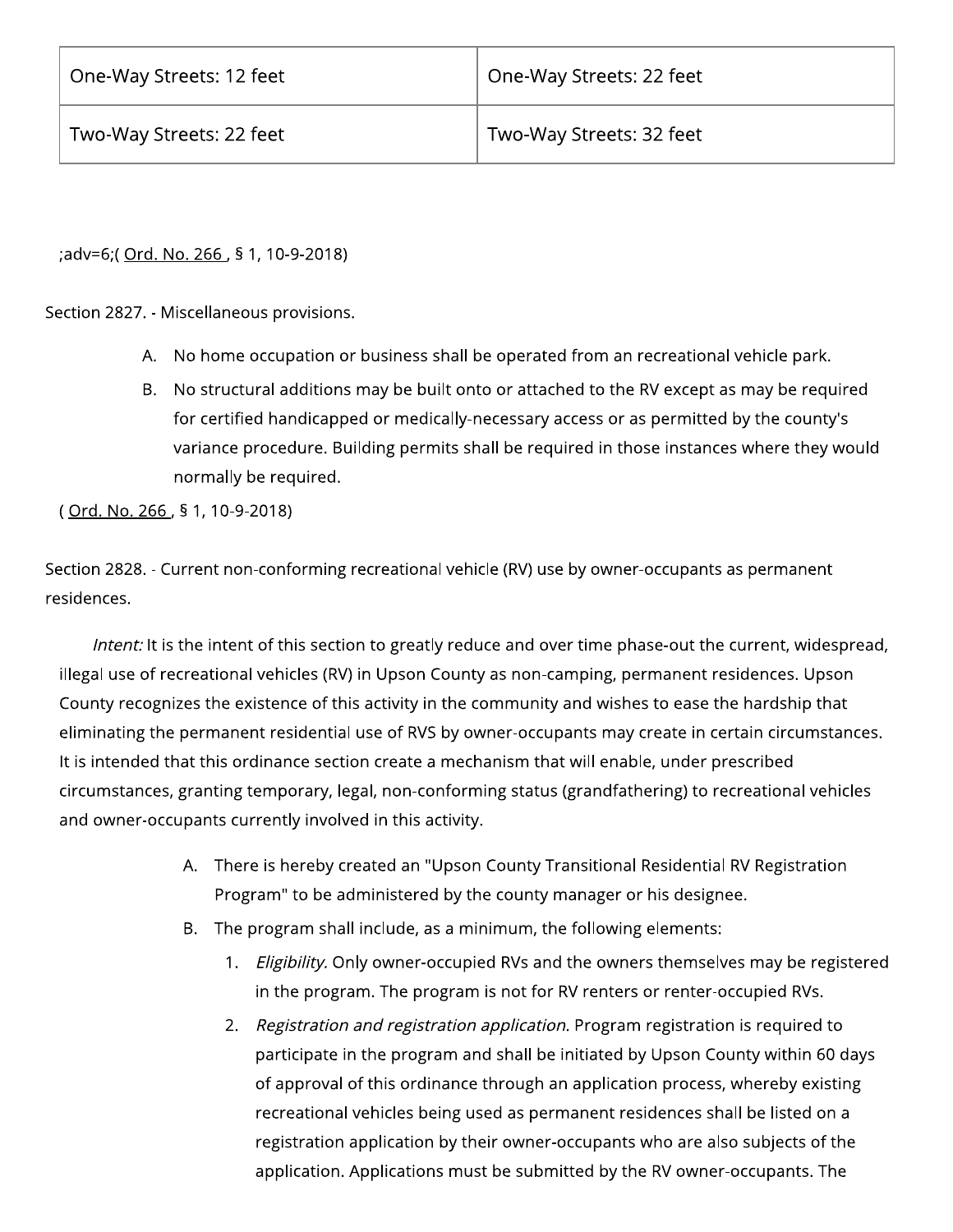| One-Way Streets: 12 feet | One-Way Streets: 22 feet |
|---|---|
| Two-Way Streets: 22 feet | Two-Way Streets: 32 feet |

;adv=6;( Ord. No. 266 , § 1, 10-9-2018)

Section 2827. - Miscellaneous provisions.

A. No home occupation or business shall be operated from an recreational vehicle park.

B. No structural additions may be built onto or attached to the RV except as may be required for certified handicapped or medically-necessary access or as permitted by the county's variance procedure. Building permits shall be required in those instances where they would normally be required.

( Ord. No. 266 , § 1, 10-9-2018)

Section 2828. - Current non-conforming recreational vehicle (RV) use by owner-occupants as permanent residences.

*Intent:* It is the intent of this section to greatly reduce and over time phase-out the current, widespread, illegal use of recreational vehicles (RV) in Upson County as non-camping, permanent residences. Upson County recognizes the existence of this activity in the community and wishes to ease the hardship that eliminating the permanent residential use of RVS by owner-occupants may create in certain circumstances. It is intended that this ordinance section create a mechanism that will enable, under prescribed circumstances, granting temporary, legal, non-conforming status (grandfathering) to recreational vehicles and owner-occupants currently involved in this activity.

A. There is hereby created an "Upson County Transitional Residential RV Registration Program" to be administered by the county manager or his designee.

B. The program shall include, as a minimum, the following elements:

   1. *Eligibility.* Only owner-occupied RVs and the owners themselves may be registered in the program. The program is not for RV renters or renter-occupied RVs.

   2. *Registration and registration application.* Program registration is required to participate in the program and shall be initiated by Upson County within 60 days of approval of this ordinance through an application process, whereby existing recreational vehicles being used as permanent residences shall be listed on a registration application by their owner-occupants who are also subjects of the application. Applications must be submitted by the RV owner-occupants. The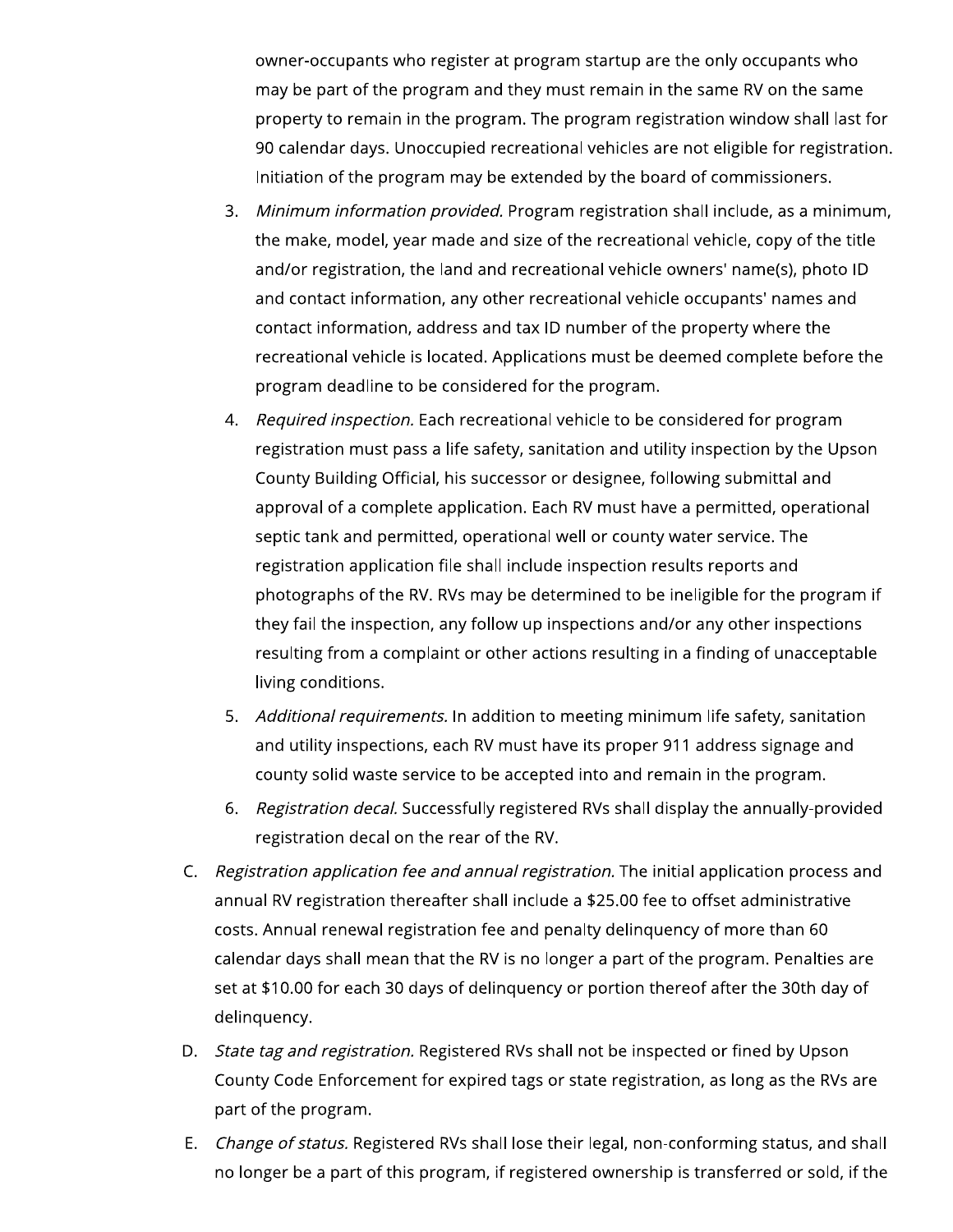owner-occupants who register at program startup are the only occupants who may be part of the program and they must remain in the same RV on the same property to remain in the program. The program registration window shall last for 90 calendar days. Unoccupied recreational vehicles are not eligible for registration. Initiation of the program may be extended by the board of commissioners.

3. *Minimum information provided.* Program registration shall include, as a minimum, the make, model, year made and size of the recreational vehicle, copy of the title and/or registration, the land and recreational vehicle owners' name(s), photo ID and contact information, any other recreational vehicle occupants' names and contact information, address and tax ID number of the property where the recreational vehicle is located. Applications must be deemed complete before the program deadline to be considered for the program.
4. *Required inspection.* Each recreational vehicle to be considered for program registration must pass a life safety, sanitation and utility inspection by the Upson County Building Official, his successor or designee, following submittal and approval of a complete application. Each RV must have a permitted, operational septic tank and permitted, operational well or county water service. The registration application file shall include inspection results reports and photographs of the RV. RVs may be determined to be ineligible for the program if they fail the inspection, any follow up inspections and/or any other inspections resulting from a complaint or other actions resulting in a finding of unacceptable living conditions.
5. *Additional requirements.* In addition to meeting minimum life safety, sanitation and utility inspections, each RV must have its proper 911 address signage and county solid waste service to be accepted into and remain in the program.
6. *Registration decal.* Successfully registered RVs shall display the annually-provided registration decal on the rear of the RV.

C. *Registration application fee and annual registration.* The initial application process and annual RV registration thereafter shall include a $25.00 fee to offset administrative costs. Annual renewal registration fee and penalty delinquency of more than 60 calendar days shall mean that the RV is no longer a part of the program. Penalties are set at $10.00 for each 30 days of delinquency or portion thereof after the 30th day of delinquency.

D. *State tag and registration.* Registered RVs shall not be inspected or fined by Upson County Code Enforcement for expired tags or state registration, as long as the RVs are part of the program.

E. *Change of status.* Registered RVs shall lose their legal, non-conforming status, and shall no longer be a part of this program, if registered ownership is transferred or sold, if the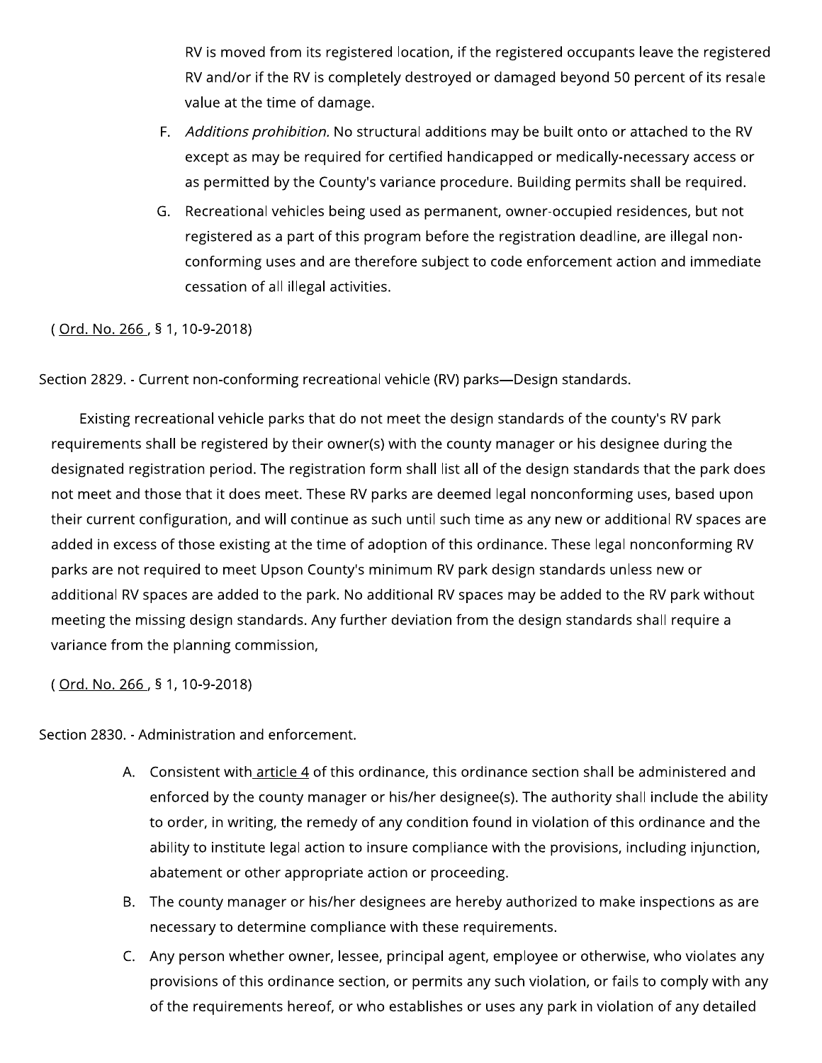RV is moved from its registered location, if the registered occupants leave the registered RV and/or if the RV is completely destroyed or damaged beyond 50 percent of its resale value at the time of damage.

F. *Additions prohibition.* No structural additions may be built onto or attached to the RV except as may be required for certified handicapped or medically-necessary access or as permitted by the County's variance procedure. Building permits shall be required.

G. Recreational vehicles being used as permanent, owner-occupied residences, but not registered as a part of this program before the registration deadline, are illegal non-conforming uses and are therefore subject to code enforcement action and immediate cessation of all illegal activities.

( Ord. No. 266 , § 1, 10-9-2018)

Section 2829. - Current non-conforming recreational vehicle (RV) parks—Design standards.

Existing recreational vehicle parks that do not meet the design standards of the county's RV park requirements shall be registered by their owner(s) with the county manager or his designee during the designated registration period. The registration form shall list all of the design standards that the park does not meet and those that it does meet. These RV parks are deemed legal nonconforming uses, based upon their current configuration, and will continue as such until such time as any new or additional RV spaces are added in excess of those existing at the time of adoption of this ordinance. These legal nonconforming RV parks are not required to meet Upson County's minimum RV park design standards unless new or additional RV spaces are added to the park. No additional RV spaces may be added to the RV park without meeting the missing design standards. Any further deviation from the design standards shall require a variance from the planning commission,

( Ord. No. 266 , § 1, 10-9-2018)

Section 2830. - Administration and enforcement.

A. Consistent with article 4 of this ordinance, this ordinance section shall be administered and enforced by the county manager or his/her designee(s). The authority shall include the ability to order, in writing, the remedy of any condition found in violation of this ordinance and the ability to institute legal action to insure compliance with the provisions, including injunction, abatement or other appropriate action or proceeding.

B. The county manager or his/her designees are hereby authorized to make inspections as are necessary to determine compliance with these requirements.

C. Any person whether owner, lessee, principal agent, employee or otherwise, who violates any provisions of this ordinance section, or permits any such violation, or fails to comply with any of the requirements hereof, or who establishes or uses any park in violation of any detailed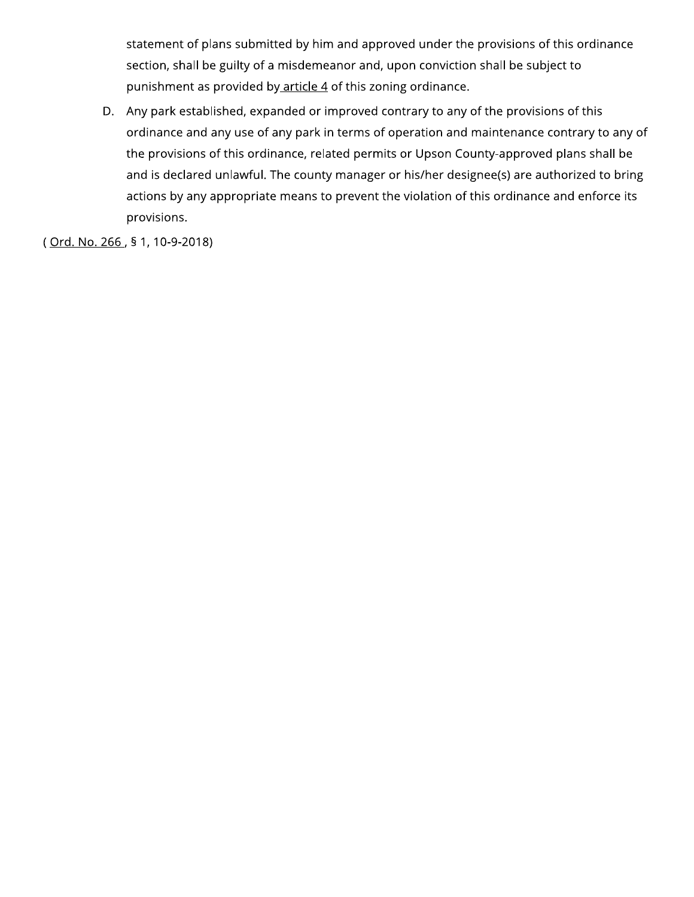statement of plans submitted by him and approved under the provisions of this ordinance section, shall be guilty of a misdemeanor and, upon conviction shall be subject to punishment as provided by article 4 of this zoning ordinance.

D. Any park established, expanded or improved contrary to any of the provisions of this ordinance and any use of any park in terms of operation and maintenance contrary to any of the provisions of this ordinance, related permits or Upson County-approved plans shall be and is declared unlawful. The county manager or his/her designee(s) are authorized to bring actions by any appropriate means to prevent the violation of this ordinance and enforce its provisions.

( Ord. No. 266 , § 1, 10-9-2018)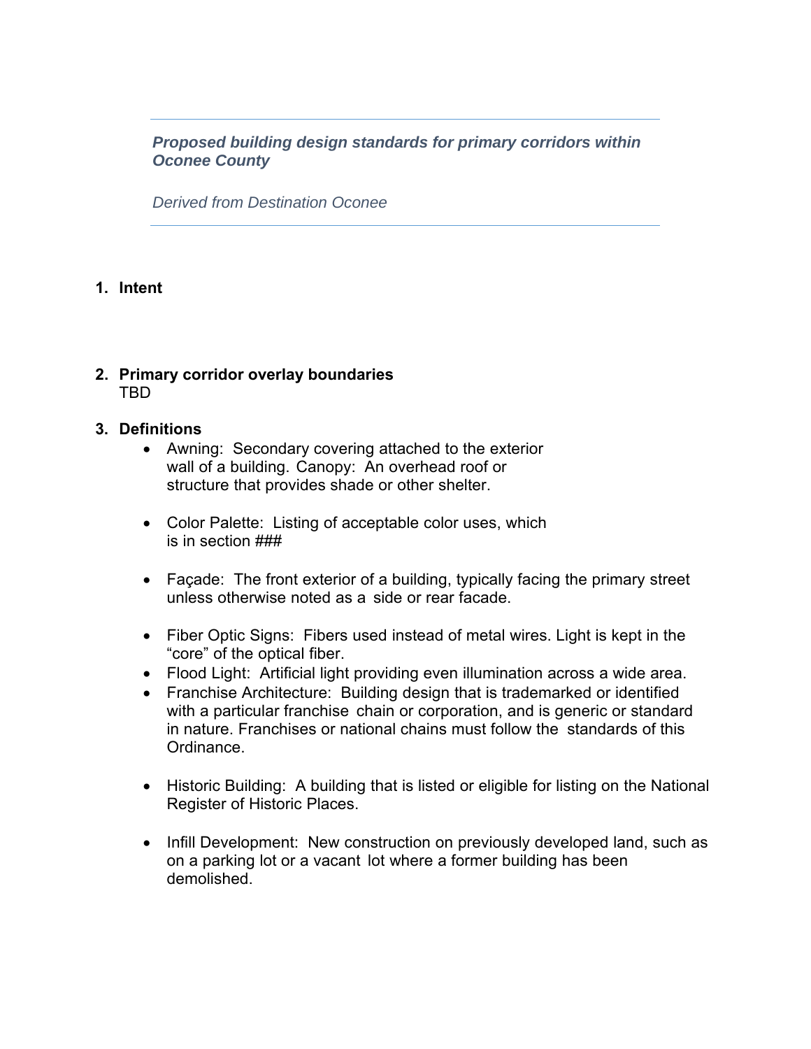*Proposed building design standards for primary corridors within Oconee County*

*Derived from Destination Oconee*

1. **Intent**

2. **Primary corridor overlay boundaries**
   TBD

3. **Definitions**
   - Awning: Secondary covering attached to the exterior wall of a building. Canopy: An overhead roof or structure that provides shade or other shelter.

   - Color Palette: Listing of acceptable color uses, which is in section ###

   - Façade: The front exterior of a building, typically facing the primary street unless otherwise noted as a side or rear facade.

   - Fiber Optic Signs: Fibers used instead of metal wires. Light is kept in the "core" of the optical fiber.
   - Flood Light: Artificial light providing even illumination across a wide area.
   - Franchise Architecture: Building design that is trademarked or identified with a particular franchise chain or corporation, and is generic or standard in nature. Franchises or national chains must follow the standards of this Ordinance.

   - Historic Building: A building that is listed or eligible for listing on the National Register of Historic Places.

   - Infill Development: New construction on previously developed land, such as on a parking lot or a vacant lot where a former building has been demolished.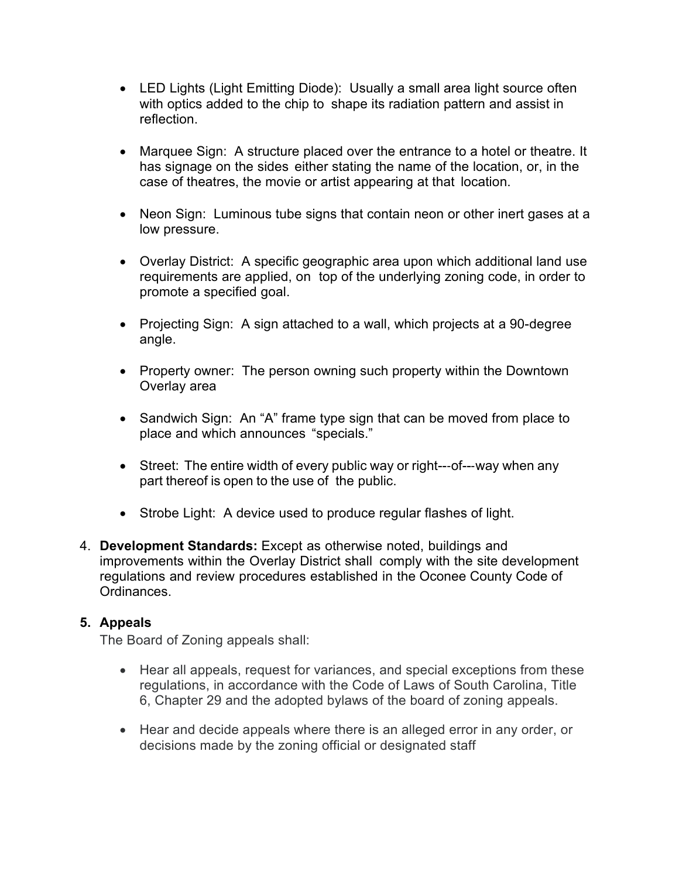- LED Lights (Light Emitting Diode): Usually a small area light source often with optics added to the chip to shape its radiation pattern and assist in reflection.

- Marquee Sign: A structure placed over the entrance to a hotel or theatre. It has signage on the sides either stating the name of the location, or, in the case of theatres, the movie or artist appearing at that location.

- Neon Sign: Luminous tube signs that contain neon or other inert gases at a low pressure.

- Overlay District: A specific geographic area upon which additional land use requirements are applied, on top of the underlying zoning code, in order to promote a specified goal.

- Projecting Sign: A sign attached to a wall, which projects at a 90-degree angle.

- Property owner: The person owning such property within the Downtown Overlay area

- Sandwich Sign: An “A” frame type sign that can be moved from place to place and which announces “specials.”

- Street: The entire width of every public way or right---of---way when any part thereof is open to the use of the public.

- Strobe Light: A device used to produce regular flashes of light.

4. **Development Standards:** Except as otherwise noted, buildings and improvements within the Overlay District shall comply with the site development regulations and review procedures established in the Oconee County Code of Ordinances.

5. **Appeals**

   The Board of Zoning appeals shall:

   - Hear all appeals, request for variances, and special exceptions from these regulations, in accordance with the Code of Laws of South Carolina, Title 6, Chapter 29 and the adopted bylaws of the board of zoning appeals.

   - Hear and decide appeals where there is an alleged error in any order, or decisions made by the zoning official or designated staff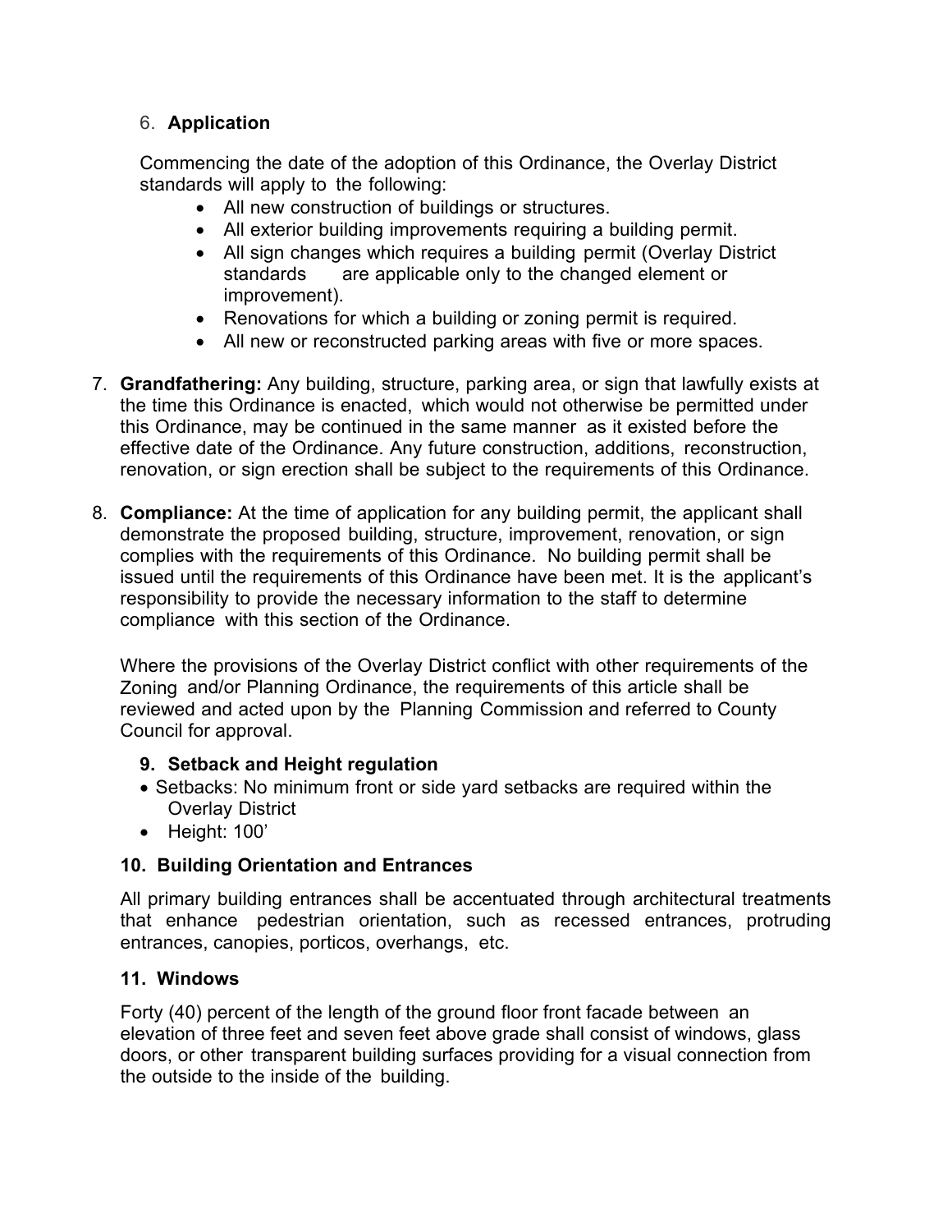6. **Application**

   Commencing the date of the adoption of this Ordinance, the Overlay District standards will apply to the following:

   - All new construction of buildings or structures.
   - All exterior building improvements requiring a building permit.
   - All sign changes which requires a building permit (Overlay District standards are applicable only to the changed element or improvement).
   - Renovations for which a building or zoning permit is required.
   - All new or reconstructed parking areas with five or more spaces.

7. **Grandfathering:** Any building, structure, parking area, or sign that lawfully exists at the time this Ordinance is enacted, which would not otherwise be permitted under this Ordinance, may be continued in the same manner as it existed before the effective date of the Ordinance. Any future construction, additions, reconstruction, renovation, or sign erection shall be subject to the requirements of this Ordinance.

8. **Compliance:** At the time of application for any building permit, the applicant shall demonstrate the proposed building, structure, improvement, renovation, or sign complies with the requirements of this Ordinance. No building permit shall be issued until the requirements of this Ordinance have been met. It is the applicant's responsibility to provide the necessary information to the staff to determine compliance with this section of the Ordinance.

   Where the provisions of the Overlay District conflict with other requirements of the Zoning and/or Planning Ordinance, the requirements of this article shall be reviewed and acted upon by the Planning Commission and referred to County Council for approval.

9. **Setback and Height regulation**
   - Setbacks: No minimum front or side yard setbacks are required within the Overlay District
   - Height: 100'

10. **Building Orientation and Entrances**

    All primary building entrances shall be accentuated through architectural treatments that enhance pedestrian orientation, such as recessed entrances, protruding entrances, canopies, porticos, overhangs, etc.

11. **Windows**

    Forty (40) percent of the length of the ground floor front facade between an elevation of three feet and seven feet above grade shall consist of windows, glass doors, or other transparent building surfaces providing for a visual connection from the outside to the inside of the building.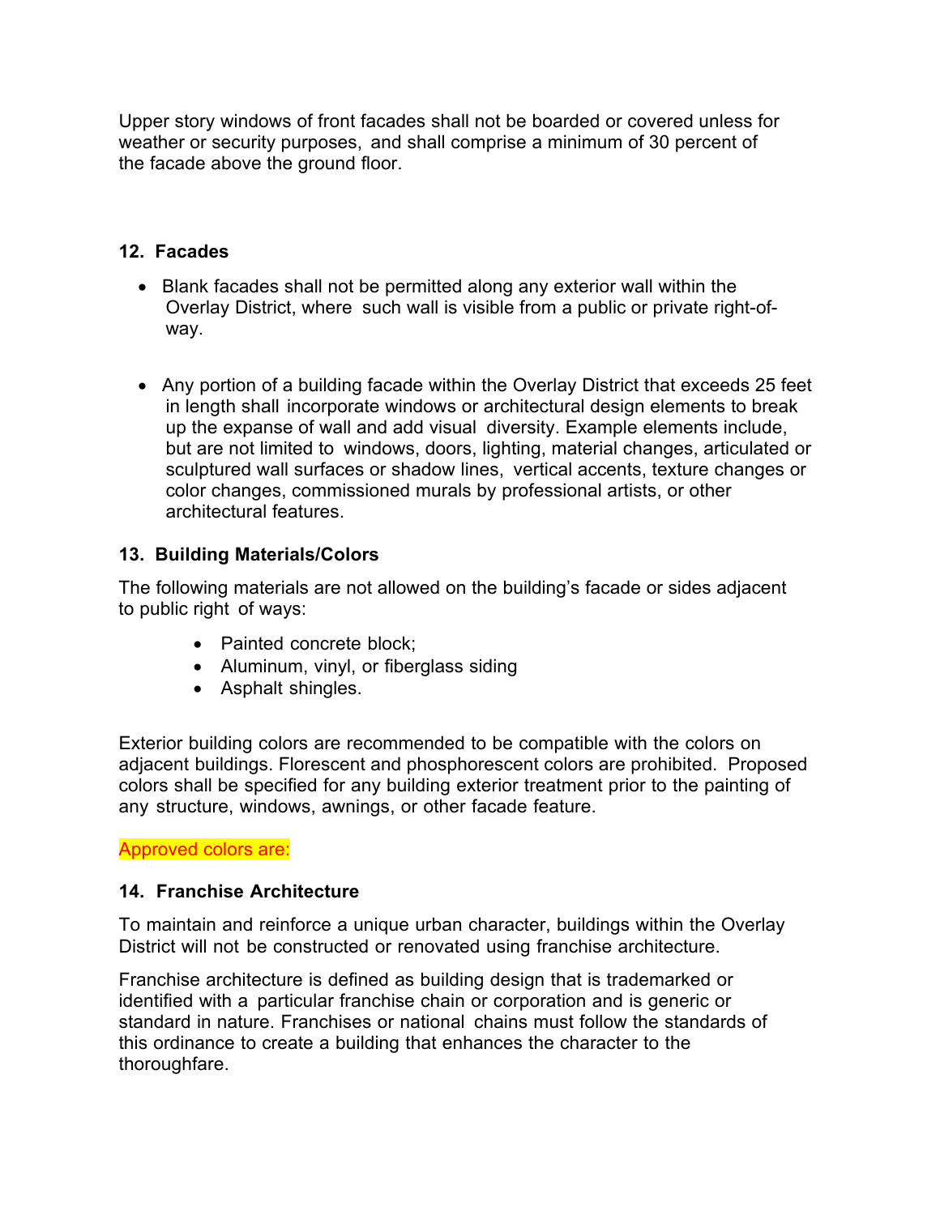Upper story windows of front facades shall not be boarded or covered unless for weather or security purposes, and shall comprise a minimum of 30 percent of the facade above the ground floor.

**12. Facades**

- Blank facades shall not be permitted along any exterior wall within the Overlay District, where such wall is visible from a public or private right-of-way.

- Any portion of a building facade within the Overlay District that exceeds 25 feet in length shall incorporate windows or architectural design elements to break up the expanse of wall and add visual diversity. Example elements include, but are not limited to windows, doors, lighting, material changes, articulated or sculptured wall surfaces or shadow lines, vertical accents, texture changes or color changes, commissioned murals by professional artists, or other architectural features.

**13. Building Materials/Colors**

The following materials are not allowed on the building's facade or sides adjacent to public right of ways:

- Painted concrete block;
- Aluminum, vinyl, or fiberglass siding
- Asphalt shingles.

Exterior building colors are recommended to be compatible with the colors on adjacent buildings. Florescent and phosphorescent colors are prohibited. Proposed colors shall be specified for any building exterior treatment prior to the painting of any structure, windows, awnings, or other facade feature.

Approved colors are:

**14. Franchise Architecture**

To maintain and reinforce a unique urban character, buildings within the Overlay District will not be constructed or renovated using franchise architecture.

Franchise architecture is defined as building design that is trademarked or identified with a particular franchise chain or corporation and is generic or standard in nature. Franchises or national chains must follow the standards of this ordinance to create a building that enhances the character to the thoroughfare.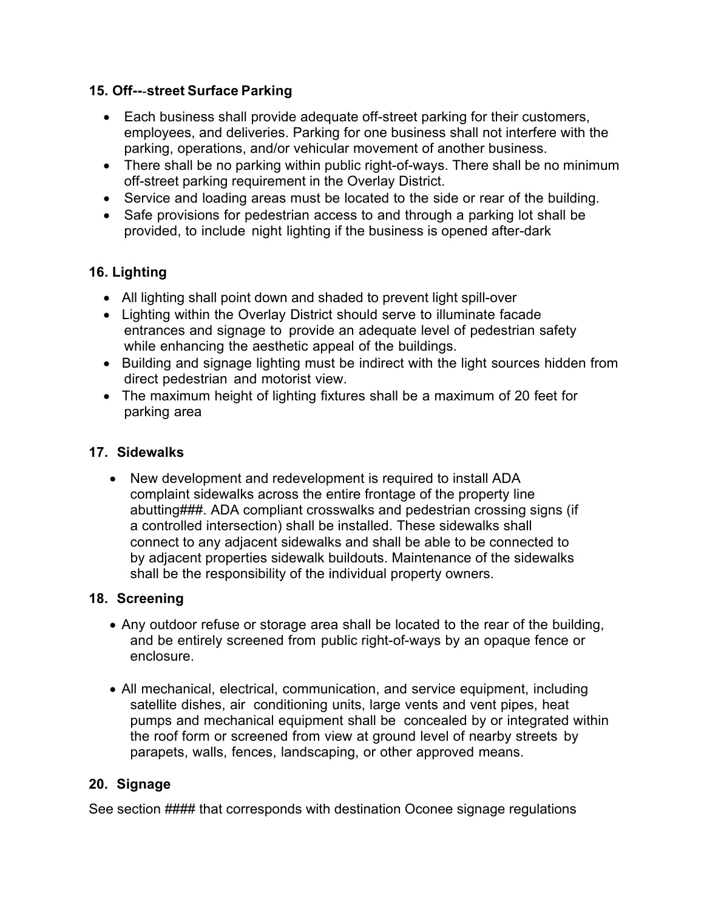### 15. Off---street Surface Parking

- Each business shall provide adequate off-street parking for their customers, employees, and deliveries. Parking for one business shall not interfere with the parking, operations, and/or vehicular movement of another business.
- There shall be no parking within public right-of-ways. There shall be no minimum off-street parking requirement in the Overlay District.
- Service and loading areas must be located to the side or rear of the building.
- Safe provisions for pedestrian access to and through a parking lot shall be provided, to include night lighting if the business is opened after-dark

### 16. Lighting

- All lighting shall point down and shaded to prevent light spill-over
- Lighting within the Overlay District should serve to illuminate facade entrances and signage to provide an adequate level of pedestrian safety while enhancing the aesthetic appeal of the buildings.
- Building and signage lighting must be indirect with the light sources hidden from direct pedestrian and motorist view.
- The maximum height of lighting fixtures shall be a maximum of 20 feet for parking area

### 17. Sidewalks

- New development and redevelopment is required to install ADA complaint sidewalks across the entire frontage of the property line abutting###. ADA compliant crosswalks and pedestrian crossing signs (if a controlled intersection) shall be installed. These sidewalks shall connect to any adjacent sidewalks and shall be able to be connected to by adjacent properties sidewalk buildouts. Maintenance of the sidewalks shall be the responsibility of the individual property owners.

### 18. Screening

- Any outdoor refuse or storage area shall be located to the rear of the building, and be entirely screened from public right-of-ways by an opaque fence or enclosure.

- All mechanical, electrical, communication, and service equipment, including satellite dishes, air conditioning units, large vents and vent pipes, heat pumps and mechanical equipment shall be concealed by or integrated within the roof form or screened from view at ground level of nearby streets by parapets, walls, fences, landscaping, or other approved means.

### 20. Signage

See section #### that corresponds with destination Oconee signage regulations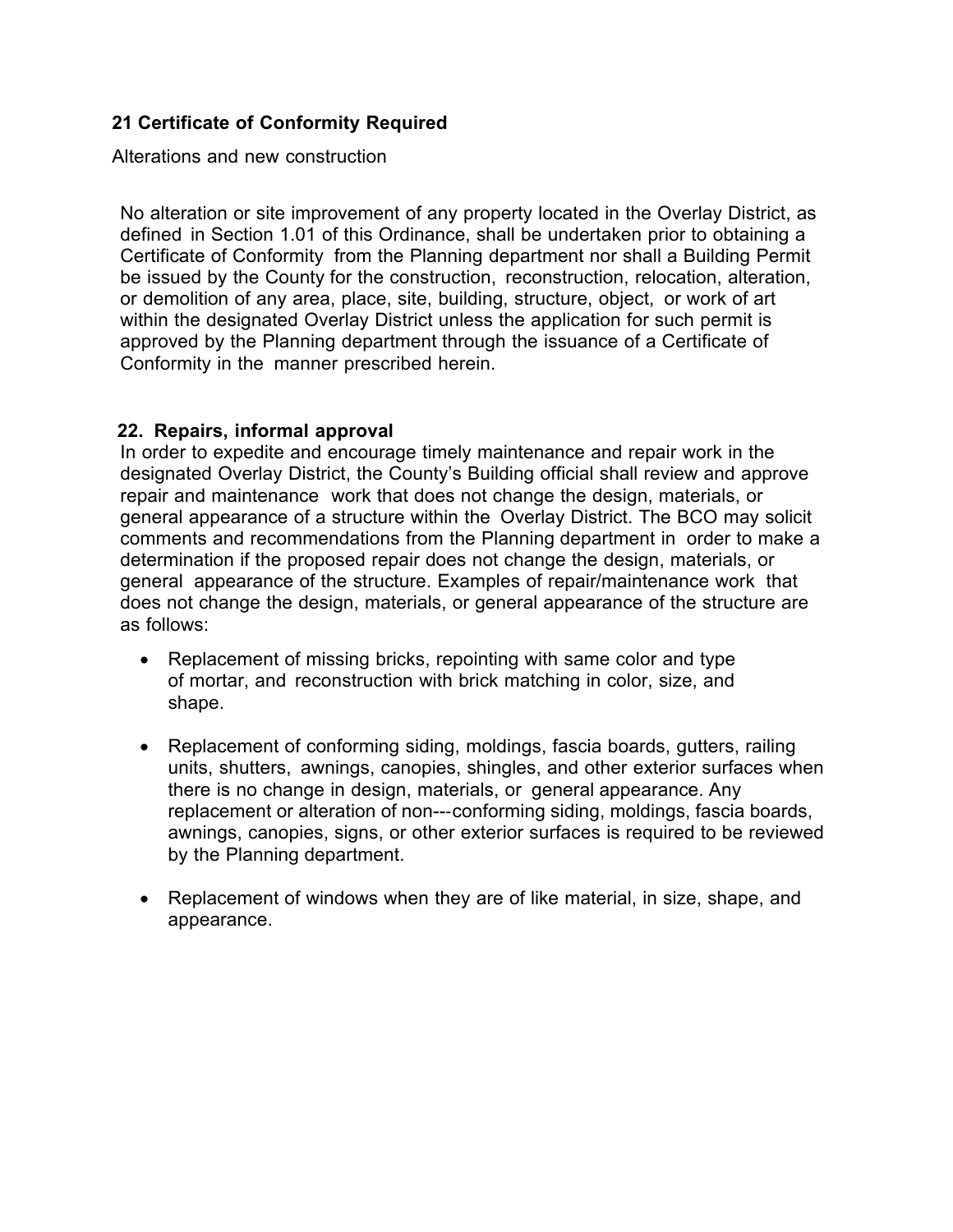### 21 Certificate of Conformity Required

Alterations and new construction

No alteration or site improvement of any property located in the Overlay District, as defined in Section 1.01 of this Ordinance, shall be undertaken prior to obtaining a Certificate of Conformity from the Planning department nor shall a Building Permit be issued by the County for the construction, reconstruction, relocation, alteration, or demolition of any area, place, site, building, structure, object, or work of art within the designated Overlay District unless the application for such permit is approved by the Planning department through the issuance of a Certificate of Conformity in the manner prescribed herein.

### 22. Repairs, informal approval

In order to expedite and encourage timely maintenance and repair work in the designated Overlay District, the County's Building official shall review and approve repair and maintenance work that does not change the design, materials, or general appearance of a structure within the Overlay District. The BCO may solicit comments and recommendations from the Planning department in order to make a determination if the proposed repair does not change the design, materials, or general appearance of the structure. Examples of repair/maintenance work that does not change the design, materials, or general appearance of the structure are as follows:

- Replacement of missing bricks, repointing with same color and type of mortar, and reconstruction with brick matching in color, size, and shape.
- Replacement of conforming siding, moldings, fascia boards, gutters, railing units, shutters, awnings, canopies, shingles, and other exterior surfaces when there is no change in design, materials, or general appearance. Any replacement or alteration of non---conforming siding, moldings, fascia boards, awnings, canopies, signs, or other exterior surfaces is required to be reviewed by the Planning department.
- Replacement of windows when they are of like material, in size, shape, and appearance.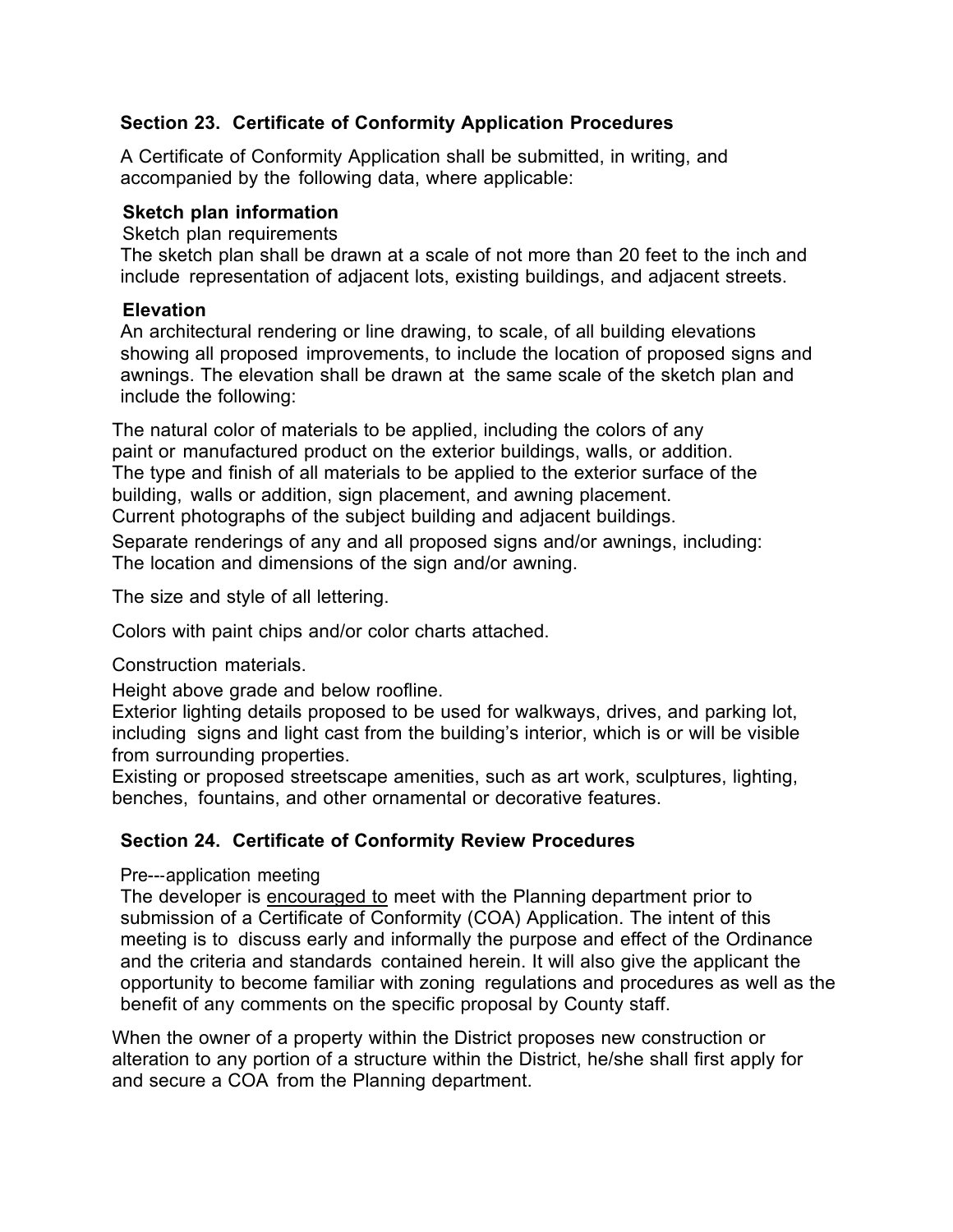## Section 23. Certificate of Conformity Application Procedures

A Certificate of Conformity Application shall be submitted, in writing, and accompanied by the following data, where applicable:

**Sketch plan information**

Sketch plan requirements

The sketch plan shall be drawn at a scale of not more than 20 feet to the inch and include representation of adjacent lots, existing buildings, and adjacent streets.

**Elevation**

An architectural rendering or line drawing, to scale, of all building elevations showing all proposed improvements, to include the location of proposed signs and awnings. The elevation shall be drawn at the same scale of the sketch plan and include the following:

The natural color of materials to be applied, including the colors of any paint or manufactured product on the exterior buildings, walls, or addition.

The type and finish of all materials to be applied to the exterior surface of the building, walls or addition, sign placement, and awning placement.

Current photographs of the subject building and adjacent buildings.

Separate renderings of any and all proposed signs and/or awnings, including:

The location and dimensions of the sign and/or awning.

The size and style of all lettering.

Colors with paint chips and/or color charts attached.

Construction materials.

Height above grade and below roofline.

Exterior lighting details proposed to be used for walkways, drives, and parking lot, including signs and light cast from the building's interior, which is or will be visible from surrounding properties.

Existing or proposed streetscape amenities, such as art work, sculptures, lighting, benches, fountains, and other ornamental or decorative features.

## Section 24. Certificate of Conformity Review Procedures

Pre---application meeting

The developer is encouraged to meet with the Planning department prior to submission of a Certificate of Conformity (COA) Application. The intent of this meeting is to discuss early and informally the purpose and effect of the Ordinance and the criteria and standards contained herein. It will also give the applicant the opportunity to become familiar with zoning regulations and procedures as well as the benefit of any comments on the specific proposal by County staff.

When the owner of a property within the District proposes new construction or alteration to any portion of a structure within the District, he/she shall first apply for and secure a COA from the Planning department.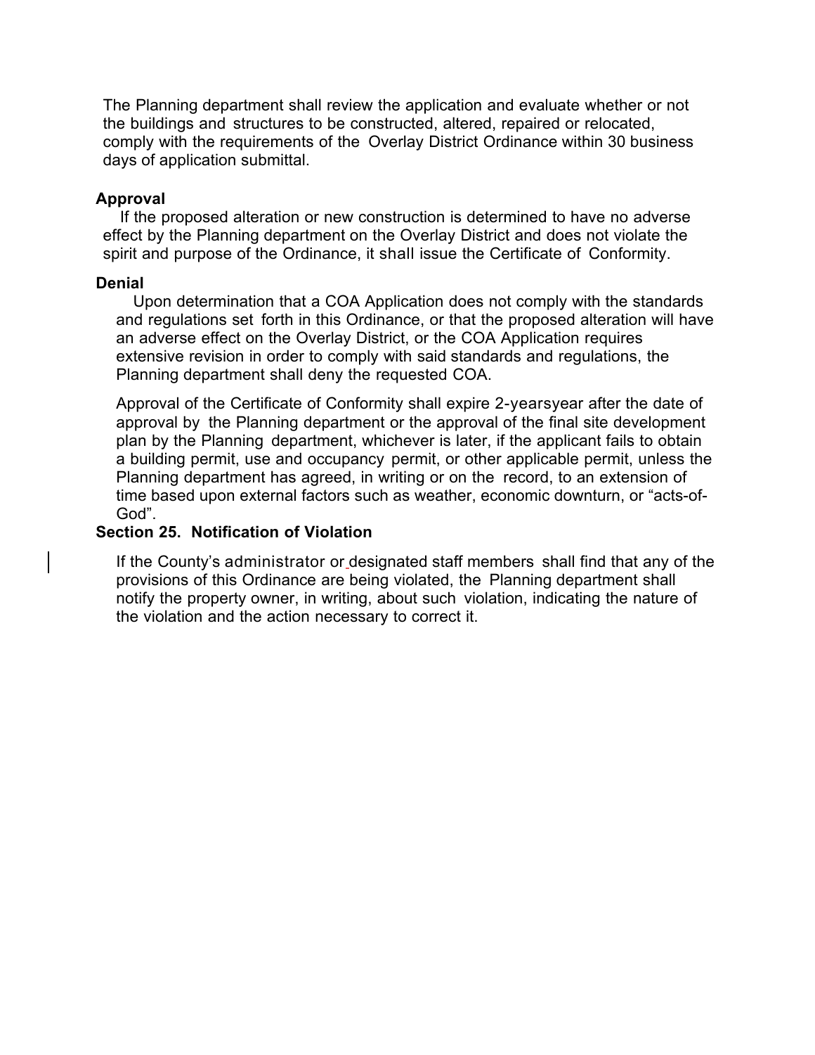The Planning department shall review the application and evaluate whether or not the buildings and structures to be constructed, altered, repaired or relocated, comply with the requirements of the Overlay District Ordinance within 30 business days of application submittal.

**Approval**

If the proposed alteration or new construction is determined to have no adverse effect by the Planning department on the Overlay District and does not violate the spirit and purpose of the Ordinance, it shall issue the Certificate of Conformity.

**Denial**

Upon determination that a COA Application does not comply with the standards and regulations set forth in this Ordinance, or that the proposed alteration will have an adverse effect on the Overlay District, or the COA Application requires extensive revision in order to comply with said standards and regulations, the Planning department shall deny the requested COA.

Approval of the Certificate of Conformity shall expire 2-yearsyear after the date of approval by the Planning department or the approval of the final site development plan by the Planning department, whichever is later, if the applicant fails to obtain a building permit, use and occupancy permit, or other applicable permit, unless the Planning department has agreed, in writing or on the record, to an extension of time based upon external factors such as weather, economic downturn, or "acts-of-God".

**Section 25. Notification of Violation**

If the County's administrator or designated staff members shall find that any of the provisions of this Ordinance are being violated, the Planning department shall notify the property owner, in writing, about such violation, indicating the nature of the violation and the action necessary to correct it.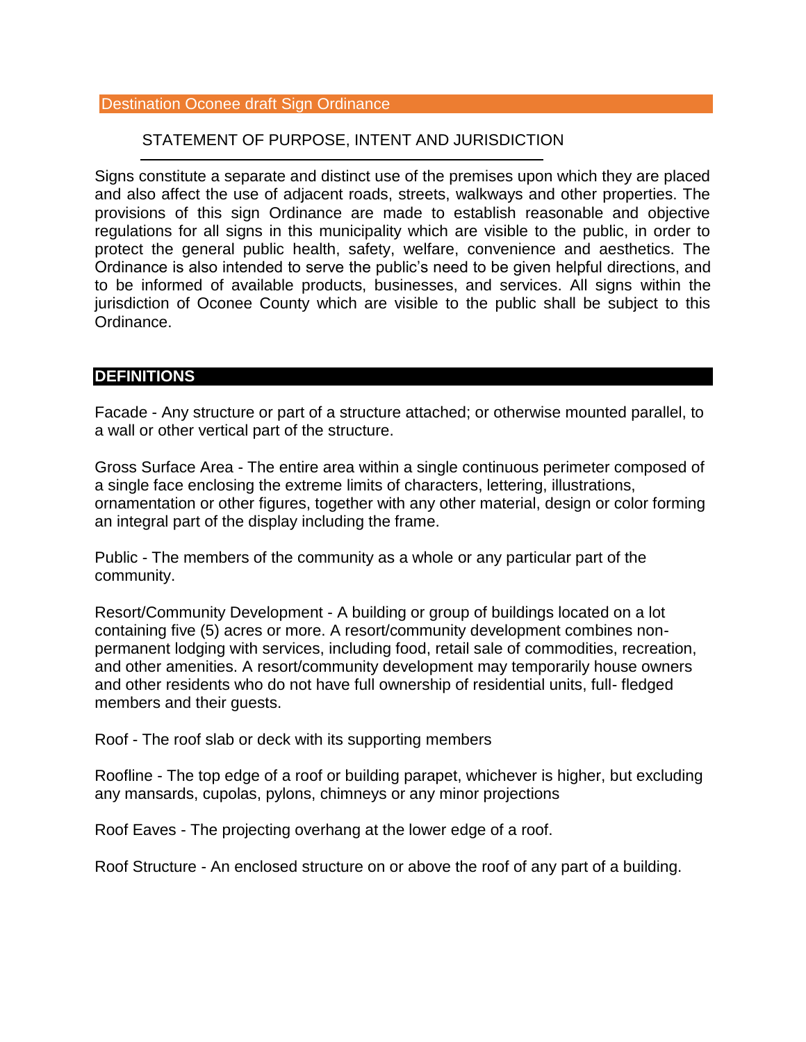Destination Oconee draft Sign Ordinance

## STATEMENT OF PURPOSE, INTENT AND JURISDICTION

Signs constitute a separate and distinct use of the premises upon which they are placed and also affect the use of adjacent roads, streets, walkways and other properties. The provisions of this sign Ordinance are made to establish reasonable and objective regulations for all signs in this municipality which are visible to the public, in order to protect the general public health, safety, welfare, convenience and aesthetics. The Ordinance is also intended to serve the public's need to be given helpful directions, and to be informed of available products, businesses, and services. All signs within the jurisdiction of Oconee County which are visible to the public shall be subject to this Ordinance.

## DEFINITIONS

Facade - Any structure or part of a structure attached; or otherwise mounted parallel, to a wall or other vertical part of the structure.

Gross Surface Area - The entire area within a single continuous perimeter composed of a single face enclosing the extreme limits of characters, lettering, illustrations, ornamentation or other figures, together with any other material, design or color forming an integral part of the display including the frame.

Public - The members of the community as a whole or any particular part of the community.

Resort/Community Development - A building or group of buildings located on a lot containing five (5) acres or more. A resort/community development combines non-permanent lodging with services, including food, retail sale of commodities, recreation, and other amenities. A resort/community development may temporarily house owners and other residents who do not have full ownership of residential units, full- fledged members and their guests.

Roof - The roof slab or deck with its supporting members

Roofline - The top edge of a roof or building parapet, whichever is higher, but excluding any mansards, cupolas, pylons, chimneys or any minor projections

Roof Eaves - The projecting overhang at the lower edge of a roof.

Roof Structure - An enclosed structure on or above the roof of any part of a building.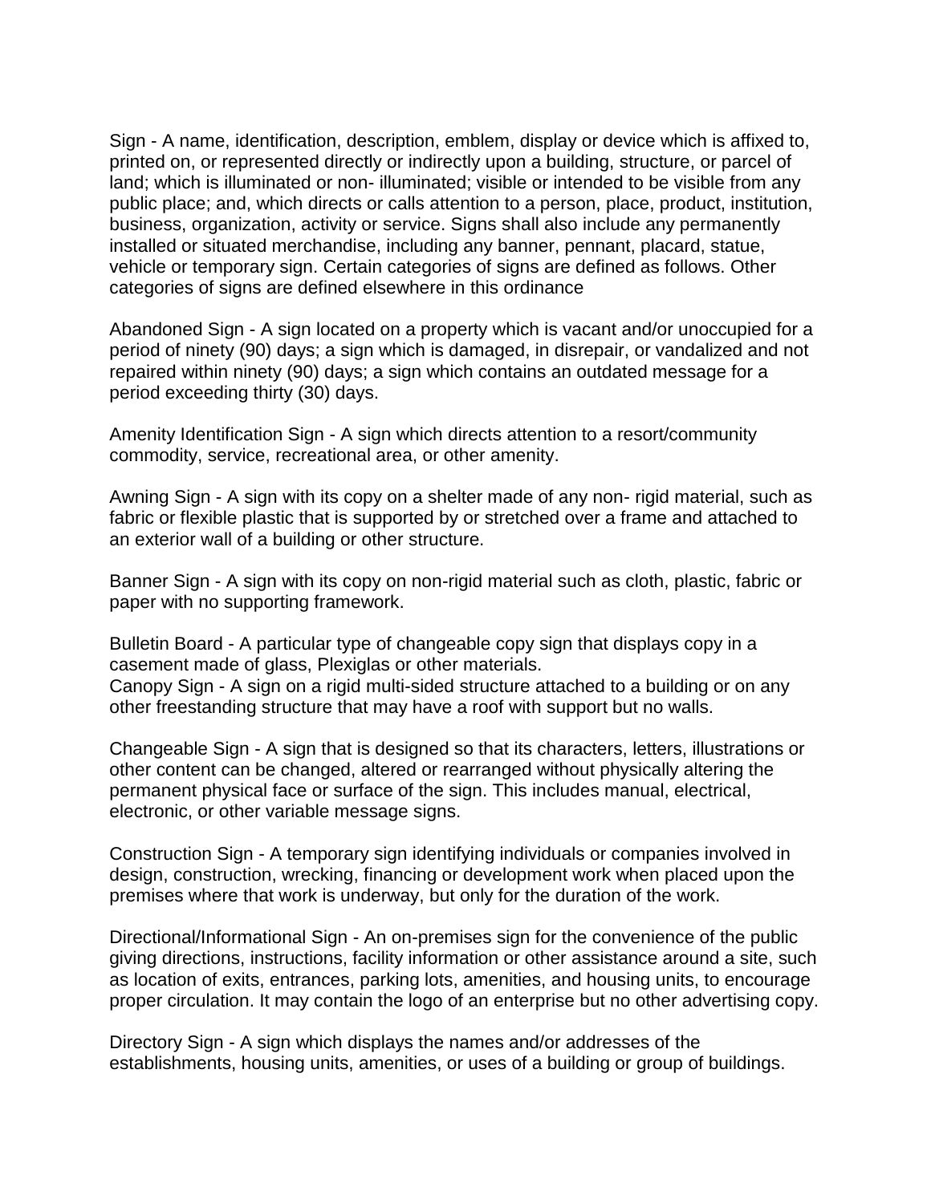Sign - A name, identification, description, emblem, display or device which is affixed to, printed on, or represented directly or indirectly upon a building, structure, or parcel of land; which is illuminated or non- illuminated; visible or intended to be visible from any public place; and, which directs or calls attention to a person, place, product, institution, business, organization, activity or service. Signs shall also include any permanently installed or situated merchandise, including any banner, pennant, placard, statue, vehicle or temporary sign. Certain categories of signs are defined as follows. Other categories of signs are defined elsewhere in this ordinance

Abandoned Sign - A sign located on a property which is vacant and/or unoccupied for a period of ninety (90) days; a sign which is damaged, in disrepair, or vandalized and not repaired within ninety (90) days; a sign which contains an outdated message for a period exceeding thirty (30) days.

Amenity Identification Sign - A sign which directs attention to a resort/community commodity, service, recreational area, or other amenity.

Awning Sign - A sign with its copy on a shelter made of any non- rigid material, such as fabric or flexible plastic that is supported by or stretched over a frame and attached to an exterior wall of a building or other structure.

Banner Sign - A sign with its copy on non-rigid material such as cloth, plastic, fabric or paper with no supporting framework.

Bulletin Board - A particular type of changeable copy sign that displays copy in a casement made of glass, Plexiglas or other materials.

Canopy Sign - A sign on a rigid multi-sided structure attached to a building or on any other freestanding structure that may have a roof with support but no walls.

Changeable Sign - A sign that is designed so that its characters, letters, illustrations or other content can be changed, altered or rearranged without physically altering the permanent physical face or surface of the sign. This includes manual, electrical, electronic, or other variable message signs.

Construction Sign - A temporary sign identifying individuals or companies involved in design, construction, wrecking, financing or development work when placed upon the premises where that work is underway, but only for the duration of the work.

Directional/Informational Sign - An on-premises sign for the convenience of the public giving directions, instructions, facility information or other assistance around a site, such as location of exits, entrances, parking lots, amenities, and housing units, to encourage proper circulation. It may contain the logo of an enterprise but no other advertising copy.

Directory Sign - A sign which displays the names and/or addresses of the establishments, housing units, amenities, or uses of a building or group of buildings.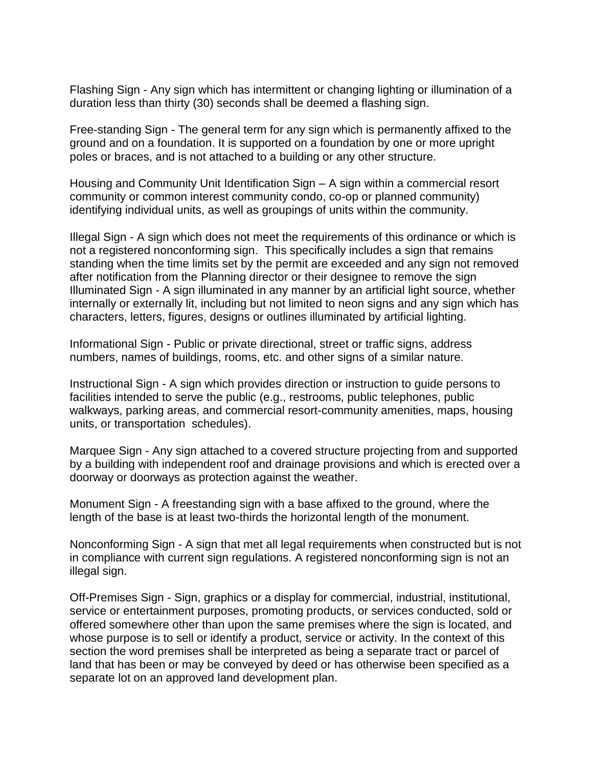Flashing Sign - Any sign which has intermittent or changing lighting or illumination of a duration less than thirty (30) seconds shall be deemed a flashing sign.

Free-standing Sign - The general term for any sign which is permanently affixed to the ground and on a foundation. It is supported on a foundation by one or more upright poles or braces, and is not attached to a building or any other structure.

Housing and Community Unit Identification Sign – A sign within a commercial resort community or common interest community condo, co-op or planned community) identifying individual units, as well as groupings of units within the community.

Illegal Sign - A sign which does not meet the requirements of this ordinance or which is not a registered nonconforming sign. This specifically includes a sign that remains standing when the time limits set by the permit are exceeded and any sign not removed after notification from the Planning director or their designee to remove the sign
Illuminated Sign - A sign illuminated in any manner by an artificial light source, whether internally or externally lit, including but not limited to neon signs and any sign which has characters, letters, figures, designs or outlines illuminated by artificial lighting.

Informational Sign - Public or private directional, street or traffic signs, address numbers, names of buildings, rooms, etc. and other signs of a similar nature.

Instructional Sign - A sign which provides direction or instruction to guide persons to facilities intended to serve the public (e.g., restrooms, public telephones, public walkways, parking areas, and commercial resort-community amenities, maps, housing units, or transportation schedules).

Marquee Sign - Any sign attached to a covered structure projecting from and supported by a building with independent roof and drainage provisions and which is erected over a doorway or doorways as protection against the weather.

Monument Sign - A freestanding sign with a base affixed to the ground, where the length of the base is at least two-thirds the horizontal length of the monument.

Nonconforming Sign - A sign that met all legal requirements when constructed but is not in compliance with current sign regulations. A registered nonconforming sign is not an illegal sign.

Off-Premises Sign - Sign, graphics or a display for commercial, industrial, institutional, service or entertainment purposes, promoting products, or services conducted, sold or offered somewhere other than upon the same premises where the sign is located, and whose purpose is to sell or identify a product, service or activity. In the context of this section the word premises shall be interpreted as being a separate tract or parcel of land that has been or may be conveyed by deed or has otherwise been specified as a separate lot on an approved land development plan.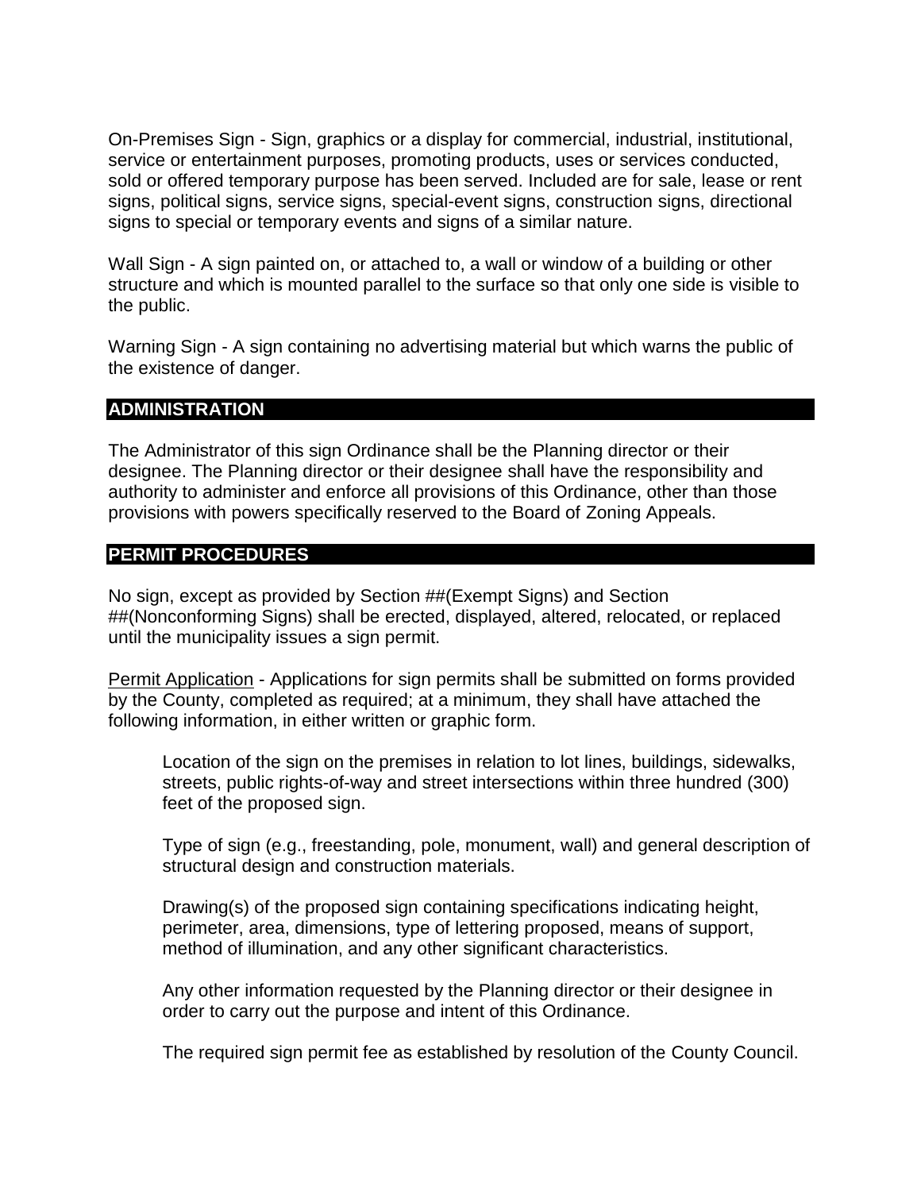On-Premises Sign - Sign, graphics or a display for commercial, industrial, institutional, service or entertainment purposes, promoting products, uses or services conducted, sold or offered temporary purpose has been served. Included are for sale, lease or rent signs, political signs, service signs, special-event signs, construction signs, directional signs to special or temporary events and signs of a similar nature.

Wall Sign - A sign painted on, or attached to, a wall or window of a building or other structure and which is mounted parallel to the surface so that only one side is visible to the public.

Warning Sign - A sign containing no advertising material but which warns the public of the existence of danger.

## ADMINISTRATION

The Administrator of this sign Ordinance shall be the Planning director or their designee. The Planning director or their designee shall have the responsibility and authority to administer and enforce all provisions of this Ordinance, other than those provisions with powers specifically reserved to the Board of Zoning Appeals.

## PERMIT PROCEDURES

No sign, except as provided by Section ##(Exempt Signs) and Section ##(Nonconforming Signs) shall be erected, displayed, altered, relocated, or replaced until the municipality issues a sign permit.

Permit Application - Applications for sign permits shall be submitted on forms provided by the County, completed as required; at a minimum, they shall have attached the following information, in either written or graphic form.

> Location of the sign on the premises in relation to lot lines, buildings, sidewalks, streets, public rights-of-way and street intersections within three hundred (300) feet of the proposed sign.
>
> Type of sign (e.g., freestanding, pole, monument, wall) and general description of structural design and construction materials.
>
> Drawing(s) of the proposed sign containing specifications indicating height, perimeter, area, dimensions, type of lettering proposed, means of support, method of illumination, and any other significant characteristics.
>
> Any other information requested by the Planning director or their designee in order to carry out the purpose and intent of this Ordinance.
>
> The required sign permit fee as established by resolution of the County Council.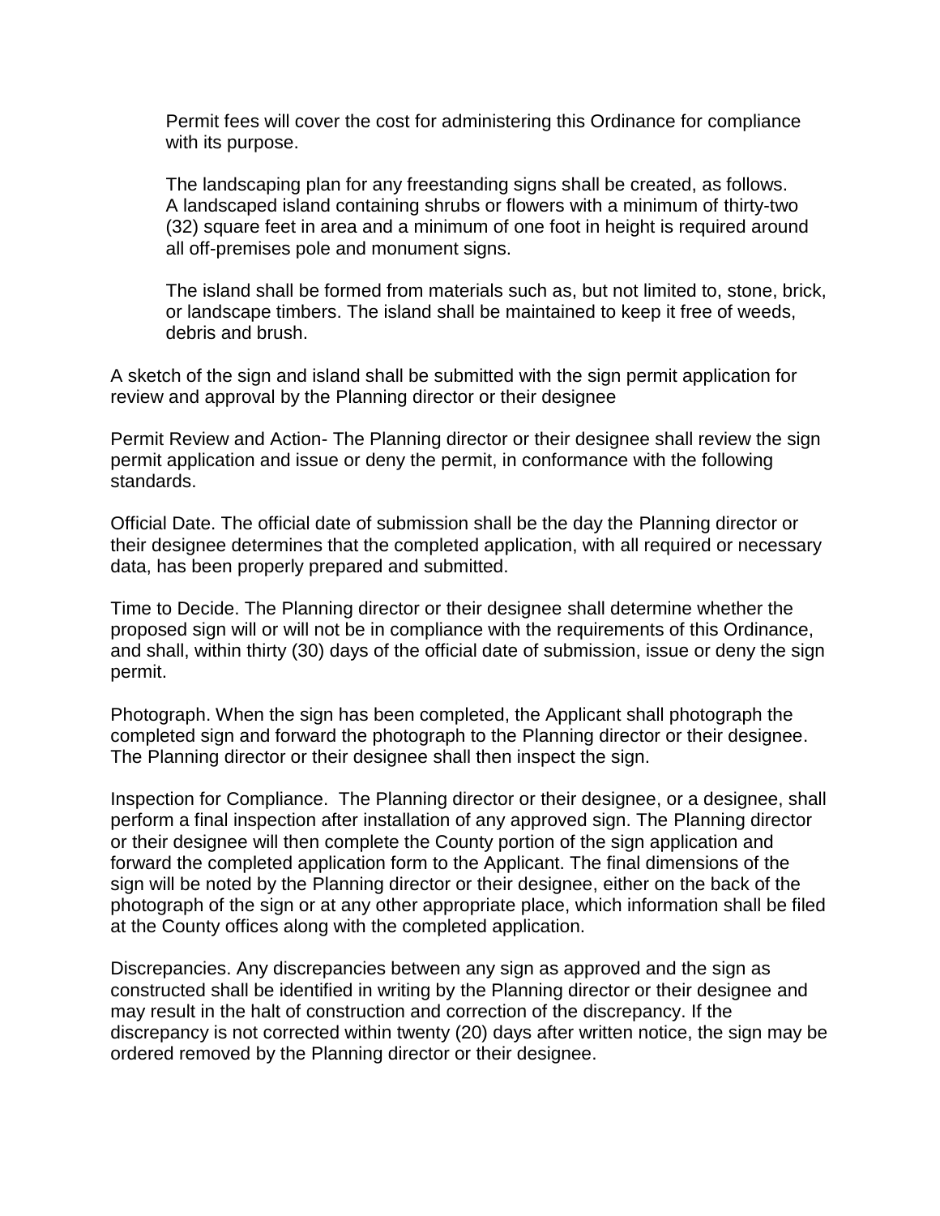Permit fees will cover the cost for administering this Ordinance for compliance with its purpose.

The landscaping plan for any freestanding signs shall be created, as follows. A landscaped island containing shrubs or flowers with a minimum of thirty-two (32) square feet in area and a minimum of one foot in height is required around all off-premises pole and monument signs.

The island shall be formed from materials such as, but not limited to, stone, brick, or landscape timbers. The island shall be maintained to keep it free of weeds, debris and brush.

A sketch of the sign and island shall be submitted with the sign permit application for review and approval by the Planning director or their designee

Permit Review and Action- The Planning director or their designee shall review the sign permit application and issue or deny the permit, in conformance with the following standards.

Official Date. The official date of submission shall be the day the Planning director or their designee determines that the completed application, with all required or necessary data, has been properly prepared and submitted.

Time to Decide. The Planning director or their designee shall determine whether the proposed sign will or will not be in compliance with the requirements of this Ordinance, and shall, within thirty (30) days of the official date of submission, issue or deny the sign permit.

Photograph. When the sign has been completed, the Applicant shall photograph the completed sign and forward the photograph to the Planning director or their designee. The Planning director or their designee shall then inspect the sign.

Inspection for Compliance. The Planning director or their designee, or a designee, shall perform a final inspection after installation of any approved sign. The Planning director or their designee will then complete the County portion of the sign application and forward the completed application form to the Applicant. The final dimensions of the sign will be noted by the Planning director or their designee, either on the back of the photograph of the sign or at any other appropriate place, which information shall be filed at the County offices along with the completed application.

Discrepancies. Any discrepancies between any sign as approved and the sign as constructed shall be identified in writing by the Planning director or their designee and may result in the halt of construction and correction of the discrepancy. If the discrepancy is not corrected within twenty (20) days after written notice, the sign may be ordered removed by the Planning director or their designee.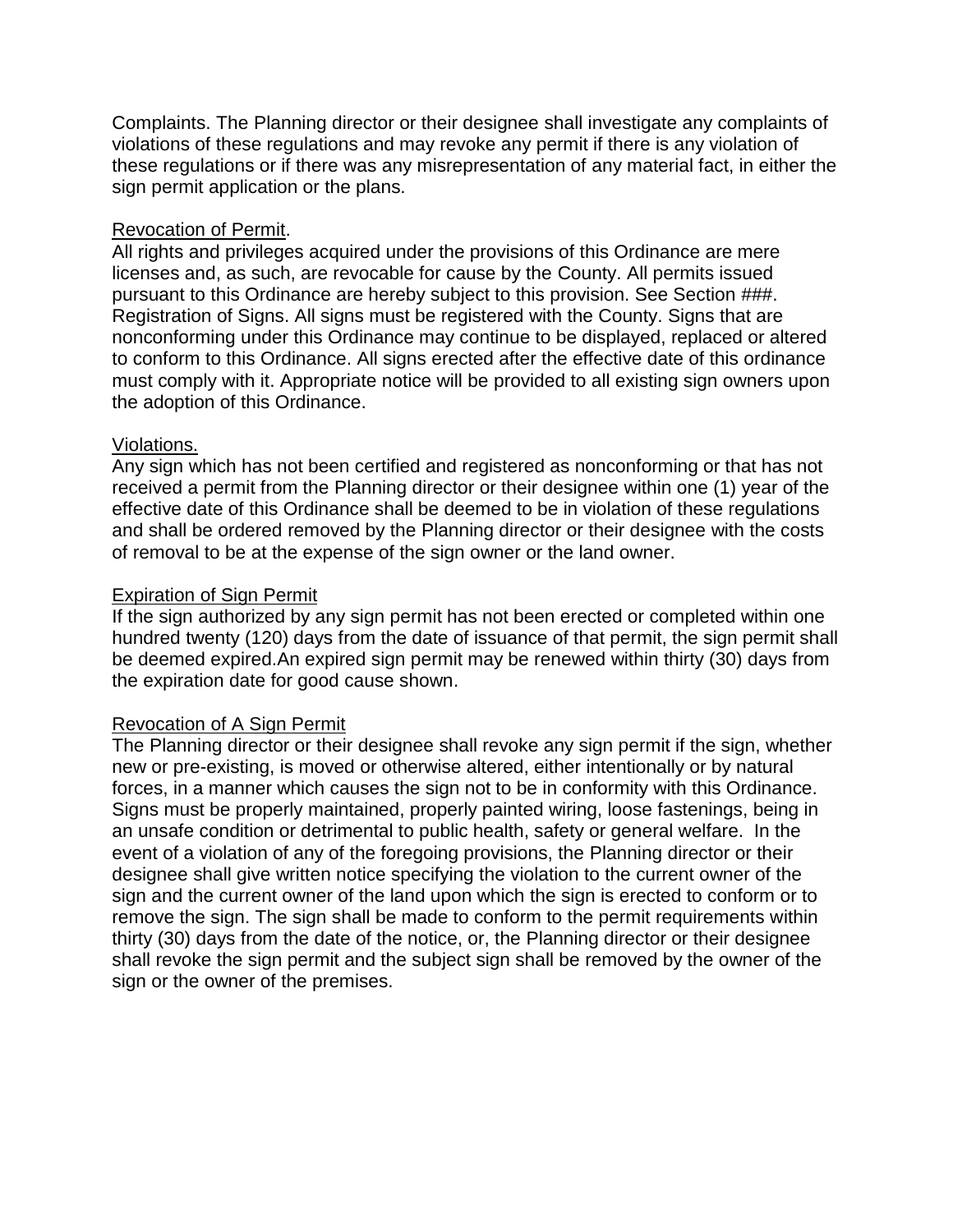Complaints. The Planning director or their designee shall investigate any complaints of violations of these regulations and may revoke any permit if there is any violation of these regulations or if there was any misrepresentation of any material fact, in either the sign permit application or the plans.

<u>Revocation of Permit</u>.

All rights and privileges acquired under the provisions of this Ordinance are mere licenses and, as such, are revocable for cause by the County. All permits issued pursuant to this Ordinance are hereby subject to this provision. See Section ###. Registration of Signs. All signs must be registered with the County. Signs that are nonconforming under this Ordinance may continue to be displayed, replaced or altered to conform to this Ordinance. All signs erected after the effective date of this ordinance must comply with it. Appropriate notice will be provided to all existing sign owners upon the adoption of this Ordinance.

<u>Violations.</u>

Any sign which has not been certified and registered as nonconforming or that has not received a permit from the Planning director or their designee within one (1) year of the effective date of this Ordinance shall be deemed to be in violation of these regulations and shall be ordered removed by the Planning director or their designee with the costs of removal to be at the expense of the sign owner or the land owner.

<u>Expiration of Sign Permit</u>

If the sign authorized by any sign permit has not been erected or completed within one hundred twenty (120) days from the date of issuance of that permit, the sign permit shall be deemed expired.An expired sign permit may be renewed within thirty (30) days from the expiration date for good cause shown.

<u>Revocation of A Sign Permit</u>

The Planning director or their designee shall revoke any sign permit if the sign, whether new or pre-existing, is moved or otherwise altered, either intentionally or by natural forces, in a manner which causes the sign not to be in conformity with this Ordinance. Signs must be properly maintained, properly painted wiring, loose fastenings, being in an unsafe condition or detrimental to public health, safety or general welfare. In the event of a violation of any of the foregoing provisions, the Planning director or their designee shall give written notice specifying the violation to the current owner of the sign and the current owner of the land upon which the sign is erected to conform or to remove the sign. The sign shall be made to conform to the permit requirements within thirty (30) days from the date of the notice, or, the Planning director or their designee shall revoke the sign permit and the subject sign shall be removed by the owner of the sign or the owner of the premises.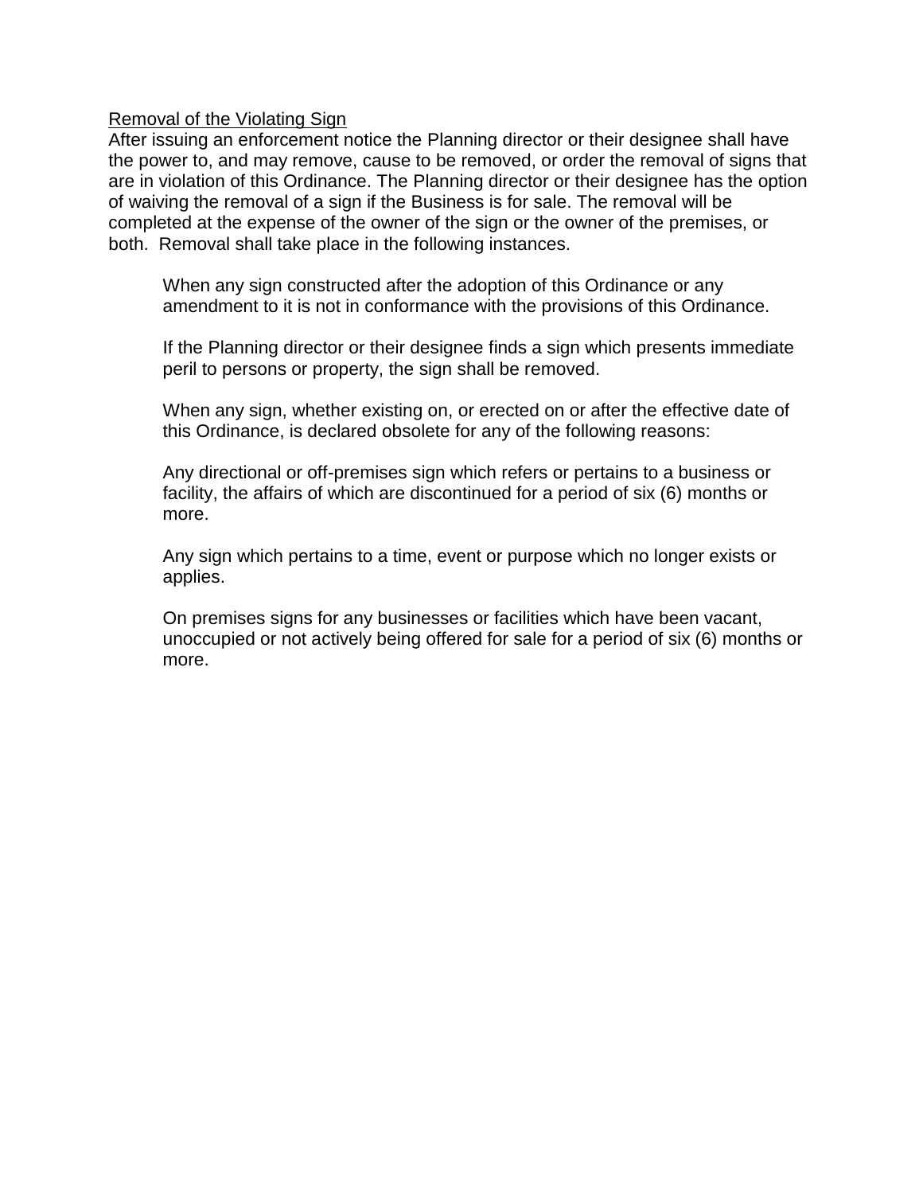<u>Removal of the Violating Sign</u>

After issuing an enforcement notice the Planning director or their designee shall have the power to, and may remove, cause to be removed, or order the removal of signs that are in violation of this Ordinance. The Planning director or their designee has the option of waiving the removal of a sign if the Business is for sale. The removal will be completed at the expense of the owner of the sign or the owner of the premises, or both. Removal shall take place in the following instances.

> When any sign constructed after the adoption of this Ordinance or any amendment to it is not in conformance with the provisions of this Ordinance.
>
> If the Planning director or their designee finds a sign which presents immediate peril to persons or property, the sign shall be removed.
>
> When any sign, whether existing on, or erected on or after the effective date of this Ordinance, is declared obsolete for any of the following reasons:
>
> Any directional or off-premises sign which refers or pertains to a business or facility, the affairs of which are discontinued for a period of six (6) months or more.
>
> Any sign which pertains to a time, event or purpose which no longer exists or applies.
>
> On premises signs for any businesses or facilities which have been vacant, unoccupied or not actively being offered for sale for a period of six (6) months or more.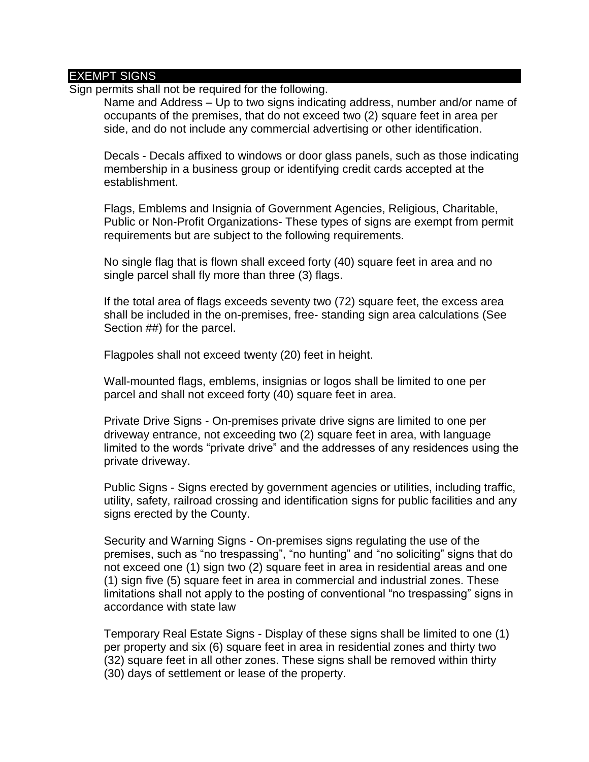## EXEMPT SIGNS

Sign permits shall not be required for the following.

Name and Address – Up to two signs indicating address, number and/or name of occupants of the premises, that do not exceed two (2) square feet in area per side, and do not include any commercial advertising or other identification.

Decals - Decals affixed to windows or door glass panels, such as those indicating membership in a business group or identifying credit cards accepted at the establishment.

Flags, Emblems and Insignia of Government Agencies, Religious, Charitable, Public or Non-Profit Organizations- These types of signs are exempt from permit requirements but are subject to the following requirements.

No single flag that is flown shall exceed forty (40) square feet in area and no single parcel shall fly more than three (3) flags.

If the total area of flags exceeds seventy two (72) square feet, the excess area shall be included in the on-premises, free- standing sign area calculations (See Section ##) for the parcel.

Flagpoles shall not exceed twenty (20) feet in height.

Wall-mounted flags, emblems, insignias or logos shall be limited to one per parcel and shall not exceed forty (40) square feet in area.

Private Drive Signs - On-premises private drive signs are limited to one per driveway entrance, not exceeding two (2) square feet in area, with language limited to the words "private drive" and the addresses of any residences using the private driveway.

Public Signs - Signs erected by government agencies or utilities, including traffic, utility, safety, railroad crossing and identification signs for public facilities and any signs erected by the County.

Security and Warning Signs - On-premises signs regulating the use of the premises, such as "no trespassing", "no hunting" and "no soliciting" signs that do not exceed one (1) sign two (2) square feet in area in residential areas and one (1) sign five (5) square feet in area in commercial and industrial zones. These limitations shall not apply to the posting of conventional "no trespassing" signs in accordance with state law

Temporary Real Estate Signs - Display of these signs shall be limited to one (1) per property and six (6) square feet in area in residential zones and thirty two (32) square feet in all other zones. These signs shall be removed within thirty (30) days of settlement or lease of the property.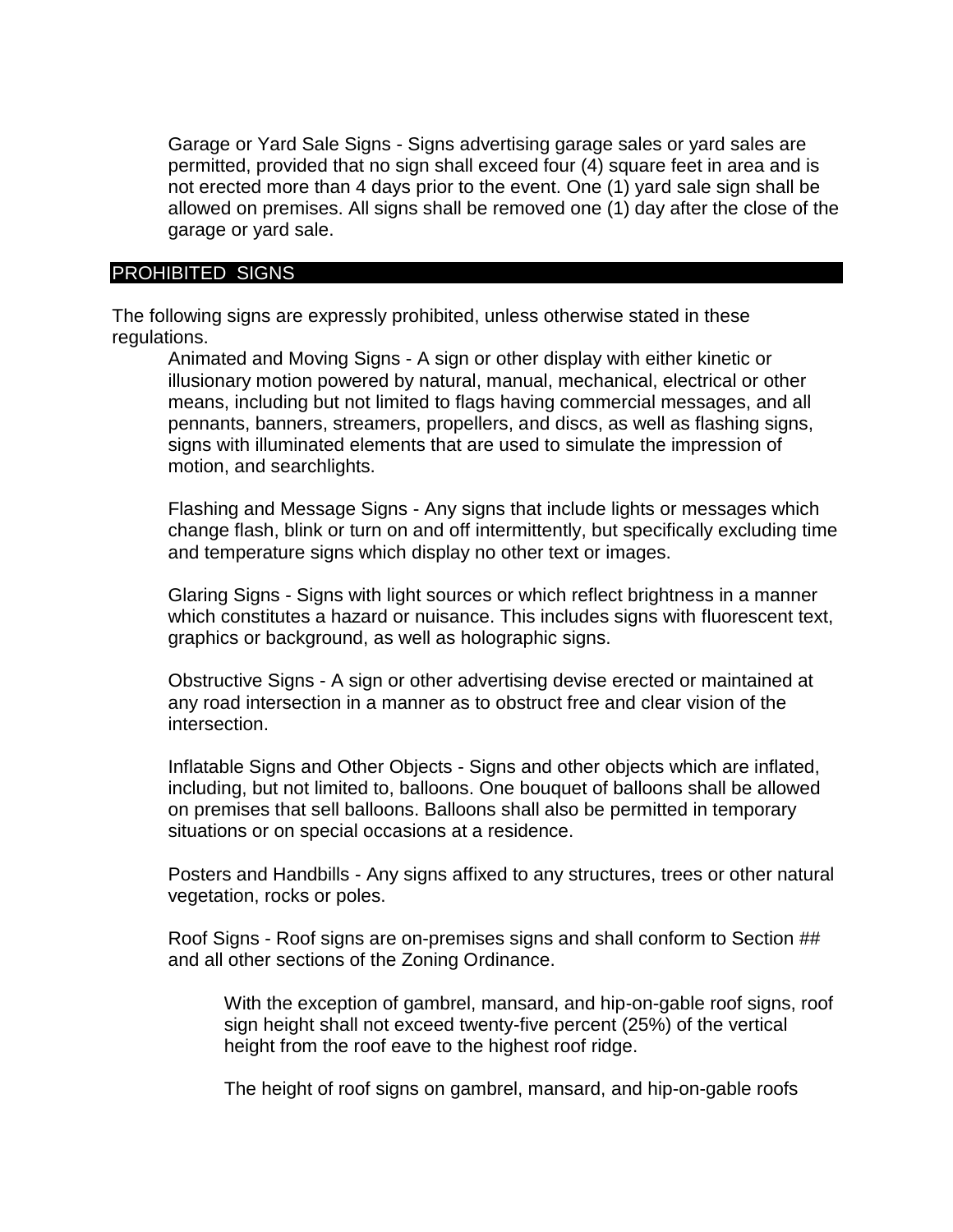Garage or Yard Sale Signs - Signs advertising garage sales or yard sales are permitted, provided that no sign shall exceed four (4) square feet in area and is not erected more than 4 days prior to the event. One (1) yard sale sign shall be allowed on premises. All signs shall be removed one (1) day after the close of the garage or yard sale.

## PROHIBITED SIGNS

The following signs are expressly prohibited, unless otherwise stated in these regulations.

Animated and Moving Signs - A sign or other display with either kinetic or illusionary motion powered by natural, manual, mechanical, electrical or other means, including but not limited to flags having commercial messages, and all pennants, banners, streamers, propellers, and discs, as well as flashing signs, signs with illuminated elements that are used to simulate the impression of motion, and searchlights.

Flashing and Message Signs - Any signs that include lights or messages which change flash, blink or turn on and off intermittently, but specifically excluding time and temperature signs which display no other text or images.

Glaring Signs - Signs with light sources or which reflect brightness in a manner which constitutes a hazard or nuisance. This includes signs with fluorescent text, graphics or background, as well as holographic signs.

Obstructive Signs - A sign or other advertising devise erected or maintained at any road intersection in a manner as to obstruct free and clear vision of the intersection.

Inflatable Signs and Other Objects - Signs and other objects which are inflated, including, but not limited to, balloons. One bouquet of balloons shall be allowed on premises that sell balloons. Balloons shall also be permitted in temporary situations or on special occasions at a residence.

Posters and Handbills - Any signs affixed to any structures, trees or other natural vegetation, rocks or poles.

Roof Signs - Roof signs are on-premises signs and shall conform to Section ## and all other sections of the Zoning Ordinance.

With the exception of gambrel, mansard, and hip-on-gable roof signs, roof sign height shall not exceed twenty-five percent (25%) of the vertical height from the roof eave to the highest roof ridge.

The height of roof signs on gambrel, mansard, and hip-on-gable roofs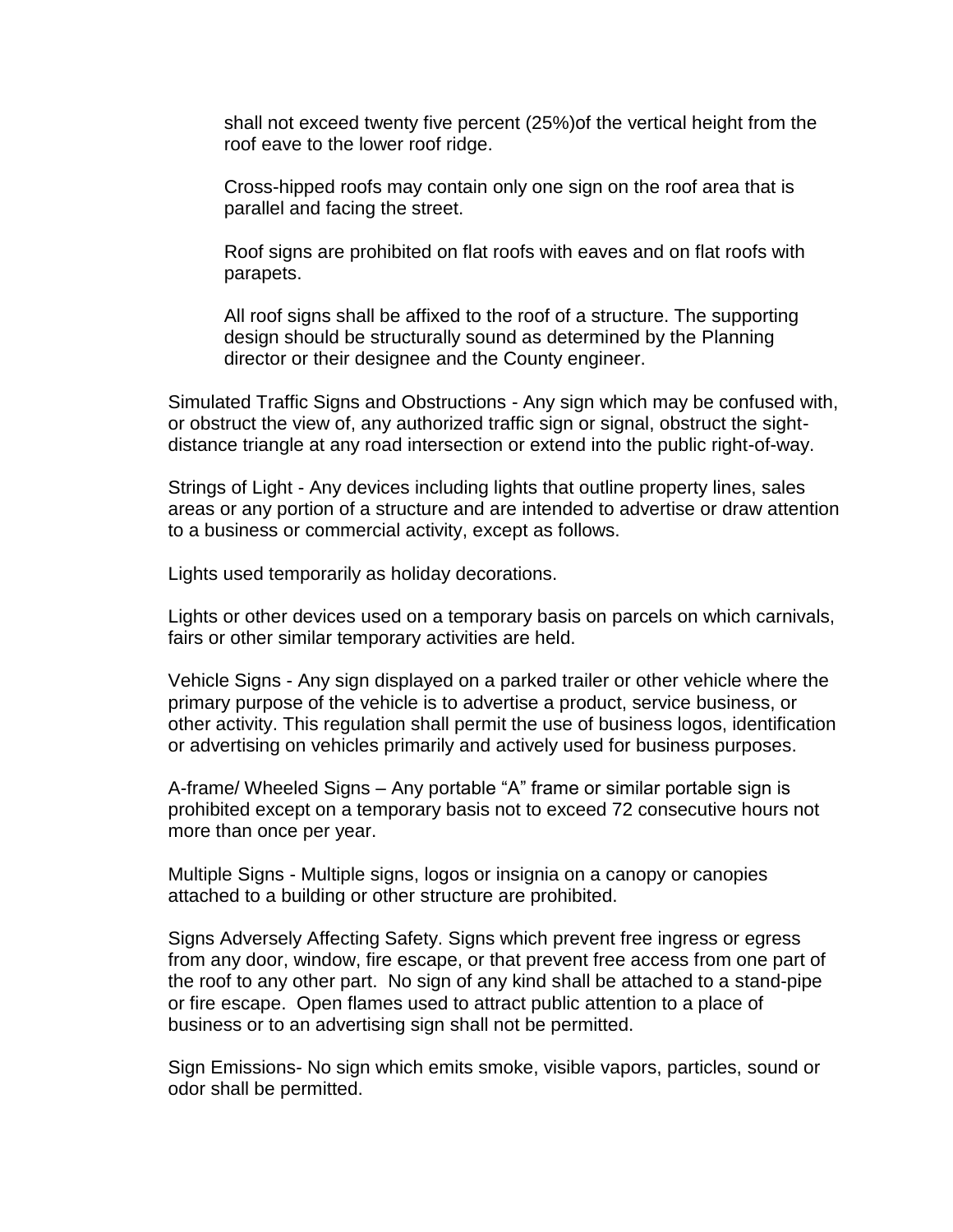shall not exceed twenty five percent (25%)of the vertical height from the roof eave to the lower roof ridge.

Cross-hipped roofs may contain only one sign on the roof area that is parallel and facing the street.

Roof signs are prohibited on flat roofs with eaves and on flat roofs with parapets.

All roof signs shall be affixed to the roof of a structure. The supporting design should be structurally sound as determined by the Planning director or their designee and the County engineer.

Simulated Traffic Signs and Obstructions - Any sign which may be confused with, or obstruct the view of, any authorized traffic sign or signal, obstruct the sight-distance triangle at any road intersection or extend into the public right-of-way.

Strings of Light - Any devices including lights that outline property lines, sales areas or any portion of a structure and are intended to advertise or draw attention to a business or commercial activity, except as follows.

Lights used temporarily as holiday decorations.

Lights or other devices used on a temporary basis on parcels on which carnivals, fairs or other similar temporary activities are held.

Vehicle Signs - Any sign displayed on a parked trailer or other vehicle where the primary purpose of the vehicle is to advertise a product, service business, or other activity. This regulation shall permit the use of business logos, identification or advertising on vehicles primarily and actively used for business purposes.

A-frame/ Wheeled Signs – Any portable "A" frame or similar portable sign is prohibited except on a temporary basis not to exceed 72 consecutive hours not more than once per year.

Multiple Signs - Multiple signs, logos or insignia on a canopy or canopies attached to a building or other structure are prohibited.

Signs Adversely Affecting Safety. Signs which prevent free ingress or egress from any door, window, fire escape, or that prevent free access from one part of the roof to any other part. No sign of any kind shall be attached to a stand-pipe or fire escape. Open flames used to attract public attention to a place of business or to an advertising sign shall not be permitted.

Sign Emissions- No sign which emits smoke, visible vapors, particles, sound or odor shall be permitted.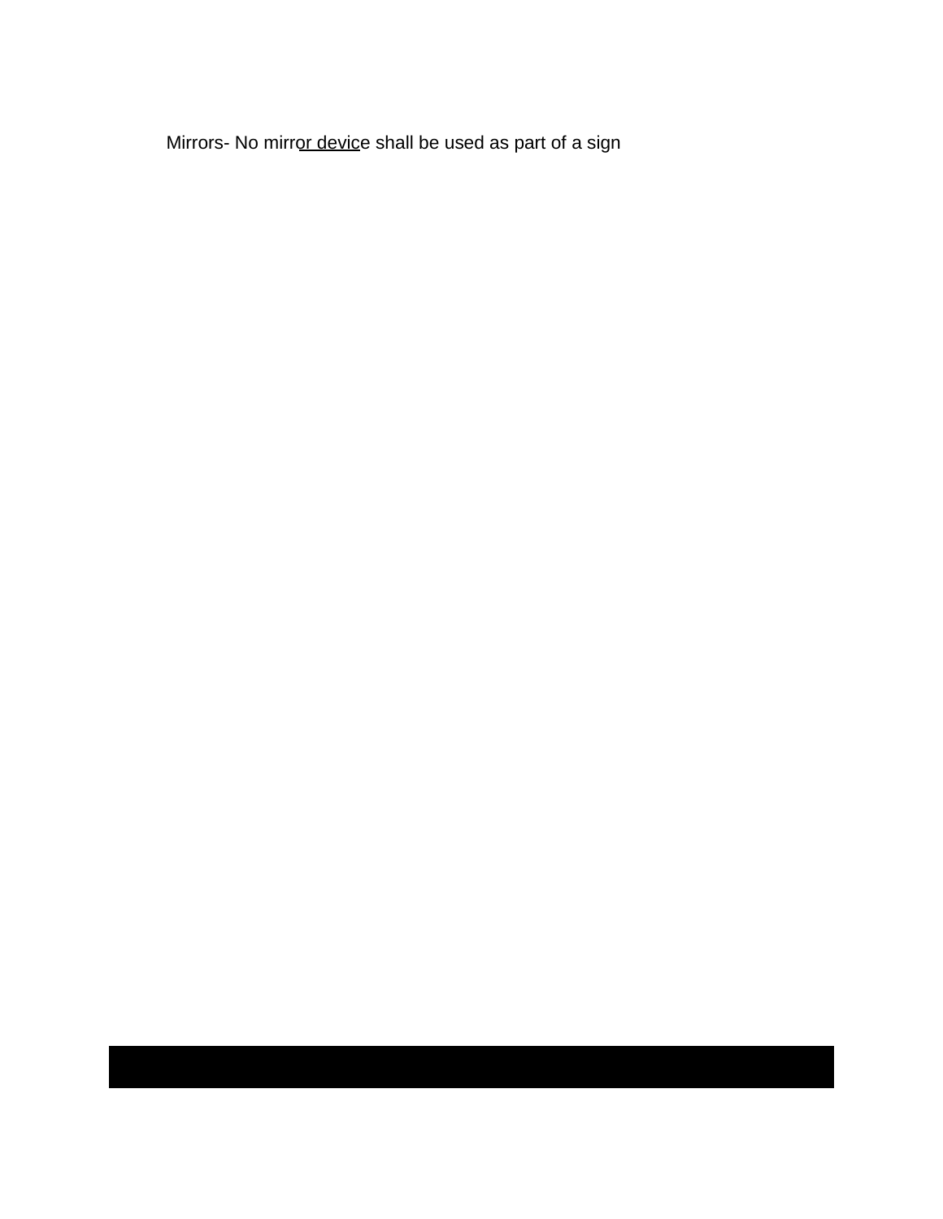Mirrors- No mirror device shall be used as part of a sign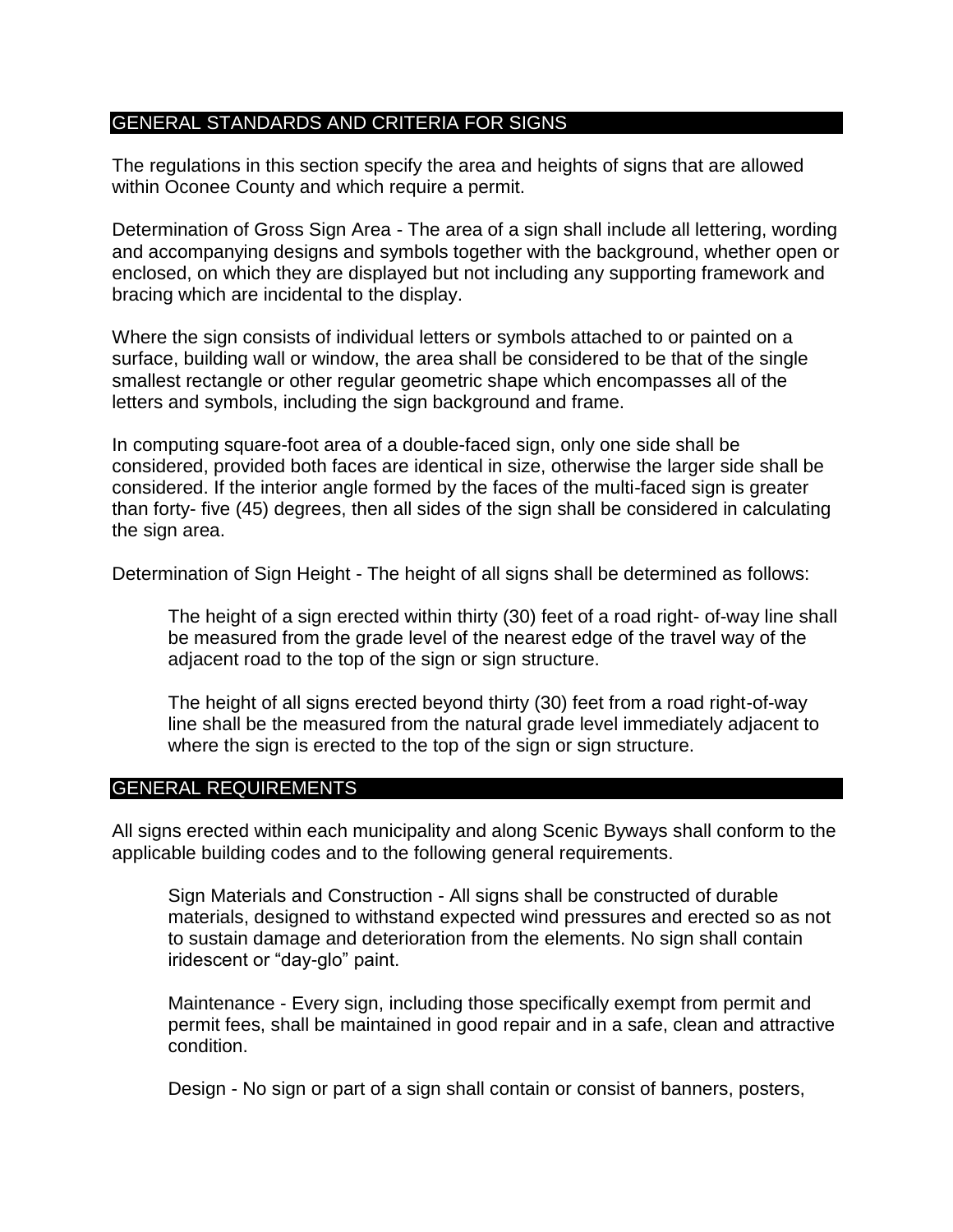## GENERAL STANDARDS AND CRITERIA FOR SIGNS

The regulations in this section specify the area and heights of signs that are allowed within Oconee County and which require a permit.

Determination of Gross Sign Area - The area of a sign shall include all lettering, wording and accompanying designs and symbols together with the background, whether open or enclosed, on which they are displayed but not including any supporting framework and bracing which are incidental to the display.

Where the sign consists of individual letters or symbols attached to or painted on a surface, building wall or window, the area shall be considered to be that of the single smallest rectangle or other regular geometric shape which encompasses all of the letters and symbols, including the sign background and frame.

In computing square-foot area of a double-faced sign, only one side shall be considered, provided both faces are identical in size, otherwise the larger side shall be considered. If the interior angle formed by the faces of the multi-faced sign is greater than forty- five (45) degrees, then all sides of the sign shall be considered in calculating the sign area.

Determination of Sign Height - The height of all signs shall be determined as follows:

> The height of a sign erected within thirty (30) feet of a road right- of-way line shall be measured from the grade level of the nearest edge of the travel way of the adjacent road to the top of the sign or sign structure.
>
> The height of all signs erected beyond thirty (30) feet from a road right-of-way line shall be the measured from the natural grade level immediately adjacent to where the sign is erected to the top of the sign or sign structure.

## GENERAL REQUIREMENTS

All signs erected within each municipality and along Scenic Byways shall conform to the applicable building codes and to the following general requirements.

> Sign Materials and Construction - All signs shall be constructed of durable materials, designed to withstand expected wind pressures and erected so as not to sustain damage and deterioration from the elements. No sign shall contain iridescent or "day-glo" paint.
>
> Maintenance - Every sign, including those specifically exempt from permit and permit fees, shall be maintained in good repair and in a safe, clean and attractive condition.
>
> Design - No sign or part of a sign shall contain or consist of banners, posters,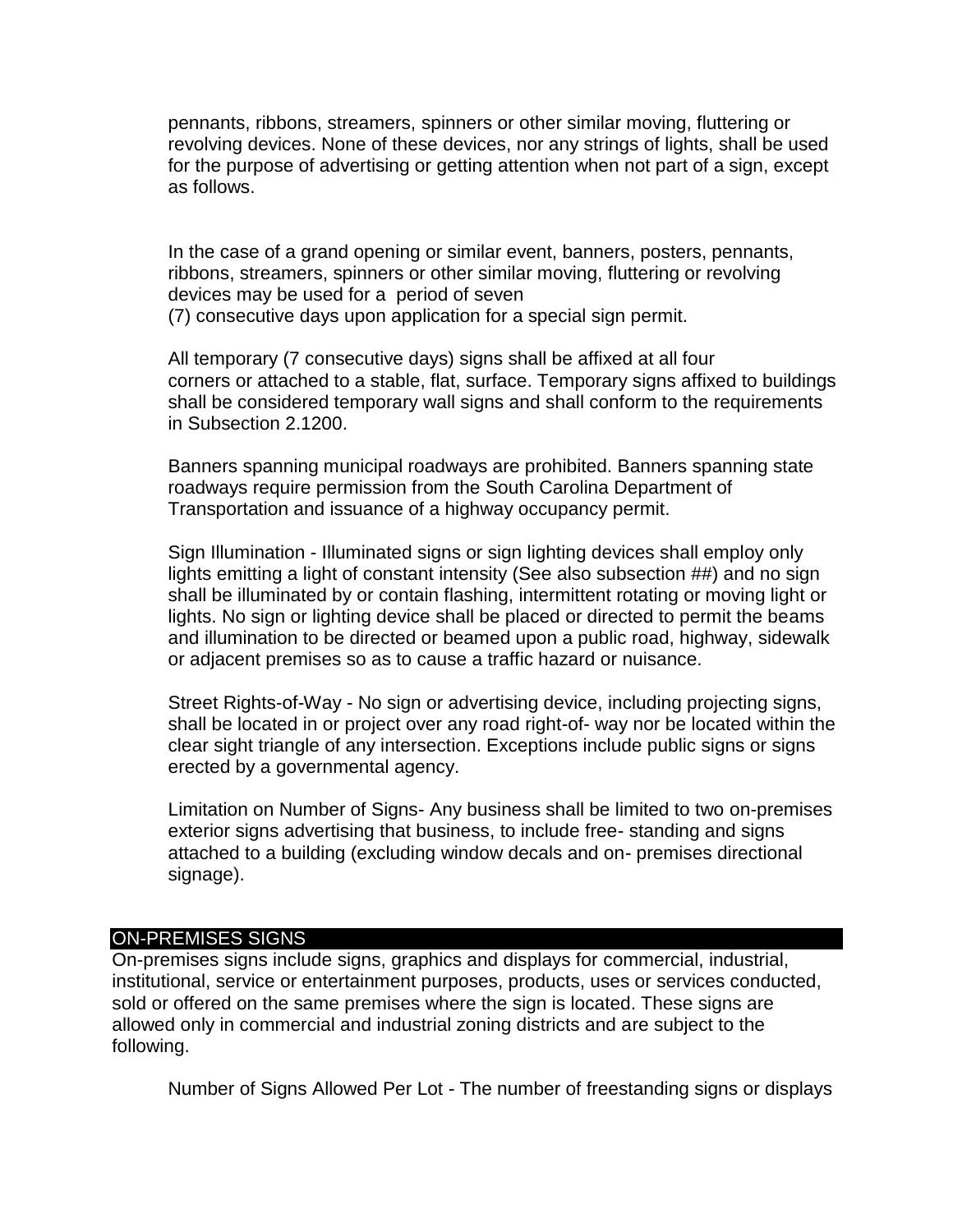pennants, ribbons, streamers, spinners or other similar moving, fluttering or revolving devices. None of these devices, nor any strings of lights, shall be used for the purpose of advertising or getting attention when not part of a sign, except as follows.

In the case of a grand opening or similar event, banners, posters, pennants, ribbons, streamers, spinners or other similar moving, fluttering or revolving devices may be used for a period of seven (7) consecutive days upon application for a special sign permit.

All temporary (7 consecutive days) signs shall be affixed at all four corners or attached to a stable, flat, surface. Temporary signs affixed to buildings shall be considered temporary wall signs and shall conform to the requirements in Subsection 2.1200.

Banners spanning municipal roadways are prohibited. Banners spanning state roadways require permission from the South Carolina Department of Transportation and issuance of a highway occupancy permit.

Sign Illumination - Illuminated signs or sign lighting devices shall employ only lights emitting a light of constant intensity (See also subsection ##) and no sign shall be illuminated by or contain flashing, intermittent rotating or moving light or lights. No sign or lighting device shall be placed or directed to permit the beams and illumination to be directed or beamed upon a public road, highway, sidewalk or adjacent premises so as to cause a traffic hazard or nuisance.

Street Rights-of-Way - No sign or advertising device, including projecting signs, shall be located in or project over any road right-of- way nor be located within the clear sight triangle of any intersection. Exceptions include public signs or signs erected by a governmental agency.

Limitation on Number of Signs- Any business shall be limited to two on-premises exterior signs advertising that business, to include free- standing and signs attached to a building (excluding window decals and on- premises directional signage).

## ON-PREMISES SIGNS

On-premises signs include signs, graphics and displays for commercial, industrial, institutional, service or entertainment purposes, products, uses or services conducted, sold or offered on the same premises where the sign is located. These signs are allowed only in commercial and industrial zoning districts and are subject to the following.

Number of Signs Allowed Per Lot - The number of freestanding signs or displays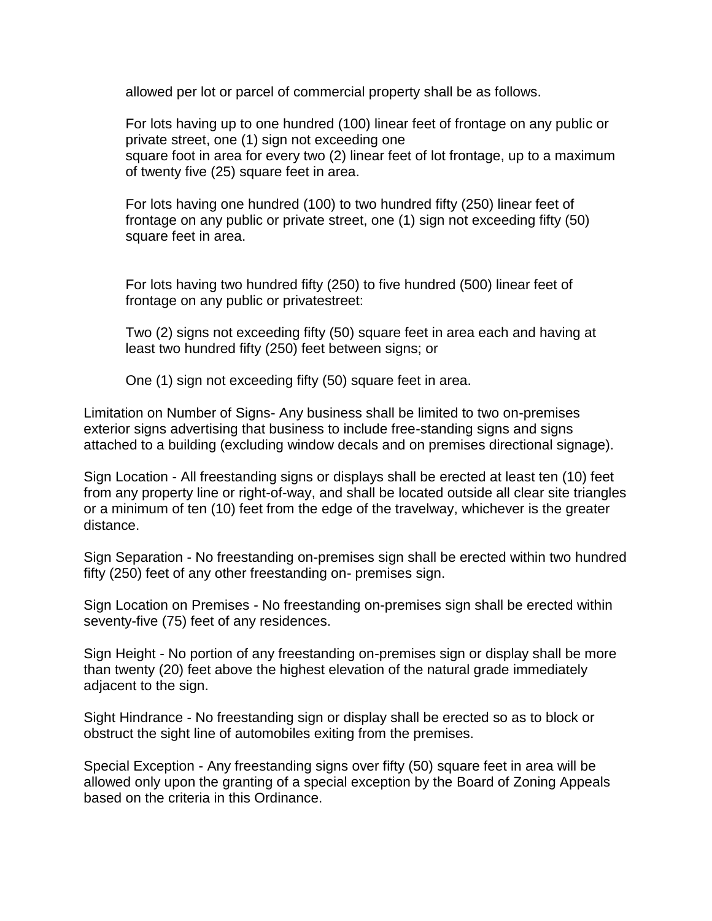allowed per lot or parcel of commercial property shall be as follows.

For lots having up to one hundred (100) linear feet of frontage on any public or private street, one (1) sign not exceeding one square foot in area for every two (2) linear feet of lot frontage, up to a maximum of twenty five (25) square feet in area.

For lots having one hundred (100) to two hundred fifty (250) linear feet of frontage on any public or private street, one (1) sign not exceeding fifty (50) square feet in area.

For lots having two hundred fifty (250) to five hundred (500) linear feet of frontage on any public or privatestreet:

Two (2) signs not exceeding fifty (50) square feet in area each and having at least two hundred fifty (250) feet between signs; or

One (1) sign not exceeding fifty (50) square feet in area.

Limitation on Number of Signs- Any business shall be limited to two on-premises exterior signs advertising that business to include free-standing signs and signs attached to a building (excluding window decals and on premises directional signage).

Sign Location - All freestanding signs or displays shall be erected at least ten (10) feet from any property line or right-of-way, and shall be located outside all clear site triangles or a minimum of ten (10) feet from the edge of the travelway, whichever is the greater distance.

Sign Separation - No freestanding on-premises sign shall be erected within two hundred fifty (250) feet of any other freestanding on- premises sign.

Sign Location on Premises - No freestanding on-premises sign shall be erected within seventy-five (75) feet of any residences.

Sign Height - No portion of any freestanding on-premises sign or display shall be more than twenty (20) feet above the highest elevation of the natural grade immediately adjacent to the sign.

Sight Hindrance - No freestanding sign or display shall be erected so as to block or obstruct the sight line of automobiles exiting from the premises.

Special Exception - Any freestanding signs over fifty (50) square feet in area will be allowed only upon the granting of a special exception by the Board of Zoning Appeals based on the criteria in this Ordinance.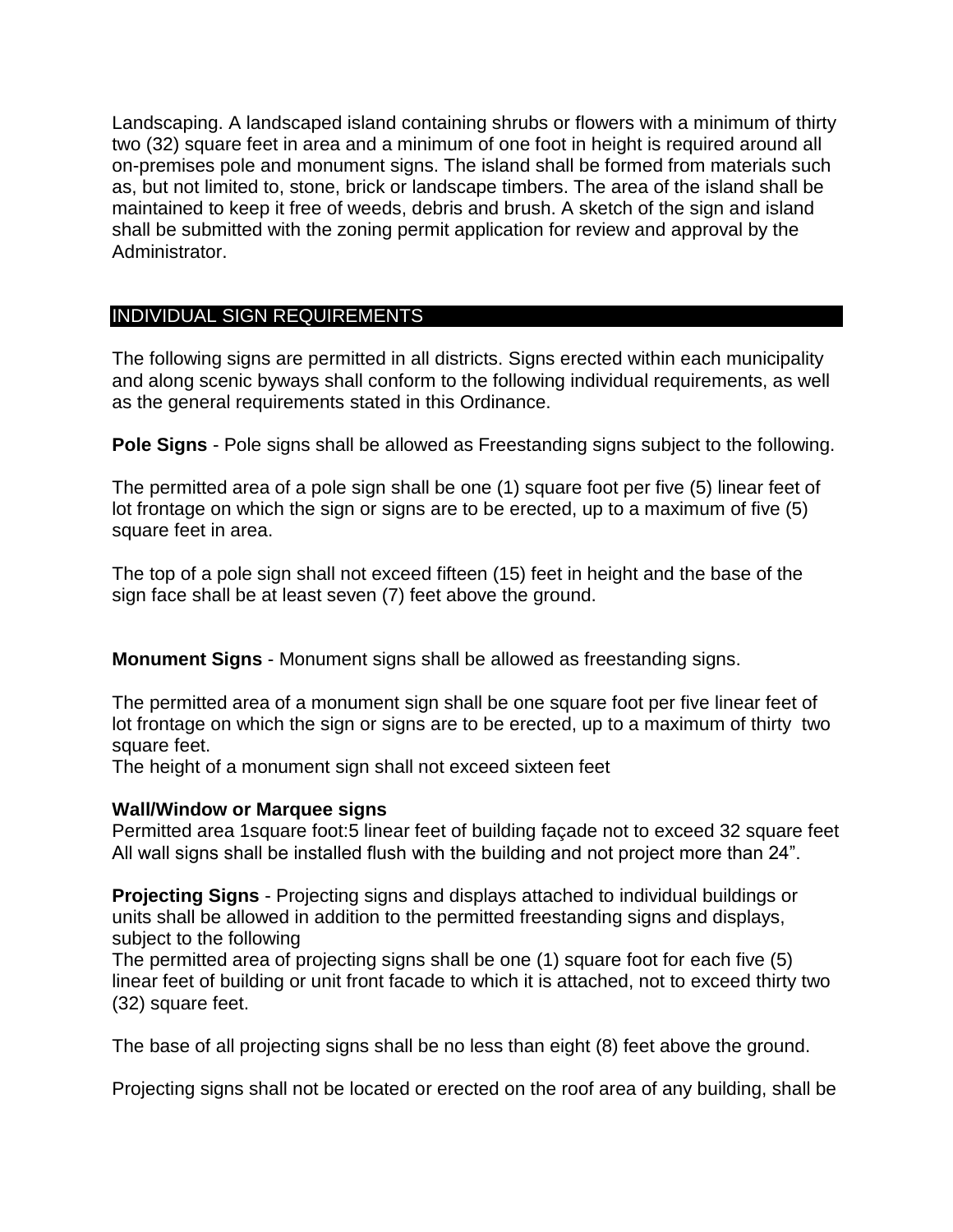Landscaping. A landscaped island containing shrubs or flowers with a minimum of thirty two (32) square feet in area and a minimum of one foot in height is required around all on-premises pole and monument signs. The island shall be formed from materials such as, but not limited to, stone, brick or landscape timbers. The area of the island shall be maintained to keep it free of weeds, debris and brush. A sketch of the sign and island shall be submitted with the zoning permit application for review and approval by the Administrator.

## INDIVIDUAL SIGN REQUIREMENTS

The following signs are permitted in all districts. Signs erected within each municipality and along scenic byways shall conform to the following individual requirements, as well as the general requirements stated in this Ordinance.

**Pole Signs** - Pole signs shall be allowed as Freestanding signs subject to the following.

The permitted area of a pole sign shall be one (1) square foot per five (5) linear feet of lot frontage on which the sign or signs are to be erected, up to a maximum of five (5) square feet in area.

The top of a pole sign shall not exceed fifteen (15) feet in height and the base of the sign face shall be at least seven (7) feet above the ground.

**Monument Signs** - Monument signs shall be allowed as freestanding signs.

The permitted area of a monument sign shall be one square foot per five linear feet of lot frontage on which the sign or signs are to be erected, up to a maximum of thirty two square feet.
The height of a monument sign shall not exceed sixteen feet

**Wall/Window or Marquee signs**
Permitted area 1square foot:5 linear feet of building façade not to exceed 32 square feet
All wall signs shall be installed flush with the building and not project more than 24”.

**Projecting Signs** - Projecting signs and displays attached to individual buildings or units shall be allowed in addition to the permitted freestanding signs and displays, subject to the following
The permitted area of projecting signs shall be one (1) square foot for each five (5) linear feet of building or unit front facade to which it is attached, not to exceed thirty two (32) square feet.

The base of all projecting signs shall be no less than eight (8) feet above the ground.

Projecting signs shall not be located or erected on the roof area of any building, shall be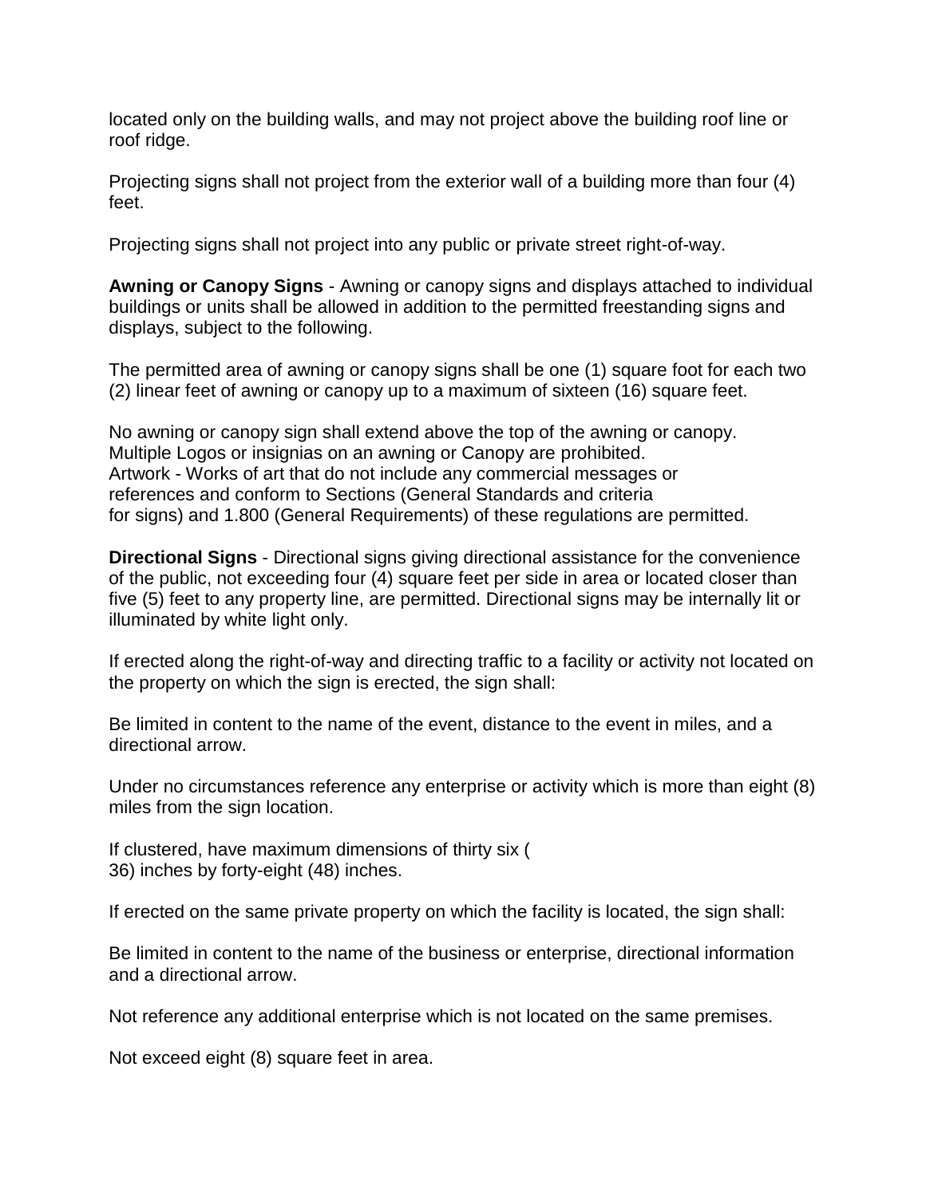located only on the building walls, and may not project above the building roof line or roof ridge.

Projecting signs shall not project from the exterior wall of a building more than four (4) feet.

Projecting signs shall not project into any public or private street right-of-way.

**Awning or Canopy Signs** - Awning or canopy signs and displays attached to individual buildings or units shall be allowed in addition to the permitted freestanding signs and displays, subject to the following.

The permitted area of awning or canopy signs shall be one (1) square foot for each two (2) linear feet of awning or canopy up to a maximum of sixteen (16) square feet.

No awning or canopy sign shall extend above the top of the awning or canopy.
Multiple Logos or insignias on an awning or Canopy are prohibited.
Artwork - Works of art that do not include any commercial messages or references and conform to Sections (General Standards and criteria for signs) and 1.800 (General Requirements) of these regulations are permitted.

**Directional Signs** - Directional signs giving directional assistance for the convenience of the public, not exceeding four (4) square feet per side in area or located closer than five (5) feet to any property line, are permitted. Directional signs may be internally lit or illuminated by white light only.

If erected along the right-of-way and directing traffic to a facility or activity not located on the property on which the sign is erected, the sign shall:

Be limited in content to the name of the event, distance to the event in miles, and a directional arrow.

Under no circumstances reference any enterprise or activity which is more than eight (8) miles from the sign location.

If clustered, have maximum dimensions of thirty six (36) inches by forty-eight (48) inches.

If erected on the same private property on which the facility is located, the sign shall:

Be limited in content to the name of the business or enterprise, directional information and a directional arrow.

Not reference any additional enterprise which is not located on the same premises.

Not exceed eight (8) square feet in area.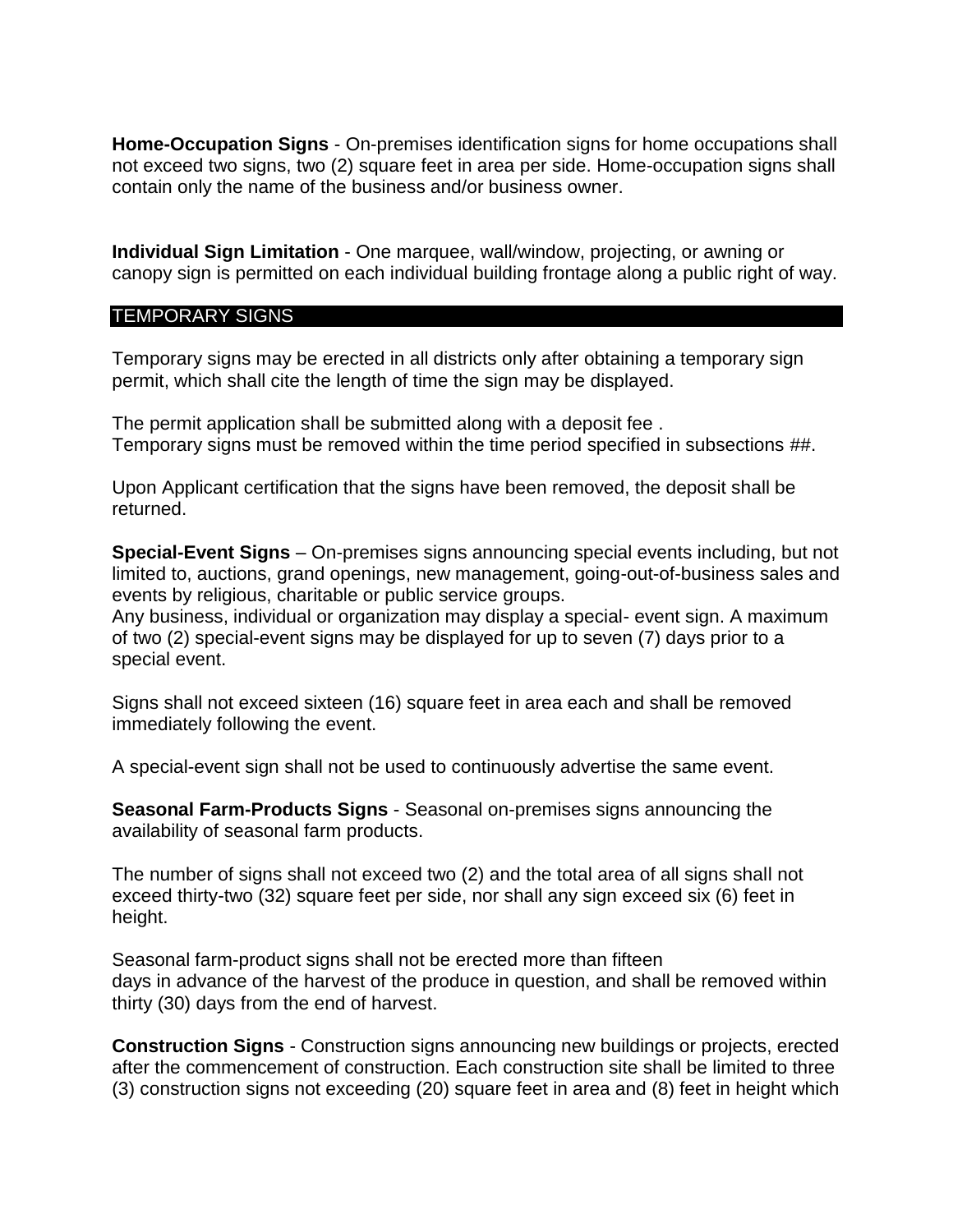**Home-Occupation Signs** - On-premises identification signs for home occupations shall not exceed two signs, two (2) square feet in area per side. Home-occupation signs shall contain only the name of the business and/or business owner.

**Individual Sign Limitation** - One marquee, wall/window, projecting, or awning or canopy sign is permitted on each individual building frontage along a public right of way.

## TEMPORARY SIGNS

Temporary signs may be erected in all districts only after obtaining a temporary sign permit, which shall cite the length of time the sign may be displayed.

The permit application shall be submitted along with a deposit fee .
Temporary signs must be removed within the time period specified in subsections ##.

Upon Applicant certification that the signs have been removed, the deposit shall be returned.

**Special-Event Signs** – On-premises signs announcing special events including, but not limited to, auctions, grand openings, new management, going-out-of-business sales and events by religious, charitable or public service groups.
Any business, individual or organization may display a special- event sign. A maximum of two (2) special-event signs may be displayed for up to seven (7) days prior to a special event.

Signs shall not exceed sixteen (16) square feet in area each and shall be removed immediately following the event.

A special-event sign shall not be used to continuously advertise the same event.

**Seasonal Farm-Products Signs** - Seasonal on-premises signs announcing the availability of seasonal farm products.

The number of signs shall not exceed two (2) and the total area of all signs shall not exceed thirty-two (32) square feet per side, nor shall any sign exceed six (6) feet in height.

Seasonal farm-product signs shall not be erected more than fifteen days in advance of the harvest of the produce in question, and shall be removed within thirty (30) days from the end of harvest.

**Construction Signs** - Construction signs announcing new buildings or projects, erected after the commencement of construction. Each construction site shall be limited to three (3) construction signs not exceeding (20) square feet in area and (8) feet in height which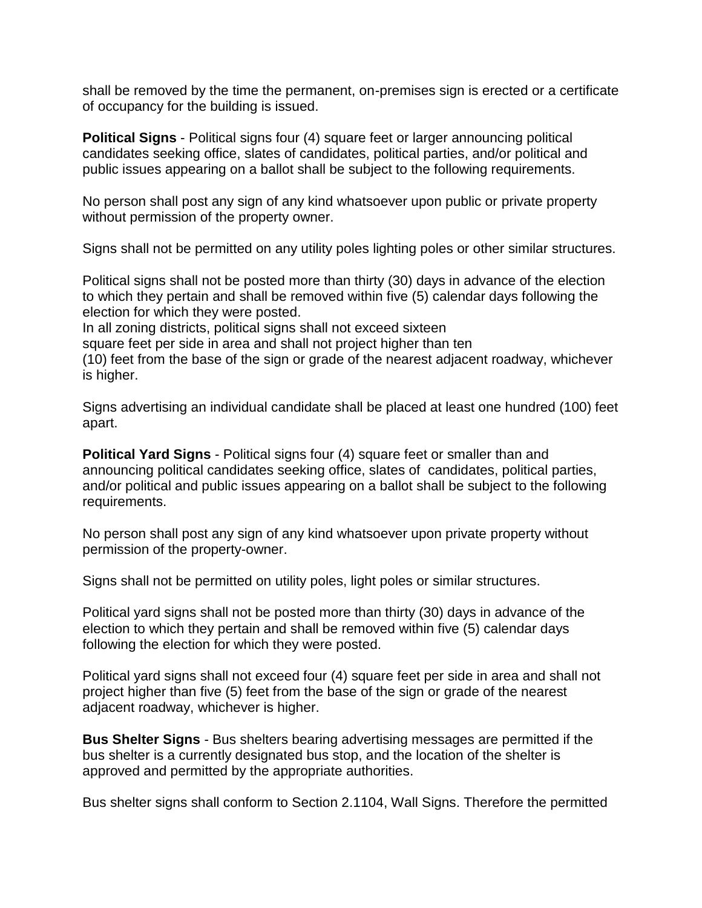shall be removed by the time the permanent, on-premises sign is erected or a certificate of occupancy for the building is issued.

**Political Signs** - Political signs four (4) square feet or larger announcing political candidates seeking office, slates of candidates, political parties, and/or political and public issues appearing on a ballot shall be subject to the following requirements.

No person shall post any sign of any kind whatsoever upon public or private property without permission of the property owner.

Signs shall not be permitted on any utility poles lighting poles or other similar structures.

Political signs shall not be posted more than thirty (30) days in advance of the election to which they pertain and shall be removed within five (5) calendar days following the election for which they were posted.
In all zoning districts, political signs shall not exceed sixteen square feet per side in area and shall not project higher than ten (10) feet from the base of the sign or grade of the nearest adjacent roadway, whichever is higher.

Signs advertising an individual candidate shall be placed at least one hundred (100) feet apart.

**Political Yard Signs** - Political signs four (4) square feet or smaller than and announcing political candidates seeking office, slates of candidates, political parties, and/or political and public issues appearing on a ballot shall be subject to the following requirements.

No person shall post any sign of any kind whatsoever upon private property without permission of the property-owner.

Signs shall not be permitted on utility poles, light poles or similar structures.

Political yard signs shall not be posted more than thirty (30) days in advance of the election to which they pertain and shall be removed within five (5) calendar days following the election for which they were posted.

Political yard signs shall not exceed four (4) square feet per side in area and shall not project higher than five (5) feet from the base of the sign or grade of the nearest adjacent roadway, whichever is higher.

**Bus Shelter Signs** - Bus shelters bearing advertising messages are permitted if the bus shelter is a currently designated bus stop, and the location of the shelter is approved and permitted by the appropriate authorities.

Bus shelter signs shall conform to Section 2.1104, Wall Signs. Therefore the permitted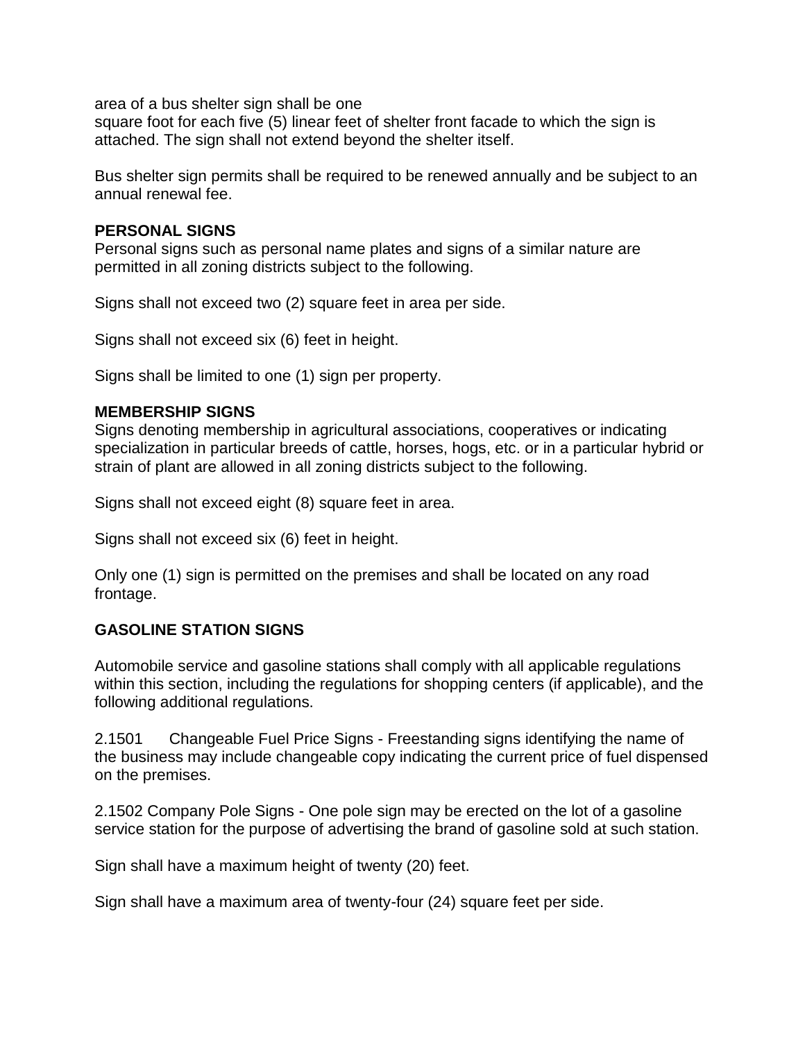area of a bus shelter sign shall be one
square foot for each five (5) linear feet of shelter front facade to which the sign is attached. The sign shall not extend beyond the shelter itself.

Bus shelter sign permits shall be required to be renewed annually and be subject to an annual renewal fee.

**PERSONAL SIGNS**

Personal signs such as personal name plates and signs of a similar nature are permitted in all zoning districts subject to the following.

Signs shall not exceed two (2) square feet in area per side.

Signs shall not exceed six (6) feet in height.

Signs shall be limited to one (1) sign per property.

**MEMBERSHIP SIGNS**

Signs denoting membership in agricultural associations, cooperatives or indicating specialization in particular breeds of cattle, horses, hogs, etc. or in a particular hybrid or strain of plant are allowed in all zoning districts subject to the following.

Signs shall not exceed eight (8) square feet in area.

Signs shall not exceed six (6) feet in height.

Only one (1) sign is permitted on the premises and shall be located on any road frontage.

**GASOLINE STATION SIGNS**

Automobile service and gasoline stations shall comply with all applicable regulations within this section, including the regulations for shopping centers (if applicable), and the following additional regulations.

2.1501 Changeable Fuel Price Signs - Freestanding signs identifying the name of the business may include changeable copy indicating the current price of fuel dispensed on the premises.

2.1502 Company Pole Signs - One pole sign may be erected on the lot of a gasoline service station for the purpose of advertising the brand of gasoline sold at such station.

Sign shall have a maximum height of twenty (20) feet.

Sign shall have a maximum area of twenty-four (24) square feet per side.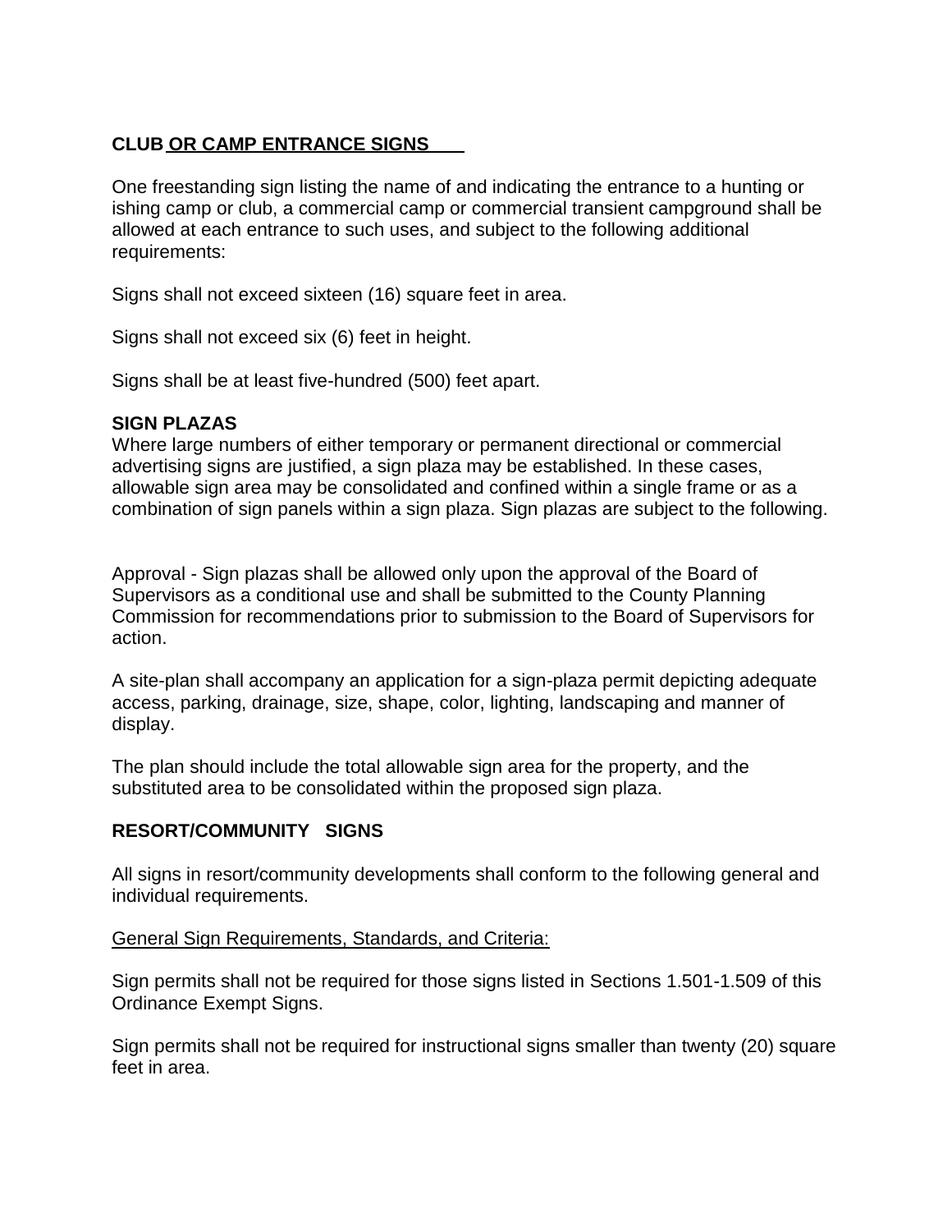**CLUB OR CAMP ENTRANCE SIGNS**

One freestanding sign listing the name of and indicating the entrance to a hunting or ishing camp or club, a commercial camp or commercial transient campground shall be allowed at each entrance to such uses, and subject to the following additional requirements:

Signs shall not exceed sixteen (16) square feet in area.

Signs shall not exceed six (6) feet in height.

Signs shall be at least five-hundred (500) feet apart.

**SIGN PLAZAS**

Where large numbers of either temporary or permanent directional or commercial advertising signs are justified, a sign plaza may be established. In these cases, allowable sign area may be consolidated and confined within a single frame or as a combination of sign panels within a sign plaza. Sign plazas are subject to the following.

Approval - Sign plazas shall be allowed only upon the approval of the Board of Supervisors as a conditional use and shall be submitted to the County Planning Commission for recommendations prior to submission to the Board of Supervisors for action.

A site-plan shall accompany an application for a sign-plaza permit depicting adequate access, parking, drainage, size, shape, color, lighting, landscaping and manner of display.

The plan should include the total allowable sign area for the property, and the substituted area to be consolidated within the proposed sign plaza.

**RESORT/COMMUNITY SIGNS**

All signs in resort/community developments shall conform to the following general and individual requirements.

General Sign Requirements, Standards, and Criteria:

Sign permits shall not be required for those signs listed in Sections 1.501-1.509 of this Ordinance Exempt Signs.

Sign permits shall not be required for instructional signs smaller than twenty (20) square feet in area.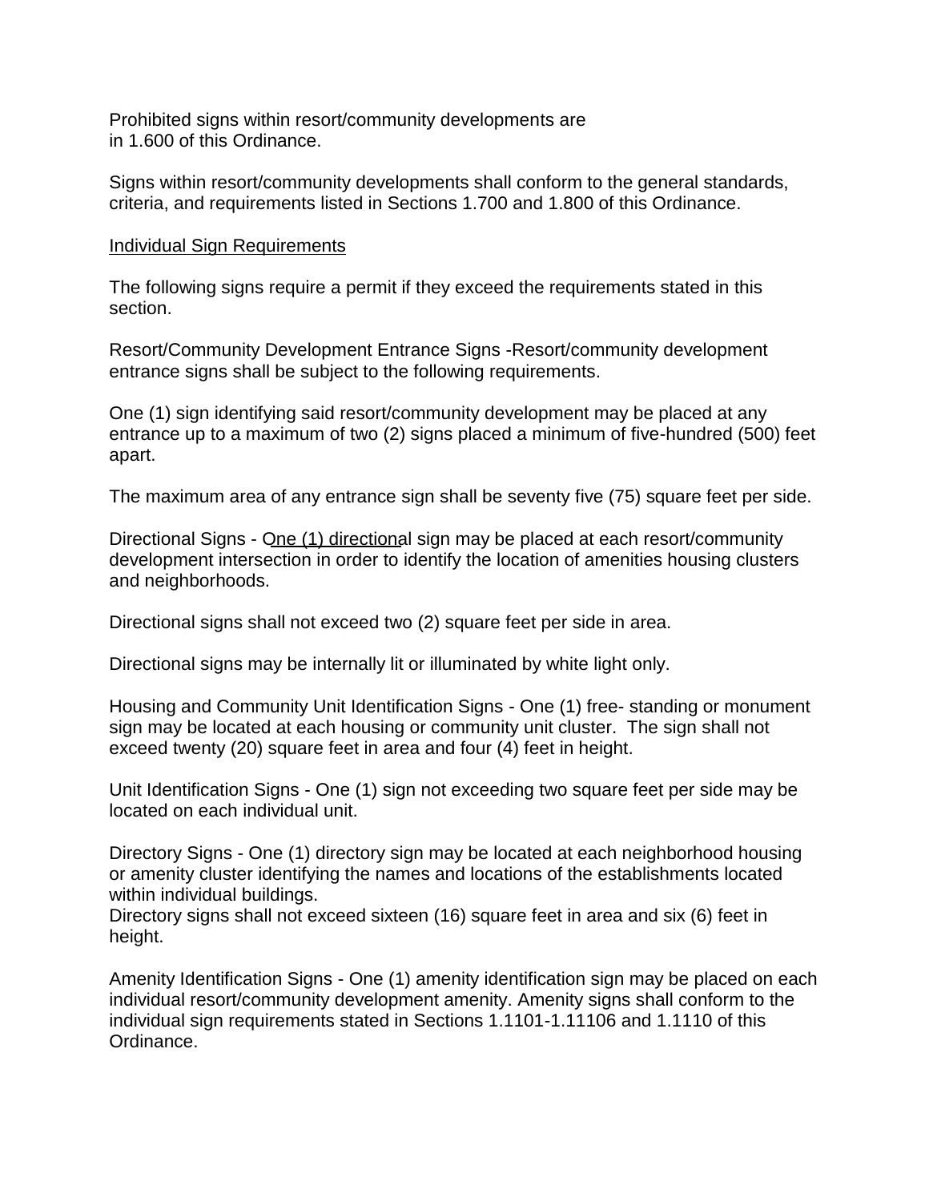Prohibited signs within resort/community developments are in 1.600 of this Ordinance.

Signs within resort/community developments shall conform to the general standards, criteria, and requirements listed in Sections 1.700 and 1.800 of this Ordinance.

Individual Sign Requirements

The following signs require a permit if they exceed the requirements stated in this section.

Resort/Community Development Entrance Signs -Resort/community development entrance signs shall be subject to the following requirements.

One (1) sign identifying said resort/community development may be placed at any entrance up to a maximum of two (2) signs placed a minimum of five-hundred (500) feet apart.

The maximum area of any entrance sign shall be seventy five (75) square feet per side.

Directional Signs - One (1) directional sign may be placed at each resort/community development intersection in order to identify the location of amenities housing clusters and neighborhoods.

Directional signs shall not exceed two (2) square feet per side in area.

Directional signs may be internally lit or illuminated by white light only.

Housing and Community Unit Identification Signs - One (1) free- standing or monument sign may be located at each housing or community unit cluster. The sign shall not exceed twenty (20) square feet in area and four (4) feet in height.

Unit Identification Signs - One (1) sign not exceeding two square feet per side may be located on each individual unit.

Directory Signs - One (1) directory sign may be located at each neighborhood housing or amenity cluster identifying the names and locations of the establishments located within individual buildings.
Directory signs shall not exceed sixteen (16) square feet in area and six (6) feet in height.

Amenity Identification Signs - One (1) amenity identification sign may be placed on each individual resort/community development amenity. Amenity signs shall conform to the individual sign requirements stated in Sections 1.1101-1.11106 and 1.1110 of this Ordinance.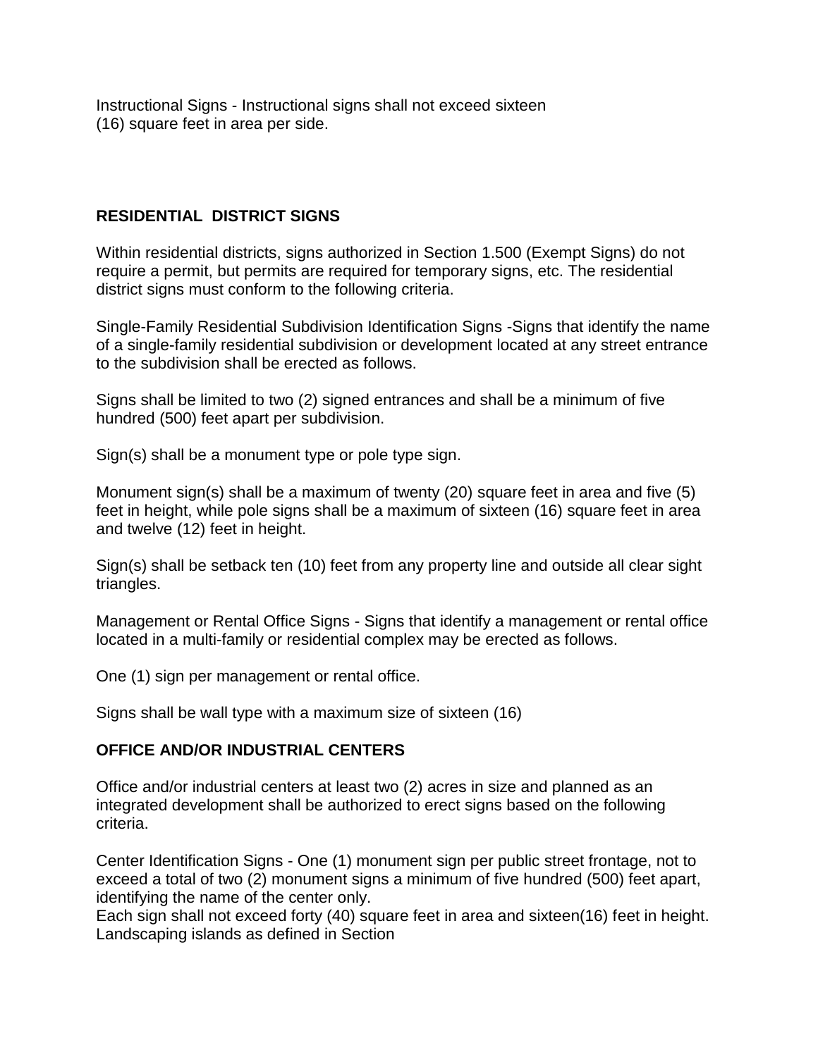Instructional Signs - Instructional signs shall not exceed sixteen (16) square feet in area per side.

**RESIDENTIAL DISTRICT SIGNS**

Within residential districts, signs authorized in Section 1.500 (Exempt Signs) do not require a permit, but permits are required for temporary signs, etc. The residential district signs must conform to the following criteria.

Single-Family Residential Subdivision Identification Signs -Signs that identify the name of a single-family residential subdivision or development located at any street entrance to the subdivision shall be erected as follows.

Signs shall be limited to two (2) signed entrances and shall be a minimum of five hundred (500) feet apart per subdivision.

Sign(s) shall be a monument type or pole type sign.

Monument sign(s) shall be a maximum of twenty (20) square feet in area and five (5) feet in height, while pole signs shall be a maximum of sixteen (16) square feet in area and twelve (12) feet in height.

Sign(s) shall be setback ten (10) feet from any property line and outside all clear sight triangles.

Management or Rental Office Signs - Signs that identify a management or rental office located in a multi-family or residential complex may be erected as follows.

One (1) sign per management or rental office.

Signs shall be wall type with a maximum size of sixteen (16)

**OFFICE AND/OR INDUSTRIAL CENTERS**

Office and/or industrial centers at least two (2) acres in size and planned as an integrated development shall be authorized to erect signs based on the following criteria.

Center Identification Signs - One (1) monument sign per public street frontage, not to exceed a total of two (2) monument signs a minimum of five hundred (500) feet apart, identifying the name of the center only.
Each sign shall not exceed forty (40) square feet in area and sixteen(16) feet in height. Landscaping islands as defined in Section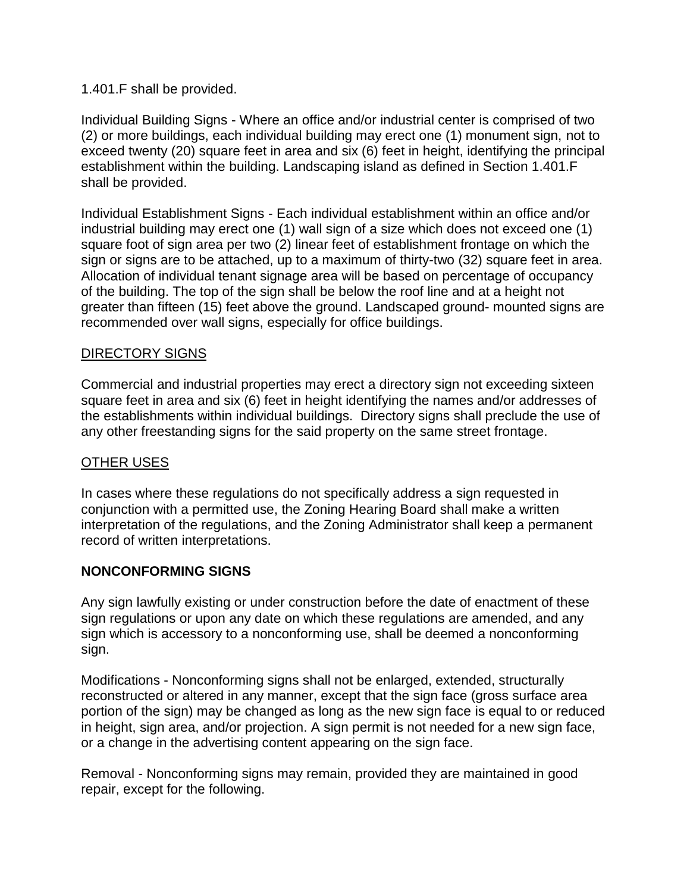1.401.F shall be provided.

Individual Building Signs - Where an office and/or industrial center is comprised of two (2) or more buildings, each individual building may erect one (1) monument sign, not to exceed twenty (20) square feet in area and six (6) feet in height, identifying the principal establishment within the building. Landscaping island as defined in Section 1.401.F shall be provided.

Individual Establishment Signs - Each individual establishment within an office and/or industrial building may erect one (1) wall sign of a size which does not exceed one (1) square foot of sign area per two (2) linear feet of establishment frontage on which the sign or signs are to be attached, up to a maximum of thirty-two (32) square feet in area. Allocation of individual tenant signage area will be based on percentage of occupancy of the building. The top of the sign shall be below the roof line and at a height not greater than fifteen (15) feet above the ground. Landscaped ground- mounted signs are recommended over wall signs, especially for office buildings.

DIRECTORY SIGNS

Commercial and industrial properties may erect a directory sign not exceeding sixteen square feet in area and six (6) feet in height identifying the names and/or addresses of the establishments within individual buildings. Directory signs shall preclude the use of any other freestanding signs for the said property on the same street frontage.

OTHER USES

In cases where these regulations do not specifically address a sign requested in conjunction with a permitted use, the Zoning Hearing Board shall make a written interpretation of the regulations, and the Zoning Administrator shall keep a permanent record of written interpretations.

**NONCONFORMING SIGNS**

Any sign lawfully existing or under construction before the date of enactment of these sign regulations or upon any date on which these regulations are amended, and any sign which is accessory to a nonconforming use, shall be deemed a nonconforming sign.

Modifications - Nonconforming signs shall not be enlarged, extended, structurally reconstructed or altered in any manner, except that the sign face (gross surface area portion of the sign) may be changed as long as the new sign face is equal to or reduced in height, sign area, and/or projection. A sign permit is not needed for a new sign face, or a change in the advertising content appearing on the sign face.

Removal - Nonconforming signs may remain, provided they are maintained in good repair, except for the following.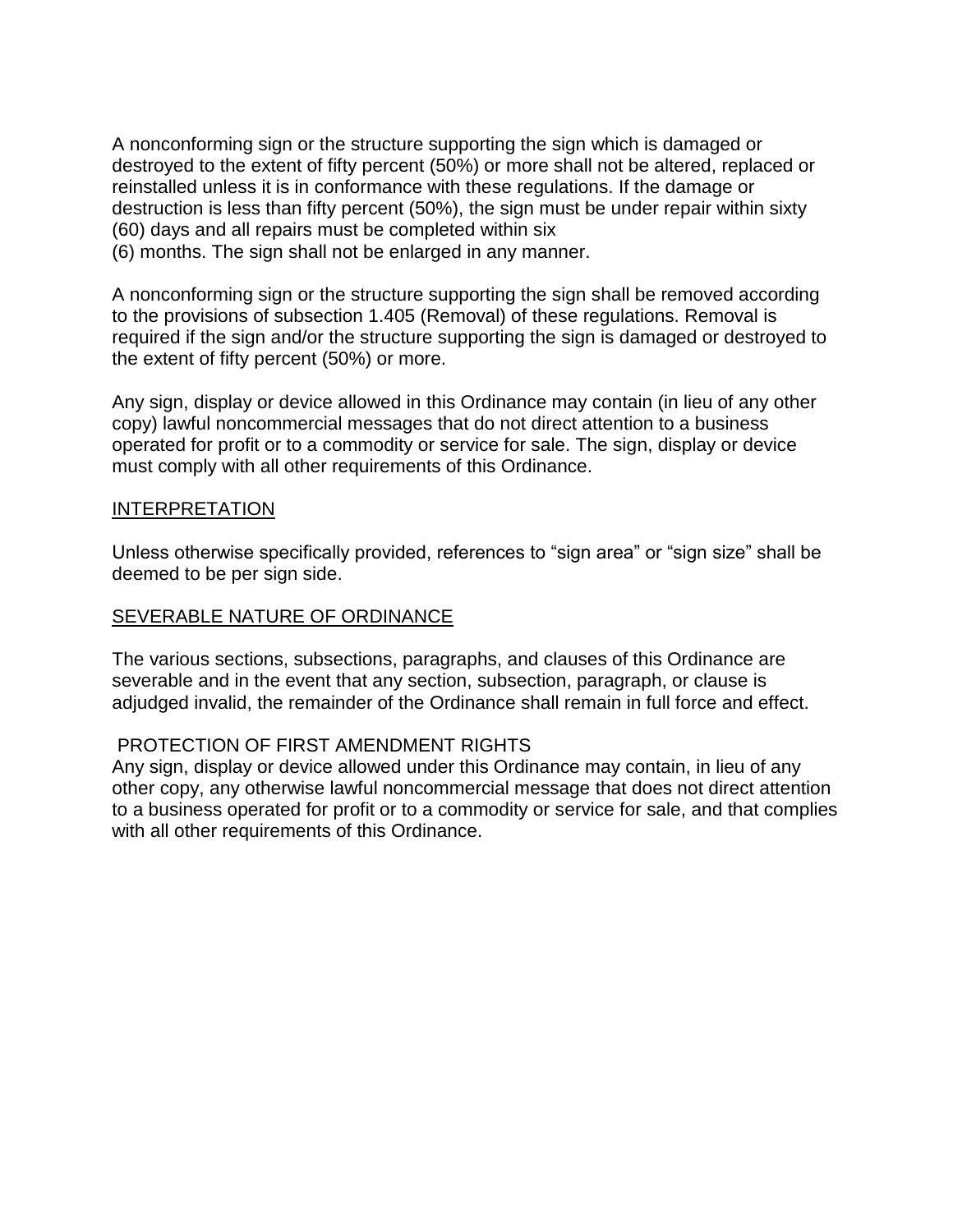A nonconforming sign or the structure supporting the sign which is damaged or destroyed to the extent of fifty percent (50%) or more shall not be altered, replaced or reinstalled unless it is in conformance with these regulations. If the damage or destruction is less than fifty percent (50%), the sign must be under repair within sixty (60) days and all repairs must be completed within six (6) months. The sign shall not be enlarged in any manner.

A nonconforming sign or the structure supporting the sign shall be removed according to the provisions of subsection 1.405 (Removal) of these regulations. Removal is required if the sign and/or the structure supporting the sign is damaged or destroyed to the extent of fifty percent (50%) or more.

Any sign, display or device allowed in this Ordinance may contain (in lieu of any other copy) lawful noncommercial messages that do not direct attention to a business operated for profit or to a commodity or service for sale. The sign, display or device must comply with all other requirements of this Ordinance.

## INTERPRETATION

Unless otherwise specifically provided, references to "sign area" or "sign size" shall be deemed to be per sign side.

## SEVERABLE NATURE OF ORDINANCE

The various sections, subsections, paragraphs, and clauses of this Ordinance are severable and in the event that any section, subsection, paragraph, or clause is adjudged invalid, the remainder of the Ordinance shall remain in full force and effect.

## PROTECTION OF FIRST AMENDMENT RIGHTS

Any sign, display or device allowed under this Ordinance may contain, in lieu of any other copy, any otherwise lawful noncommercial message that does not direct attention to a business operated for profit or to a commodity or service for sale, and that complies with all other requirements of this Ordinance.